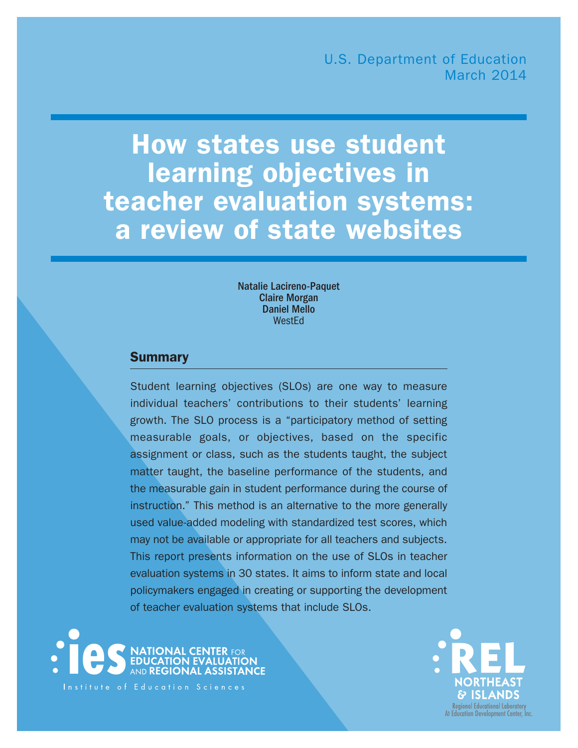U.S. Department of Education
March 2014

# How states use student learning objectives in teacher evaluation systems: a review of state websites

**Natalie Lacireno-Paquet**
**Claire Morgan**
**Daniel Mello**
WestEd

## Summary

Student learning objectives (SLOs) are one way to measure individual teachers' contributions to their students' learning growth. The SLO process is a "participatory method of setting measurable goals, or objectives, based on the specific assignment or class, such as the students taught, the subject matter taught, the baseline performance of the students, and the measurable gain in student performance during the course of instruction." This method is an alternative to the more generally used value-added modeling with standardized test scores, which may not be available or appropriate for all teachers and subjects. This report presents information on the use of SLOs in teacher evaluation systems in 30 states. It aims to inform state and local policymakers engaged in creating or supporting the development of teacher evaluation systems that include SLOs.

ies NATIONAL CENTER FOR EDUCATION EVALUATION AND REGIONAL ASSISTANCE
Institute of Education Sciences

REL NORTHEAST & ISLANDS
Regional Educational Laboratory
At Education Development Center, Inc.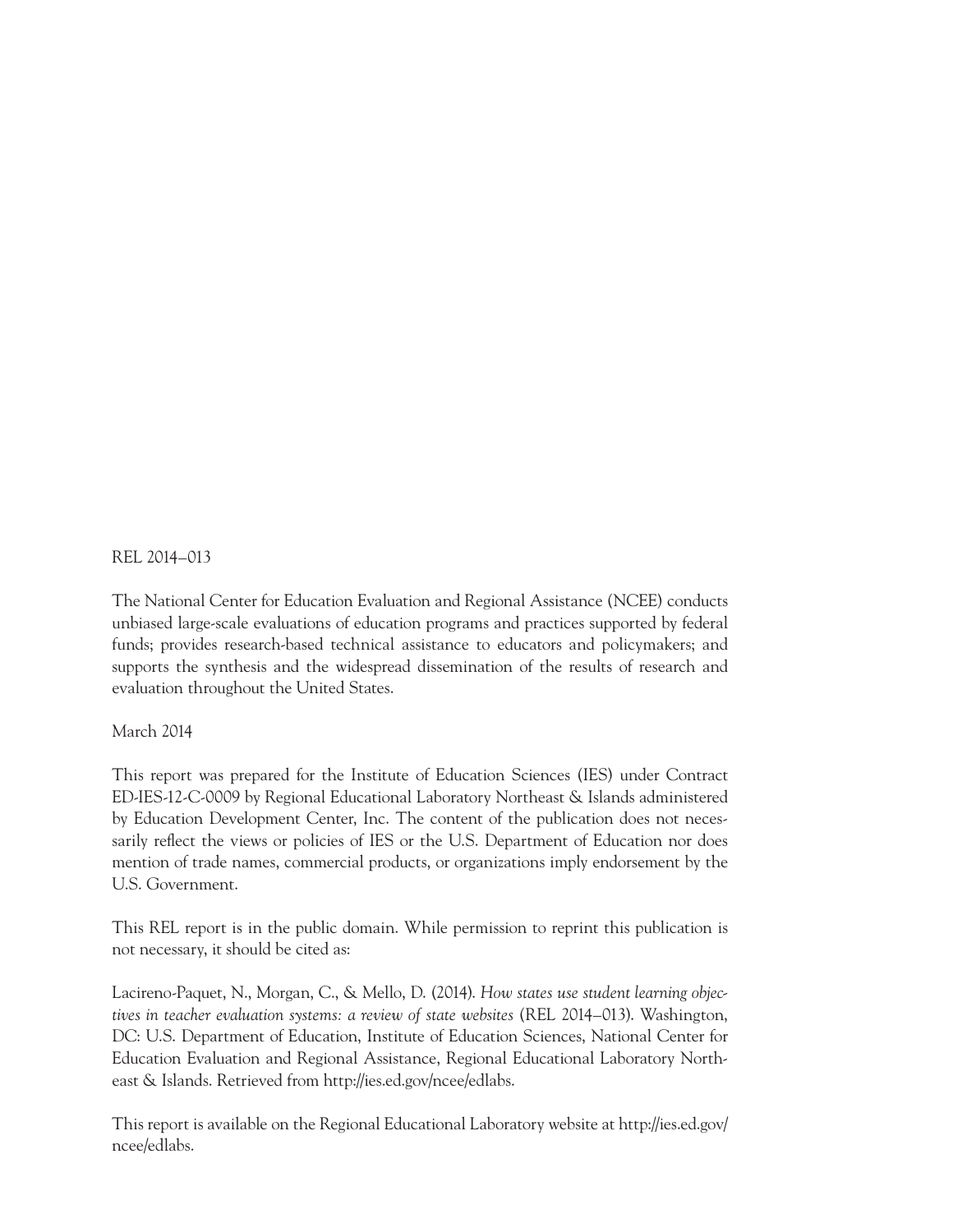REL 2014–013

The National Center for Education Evaluation and Regional Assistance (NCEE) conducts unbiased large-scale evaluations of education programs and practices supported by federal funds; provides research-based technical assistance to educators and policymakers; and supports the synthesis and the widespread dissemination of the results of research and evaluation throughout the United States.

March 2014

This report was prepared for the Institute of Education Sciences (IES) under Contract ED-IES-12-C-0009 by Regional Educational Laboratory Northeast & Islands administered by Education Development Center, Inc. The content of the publication does not necessarily reflect the views or policies of IES or the U.S. Department of Education nor does mention of trade names, commercial products, or organizations imply endorsement by the U.S. Government.

This REL report is in the public domain. While permission to reprint this publication is not necessary, it should be cited as:

Lacireno-Paquet, N., Morgan, C., & Mello, D. (2014). *How states use student learning objectives in teacher evaluation systems: a review of state websites* (REL 2014–013). Washington, DC: U.S. Department of Education, Institute of Education Sciences, National Center for Education Evaluation and Regional Assistance, Regional Educational Laboratory Northeast & Islands. Retrieved from http://ies.ed.gov/ncee/edlabs.

This report is available on the Regional Educational Laboratory website at http://ies.ed.gov/ncee/edlabs.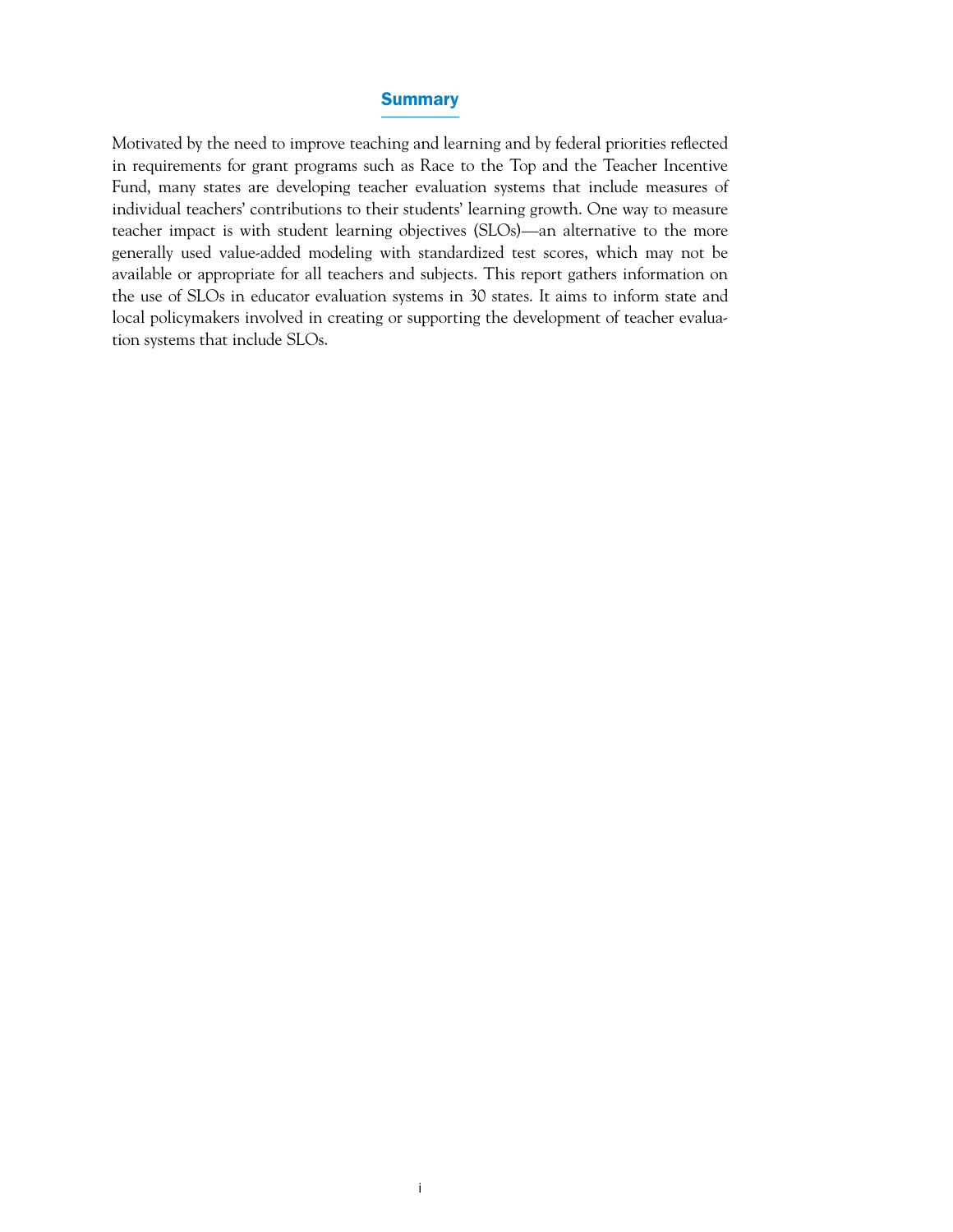## Summary

Motivated by the need to improve teaching and learning and by federal priorities reflected in requirements for grant programs such as Race to the Top and the Teacher Incentive Fund, many states are developing teacher evaluation systems that include measures of individual teachers' contributions to their students' learning growth. One way to measure teacher impact is with student learning objectives (SLOs)—an alternative to the more generally used value-added modeling with standardized test scores, which may not be available or appropriate for all teachers and subjects. This report gathers information on the use of SLOs in educator evaluation systems in 30 states. It aims to inform state and local policymakers involved in creating or supporting the development of teacher evaluation systems that include SLOs.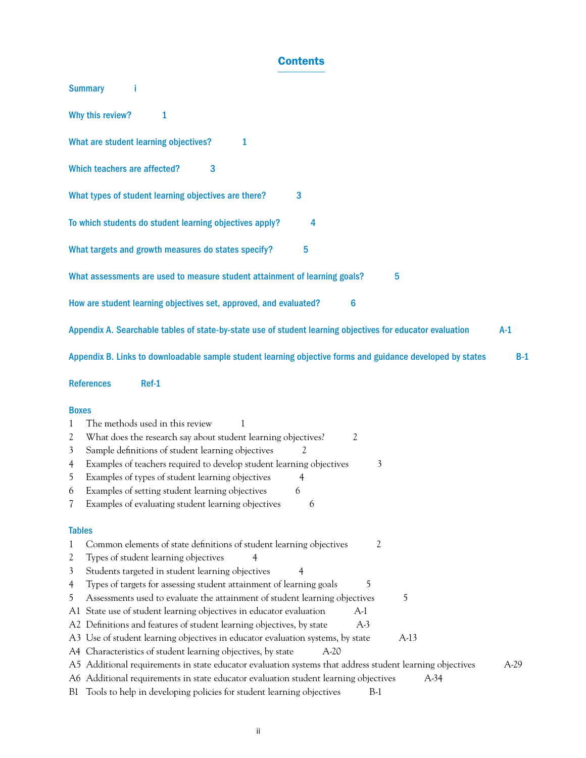# Contents

Summary i

Why this review? 1

What are student learning objectives? 1

Which teachers are affected? 3

What types of student learning objectives are there? 3

To which students do student learning objectives apply? 4

What targets and growth measures do states specify? 5

What assessments are used to measure student attainment of learning goals? 5

How are student learning objectives set, approved, and evaluated? 6

Appendix A. Searchable tables of state-by-state use of student learning objectives for educator evaluation A-1

Appendix B. Links to downloadable sample student learning objective forms and guidance developed by states B-1

References Ref-1

**Boxes**

1 The methods used in this review 1
2 What does the research say about student learning objectives? 2
3 Sample definitions of student learning objectives 2
4 Examples of teachers required to develop student learning objectives 3
5 Examples of types of student learning objectives 4
6 Examples of setting student learning objectives 6
7 Examples of evaluating student learning objectives 6

**Tables**

1 Common elements of state definitions of student learning objectives 2
2 Types of student learning objectives 4
3 Students targeted in student learning objectives 4
4 Types of targets for assessing student attainment of learning goals 5
5 Assessments used to evaluate the attainment of student learning objectives 5
A1 State use of student learning objectives in educator evaluation A-1
A2 Definitions and features of student learning objectives, by state A-3
A3 Use of student learning objectives in educator evaluation systems, by state A-13
A4 Characteristics of student learning objectives, by state A-20
A5 Additional requirements in state educator evaluation systems that address student learning objectives A-29
A6 Additional requirements in state educator evaluation student learning objectives A-34
B1 Tools to help in developing policies for student learning objectives B-1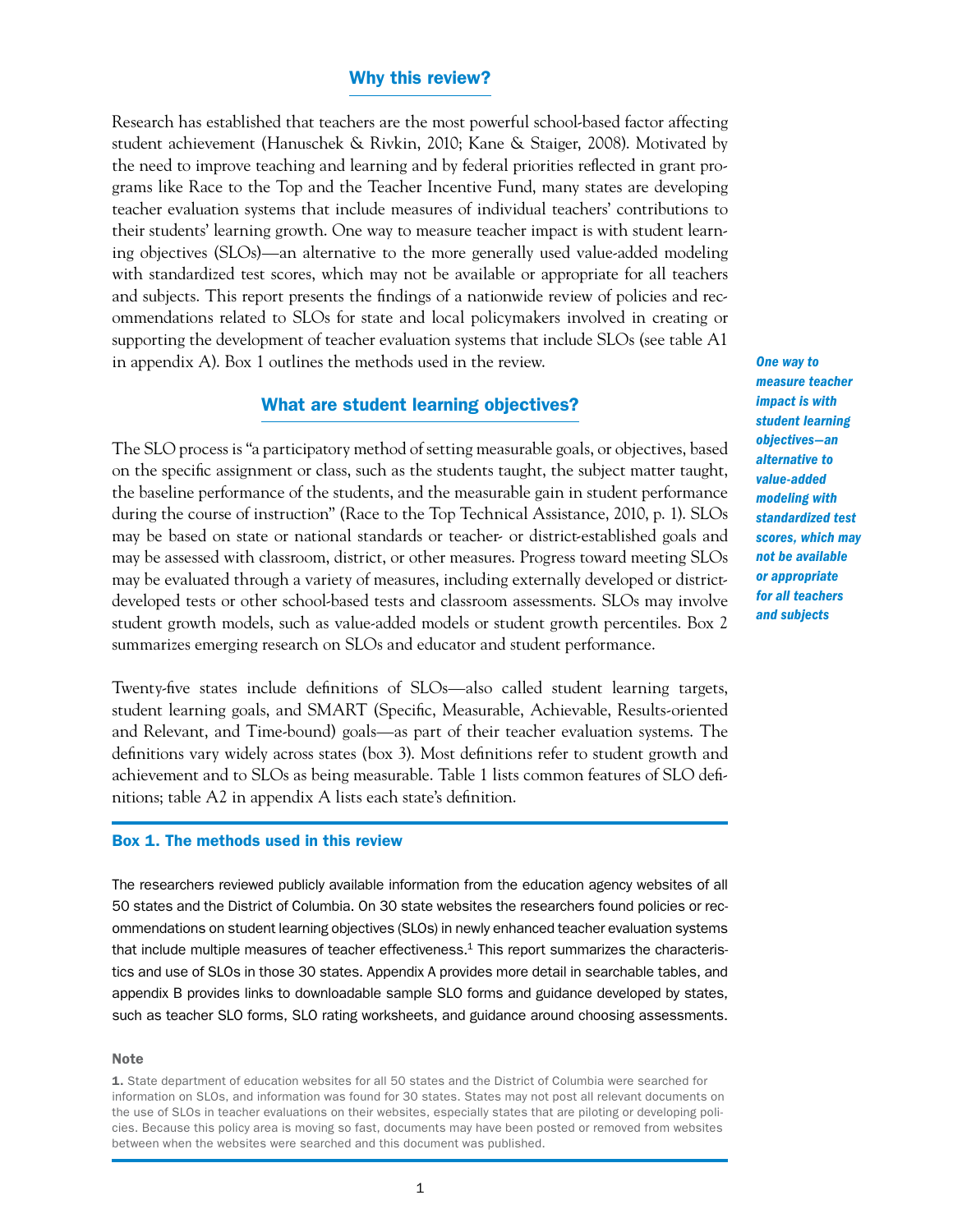## Why this review?

Research has established that teachers are the most powerful school-based factor affecting student achievement (Hanuschek & Rivkin, 2010; Kane & Staiger, 2008). Motivated by the need to improve teaching and learning and by federal priorities reflected in grant programs like Race to the Top and the Teacher Incentive Fund, many states are developing teacher evaluation systems that include measures of individual teachers' contributions to their students' learning growth. One way to measure teacher impact is with student learning objectives (SLOs)—an alternative to the more generally used value-added modeling with standardized test scores, which may not be available or appropriate for all teachers and subjects. This report presents the findings of a nationwide review of policies and recommendations related to SLOs for state and local policymakers involved in creating or supporting the development of teacher evaluation systems that include SLOs (see table A1 in appendix A). Box 1 outlines the methods used in the review.

***One way to measure teacher impact is with student learning objectives—an alternative to value-added modeling with standardized test scores, which may not be available or appropriate for all teachers and subjects***

## What are student learning objectives?

The SLO process is "a participatory method of setting measurable goals, or objectives, based on the specific assignment or class, such as the students taught, the subject matter taught, the baseline performance of the students, and the measurable gain in student performance during the course of instruction" (Race to the Top Technical Assistance, 2010, p. 1). SLOs may be based on state or national standards or teacher- or district-established goals and may be assessed with classroom, district, or other measures. Progress toward meeting SLOs may be evaluated through a variety of measures, including externally developed or district-developed tests or other school-based tests and classroom assessments. SLOs may involve student growth models, such as value-added models or student growth percentiles. Box 2 summarizes emerging research on SLOs and educator and student performance.

Twenty-five states include definitions of SLOs—also called student learning targets, student learning goals, and SMART (Specific, Measurable, Achievable, Results-oriented and Relevant, and Time-bound) goals—as part of their teacher evaluation systems. The definitions vary widely across states (box 3). Most definitions refer to student growth and achievement and to SLOs as being measurable. Table 1 lists common features of SLO definitions; table A2 in appendix A lists each state's definition.

### Box 1. The methods used in this review

The researchers reviewed publicly available information from the education agency websites of all 50 states and the District of Columbia. On 30 state websites the researchers found policies or recommendations on student learning objectives (SLOs) in newly enhanced teacher evaluation systems that include multiple measures of teacher effectiveness.[1] This report summarizes the characteristics and use of SLOs in those 30 states. Appendix A provides more detail in searchable tables, and appendix B provides links to downloadable sample SLO forms and guidance developed by states, such as teacher SLO forms, SLO rating worksheets, and guidance around choosing assessments.

**Note**

1. State department of education websites for all 50 states and the District of Columbia were searched for information on SLOs, and information was found for 30 states. States may not post all relevant documents on the use of SLOs in teacher evaluations on their websites, especially states that are piloting or developing policies. Because this policy area is moving so fast, documents may have been posted or removed from websites between when the websites were searched and this document was published.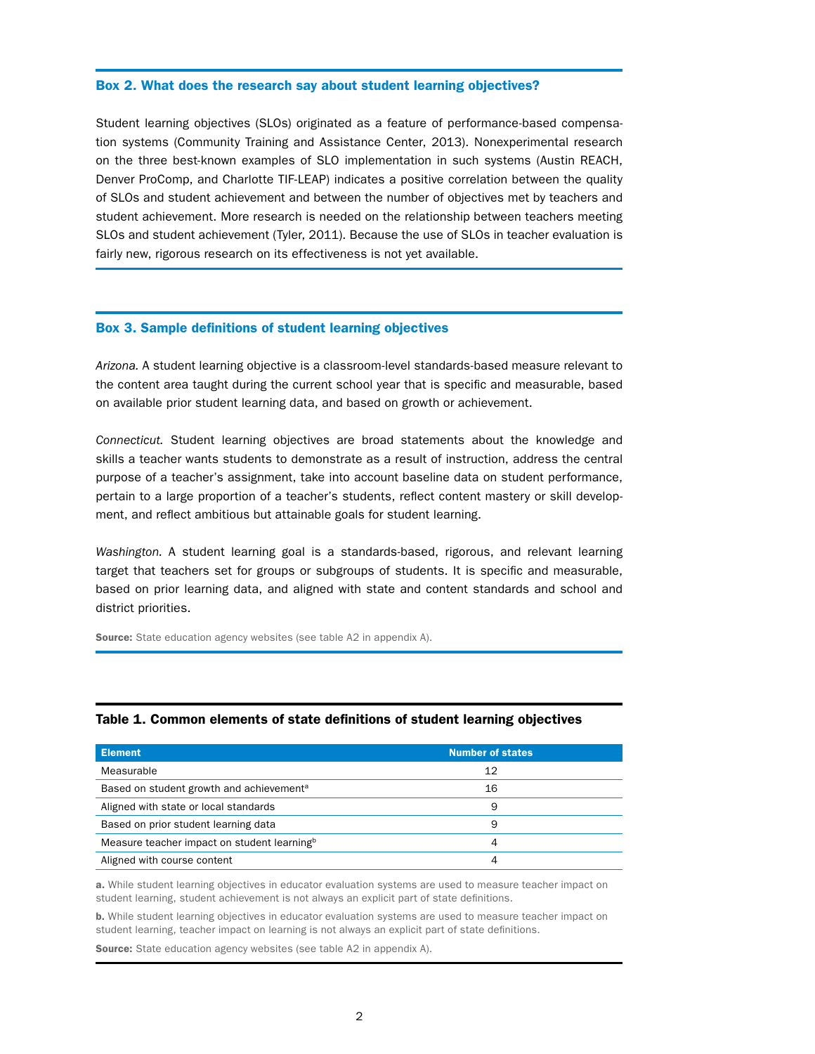### Box 2. What does the research say about student learning objectives?

Student learning objectives (SLOs) originated as a feature of performance-based compensation systems (Community Training and Assistance Center, 2013). Nonexperimental research on the three best-known examples of SLO implementation in such systems (Austin REACH, Denver ProComp, and Charlotte TIF-LEAP) indicates a positive correlation between the quality of SLOs and student achievement and between the number of objectives met by teachers and student achievement. More research is needed on the relationship between teachers meeting SLOs and student achievement (Tyler, 2011). Because the use of SLOs in teacher evaluation is fairly new, rigorous research on its effectiveness is not yet available.

### Box 3. Sample definitions of student learning objectives

*Arizona.* A student learning objective is a classroom-level standards-based measure relevant to the content area taught during the current school year that is specific and measurable, based on available prior student learning data, and based on growth or achievement.

*Connecticut.* Student learning objectives are broad statements about the knowledge and skills a teacher wants students to demonstrate as a result of instruction, address the central purpose of a teacher's assignment, take into account baseline data on student performance, pertain to a large proportion of a teacher's students, reflect content mastery or skill development, and reflect ambitious but attainable goals for student learning.

*Washington.* A student learning goal is a standards-based, rigorous, and relevant learning target that teachers set for groups or subgroups of students. It is specific and measurable, based on prior learning data, and aligned with state and content standards and school and district priorities.

**Source:** State education agency websites (see table A2 in appendix A).

### Table 1. Common elements of state definitions of student learning objectives

| Element | Number of states |
|---|---|
| Measurable | 12 |
| Based on student growth and achievement[a] | 16 |
| Aligned with state or local standards | 9 |
| Based on prior student learning data | 9 |
| Measure teacher impact on student learning[b] | 4 |
| Aligned with course content | 4 |

**a.** While student learning objectives in educator evaluation systems are used to measure teacher impact on student learning, student achievement is not always an explicit part of state definitions.

**b.** While student learning objectives in educator evaluation systems are used to measure teacher impact on student learning, teacher impact on learning is not always an explicit part of state definitions.

**Source:** State education agency websites (see table A2 in appendix A).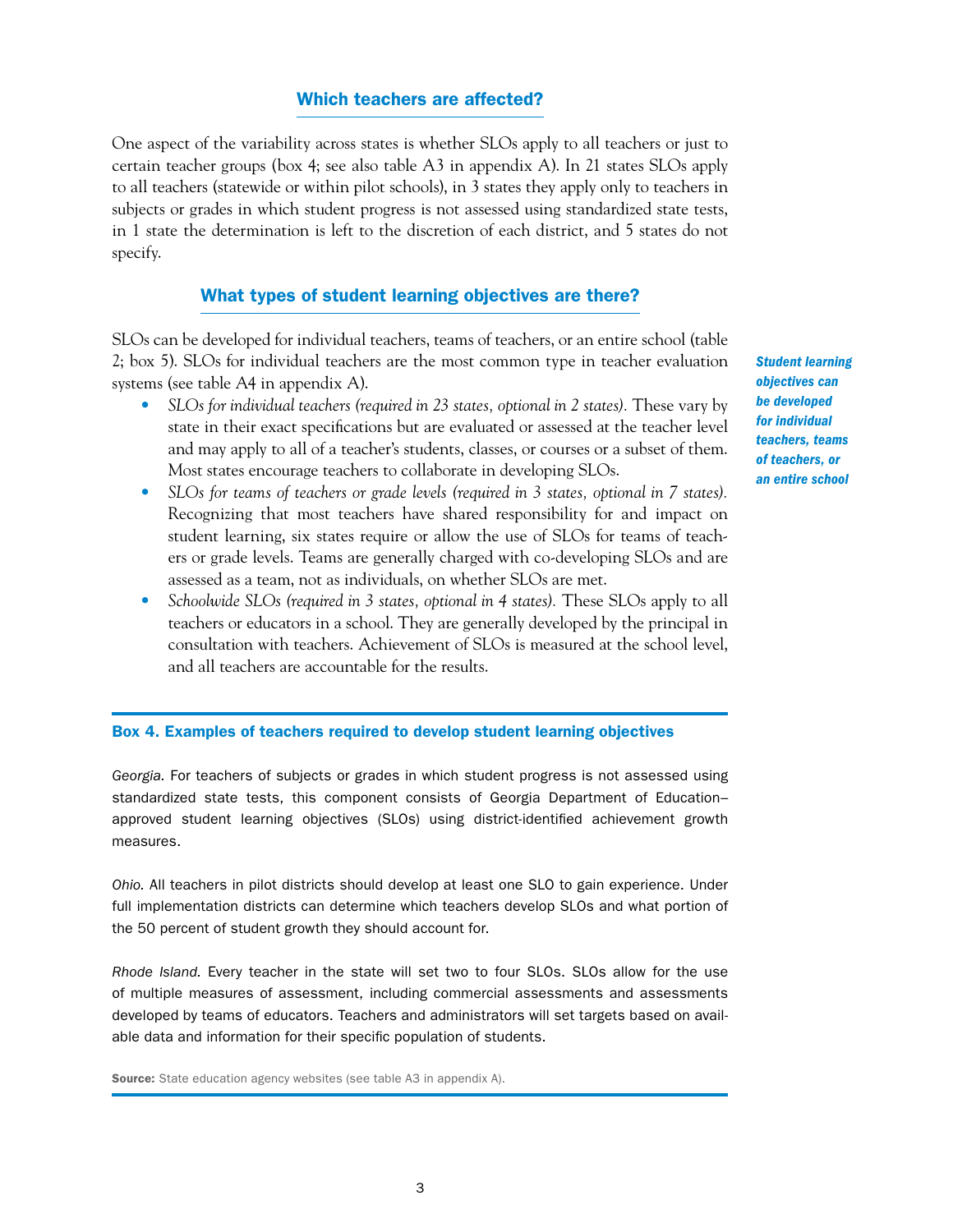## Which teachers are affected?

One aspect of the variability across states is whether SLOs apply to all teachers or just to certain teacher groups (box 4; see also table A3 in appendix A). In 21 states SLOs apply to all teachers (statewide or within pilot schools), in 3 states they apply only to teachers in subjects or grades in which student progress is not assessed using standardized state tests, in 1 state the determination is left to the discretion of each district, and 5 states do not specify.

## What types of student learning objectives are there?

SLOs can be developed for individual teachers, teams of teachers, or an entire school (table 2; box 5). SLOs for individual teachers are the most common type in teacher evaluation systems (see table A4 in appendix A).

***Student learning objectives can be developed for individual teachers, teams of teachers, or an entire school***

- *SLOs for individual teachers (required in 23 states, optional in 2 states).* These vary by state in their exact specifications but are evaluated or assessed at the teacher level and may apply to all of a teacher's students, classes, or courses or a subset of them. Most states encourage teachers to collaborate in developing SLOs.
- *SLOs for teams of teachers or grade levels (required in 3 states, optional in 7 states).* Recognizing that most teachers have shared responsibility for and impact on student learning, six states require or allow the use of SLOs for teams of teachers or grade levels. Teams are generally charged with co-developing SLOs and are assessed as a team, not as individuals, on whether SLOs are met.
- *Schoolwide SLOs (required in 3 states, optional in 4 states).* These SLOs apply to all teachers or educators in a school. They are generally developed by the principal in consultation with teachers. Achievement of SLOs is measured at the school level, and all teachers are accountable for the results.

### Box 4. Examples of teachers required to develop student learning objectives

*Georgia.* For teachers of subjects or grades in which student progress is not assessed using standardized state tests, this component consists of Georgia Department of Education–approved student learning objectives (SLOs) using district-identified achievement growth measures.

*Ohio.* All teachers in pilot districts should develop at least one SLO to gain experience. Under full implementation districts can determine which teachers develop SLOs and what portion of the 50 percent of student growth they should account for.

*Rhode Island.* Every teacher in the state will set two to four SLOs. SLOs allow for the use of multiple measures of assessment, including commercial assessments and assessments developed by teams of educators. Teachers and administrators will set targets based on available data and information for their specific population of students.

**Source:** State education agency websites (see table A3 in appendix A).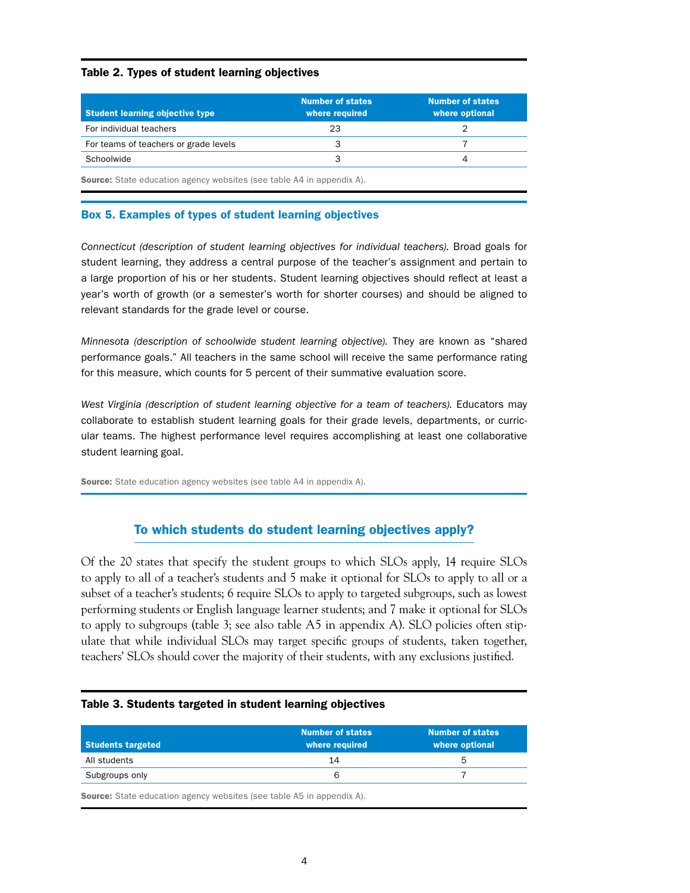**Table 2. Types of student learning objectives**

| Student learning objective type | Number of states where required | Number of states where optional |
|---|---|---|
| For individual teachers | 23 | 2 |
| For teams of teachers or grade levels | 3 | 7 |
| Schoolwide | 3 | 4 |

**Source:** State education agency websites (see table A4 in appendix A).

### Box 5. Examples of types of student learning objectives

*Connecticut (description of student learning objectives for individual teachers).* Broad goals for student learning, they address a central purpose of the teacher's assignment and pertain to a large proportion of his or her students. Student learning objectives should reflect at least a year's worth of growth (or a semester's worth for shorter courses) and should be aligned to relevant standards for the grade level or course.

*Minnesota (description of schoolwide student learning objective).* They are known as "shared performance goals." All teachers in the same school will receive the same performance rating for this measure, which counts for 5 percent of their summative evaluation score.

*West Virginia (description of student learning objective for a team of teachers).* Educators may collaborate to establish student learning goals for their grade levels, departments, or curricular teams. The highest performance level requires accomplishing at least one collaborative student learning goal.

**Source:** State education agency websites (see table A4 in appendix A).

## To which students do student learning objectives apply?

Of the 20 states that specify the student groups to which SLOs apply, 14 require SLOs to apply to all of a teacher's students and 5 make it optional for SLOs to apply to all or a subset of a teacher's students; 6 require SLOs to apply to targeted subgroups, such as lowest performing students or English language learner students; and 7 make it optional for SLOs to apply to subgroups (table 3; see also table A5 in appendix A). SLO policies often stipulate that while individual SLOs may target specific groups of students, taken together, teachers' SLOs should cover the majority of their students, with any exclusions justified.

**Table 3. Students targeted in student learning objectives**

| Students targeted | Number of states where required | Number of states where optional |
|---|---|---|
| All students | 14 | 5 |
| Subgroups only | 6 | 7 |

**Source:** State education agency websites (see table A5 in appendix A).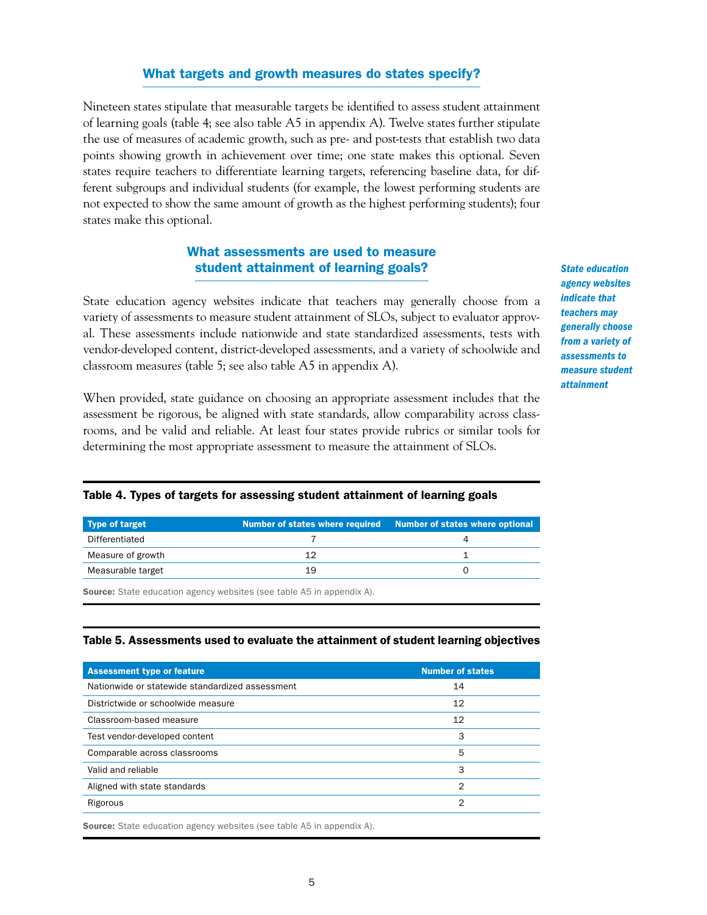## What targets and growth measures do states specify?

Nineteen states stipulate that measurable targets be identified to assess student attainment of learning goals (table 4; see also table A5 in appendix A). Twelve states further stipulate the use of measures of academic growth, such as pre- and post-tests that establish two data points showing growth in achievement over time; one state makes this optional. Seven states require teachers to differentiate learning targets, referencing baseline data, for different subgroups and individual students (for example, the lowest performing students are not expected to show the same amount of growth as the highest performing students); four states make this optional.

## What assessments are used to measure student attainment of learning goals?

*State education agency websites indicate that teachers may generally choose from a variety of assessments to measure student attainment*

State education agency websites indicate that teachers may generally choose from a variety of assessments to measure student attainment of SLOs, subject to evaluator approval. These assessments include nationwide and state standardized assessments, tests with vendor-developed content, district-developed assessments, and a variety of schoolwide and classroom measures (table 5; see also table A5 in appendix A).

When provided, state guidance on choosing an appropriate assessment includes that the assessment be rigorous, be aligned with state standards, allow comparability across classrooms, and be valid and reliable. At least four states provide rubrics or similar tools for determining the most appropriate assessment to measure the attainment of SLOs.

**Table 4. Types of targets for assessing student attainment of learning goals**

| Type of target | Number of states where required | Number of states where optional |
|---|---|---|
| Differentiated | 7 | 4 |
| Measure of growth | 12 | 1 |
| Measurable target | 19 | 0 |

**Source:** State education agency websites (see table A5 in appendix A).

**Table 5. Assessments used to evaluate the attainment of student learning objectives**

| Assessment type or feature | Number of states |
|---|---|
| Nationwide or statewide standardized assessment | 14 |
| Districtwide or schoolwide measure | 12 |
| Classroom-based measure | 12 |
| Test vendor-developed content | 3 |
| Comparable across classrooms | 5 |
| Valid and reliable | 3 |
| Aligned with state standards | 2 |
| Rigorous | 2 |

**Source:** State education agency websites (see table A5 in appendix A).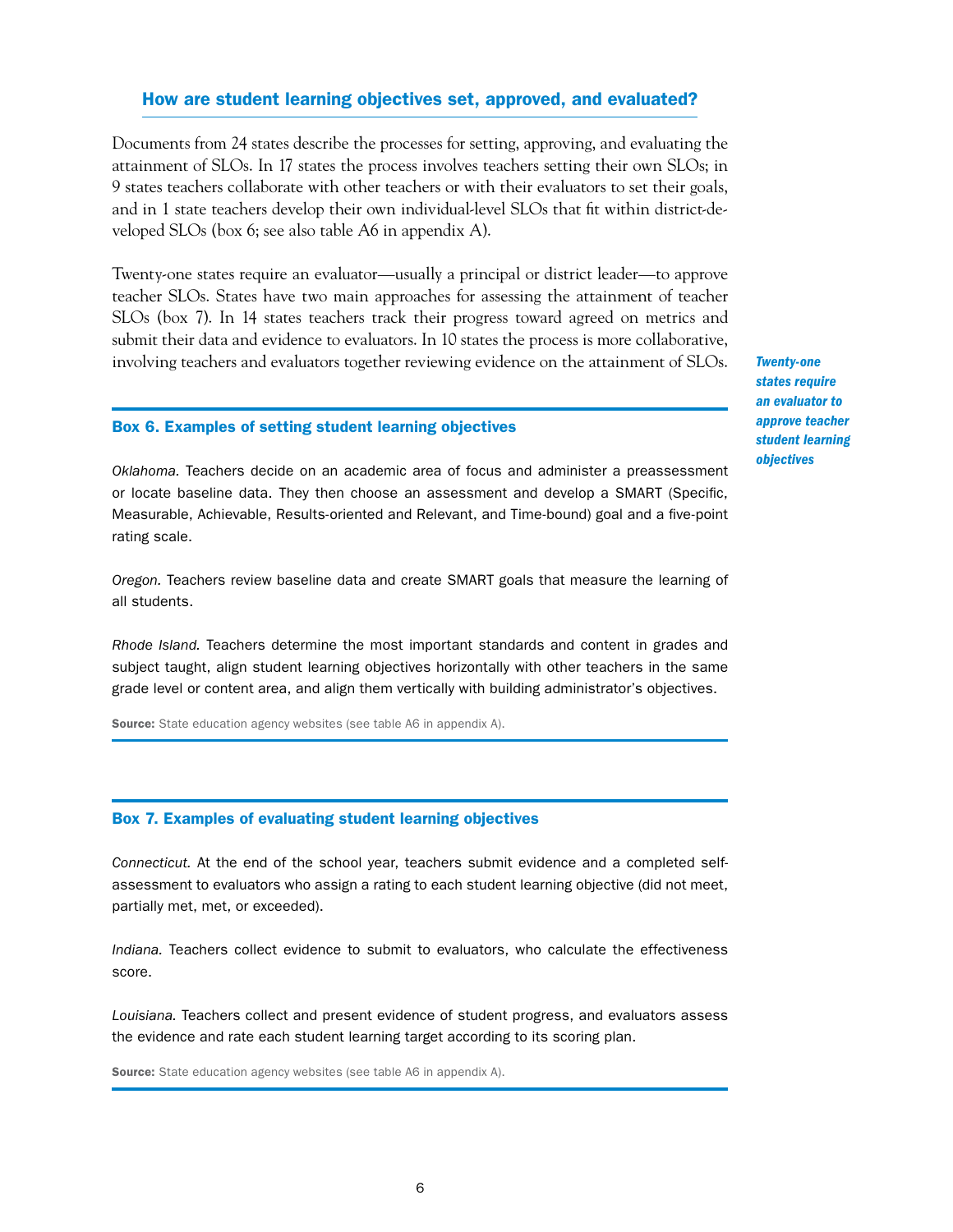## How are student learning objectives set, approved, and evaluated?

Documents from 24 states describe the processes for setting, approving, and evaluating the attainment of SLOs. In 17 states the process involves teachers setting their own SLOs; in 9 states teachers collaborate with other teachers or with their evaluators to set their goals, and in 1 state teachers develop their own individual-level SLOs that fit within district-developed SLOs (box 6; see also table A6 in appendix A).

Twenty-one states require an evaluator—usually a principal or district leader—to approve teacher SLOs. States have two main approaches for assessing the attainment of teacher SLOs (box 7). In 14 states teachers track their progress toward agreed on metrics and submit their data and evidence to evaluators. In 10 states the process is more collaborative, involving teachers and evaluators together reviewing evidence on the attainment of SLOs.

***Twenty-one states require an evaluator to approve teacher student learning objectives***

### Box 6. Examples of setting student learning objectives

*Oklahoma.* Teachers decide on an academic area of focus and administer a preassessment or locate baseline data. They then choose an assessment and develop a SMART (Specific, Measurable, Achievable, Results-oriented and Relevant, and Time-bound) goal and a five-point rating scale.

*Oregon.* Teachers review baseline data and create SMART goals that measure the learning of all students.

*Rhode Island.* Teachers determine the most important standards and content in grades and subject taught, align student learning objectives horizontally with other teachers in the same grade level or content area, and align them vertically with building administrator's objectives.

**Source:** State education agency websites (see table A6 in appendix A).

### Box 7. Examples of evaluating student learning objectives

*Connecticut.* At the end of the school year, teachers submit evidence and a completed self-assessment to evaluators who assign a rating to each student learning objective (did not meet, partially met, met, or exceeded).

*Indiana.* Teachers collect evidence to submit to evaluators, who calculate the effectiveness score.

*Louisiana.* Teachers collect and present evidence of student progress, and evaluators assess the evidence and rate each student learning target according to its scoring plan.

**Source:** State education agency websites (see table A6 in appendix A).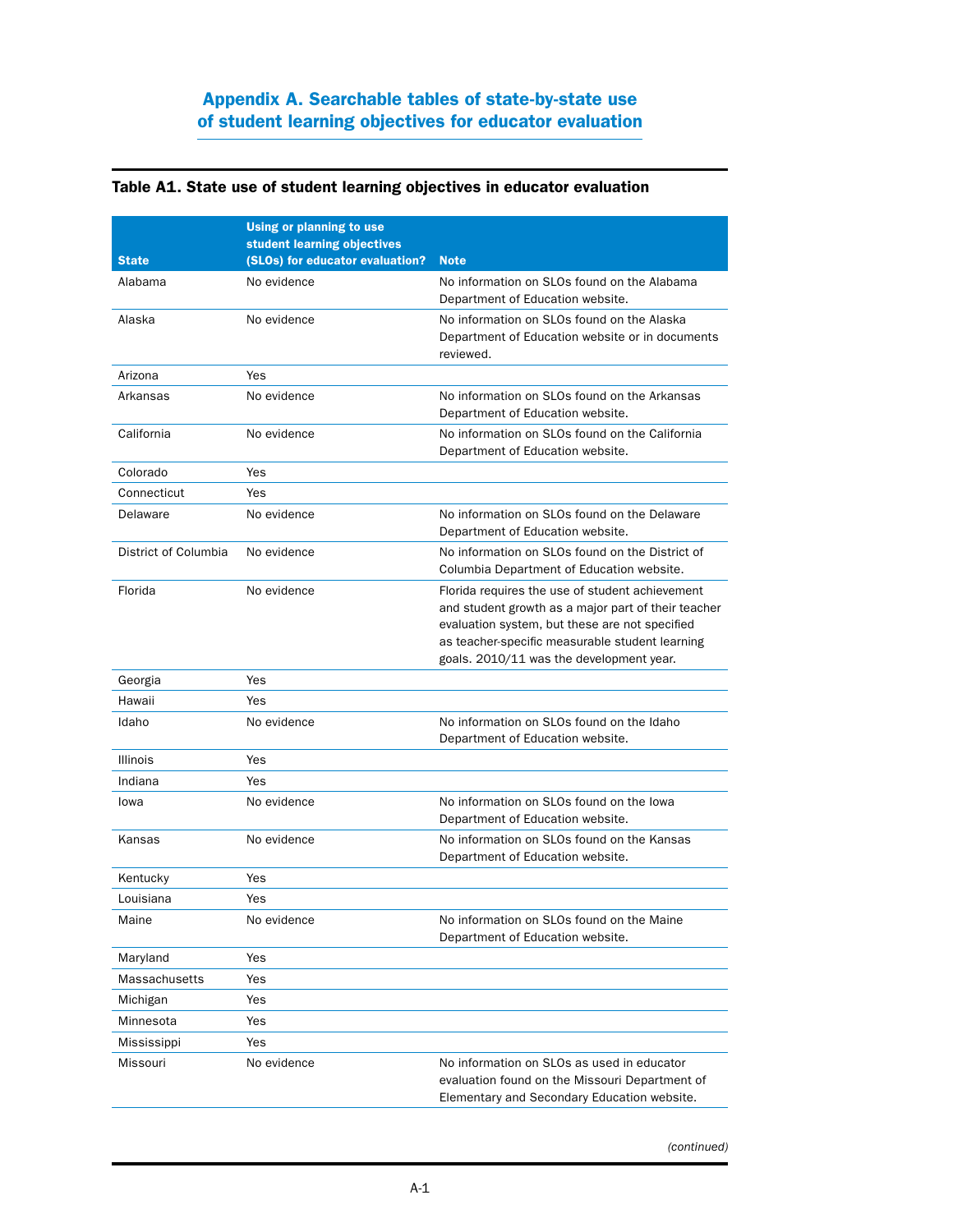# Appendix A. Searchable tables of state-by-state use of student learning objectives for educator evaluation

## Table A1. State use of student learning objectives in educator evaluation

| State | Using or planning to use student learning objectives (SLOs) for educator evaluation? | Note |
|---|---|---|
| Alabama | No evidence | No information on SLOs found on the Alabama Department of Education website. |
| Alaska | No evidence | No information on SLOs found on the Alaska Department of Education website or in documents reviewed. |
| Arizona | Yes | |
| Arkansas | No evidence | No information on SLOs found on the Arkansas Department of Education website. |
| California | No evidence | No information on SLOs found on the California Department of Education website. |
| Colorado | Yes | |
| Connecticut | Yes | |
| Delaware | No evidence | No information on SLOs found on the Delaware Department of Education website. |
| District of Columbia | No evidence | No information on SLOs found on the District of Columbia Department of Education website. |
| Florida | No evidence | Florida requires the use of student achievement and student growth as a major part of their teacher evaluation system, but these are not specified as teacher-specific measurable student learning goals. 2010/11 was the development year. |
| Georgia | Yes | |
| Hawaii | Yes | |
| Idaho | No evidence | No information on SLOs found on the Idaho Department of Education website. |
| Illinois | Yes | |
| Indiana | Yes | |
| Iowa | No evidence | No information on SLOs found on the Iowa Department of Education website. |
| Kansas | No evidence | No information on SLOs found on the Kansas Department of Education website. |
| Kentucky | Yes | |
| Louisiana | Yes | |
| Maine | No evidence | No information on SLOs found on the Maine Department of Education website. |
| Maryland | Yes | |
| Massachusetts | Yes | |
| Michigan | Yes | |
| Minnesota | Yes | |
| Mississippi | Yes | |
| Missouri | No evidence | No information on SLOs as used in educator evaluation found on the Missouri Department of Elementary and Secondary Education website. |

*(continued)*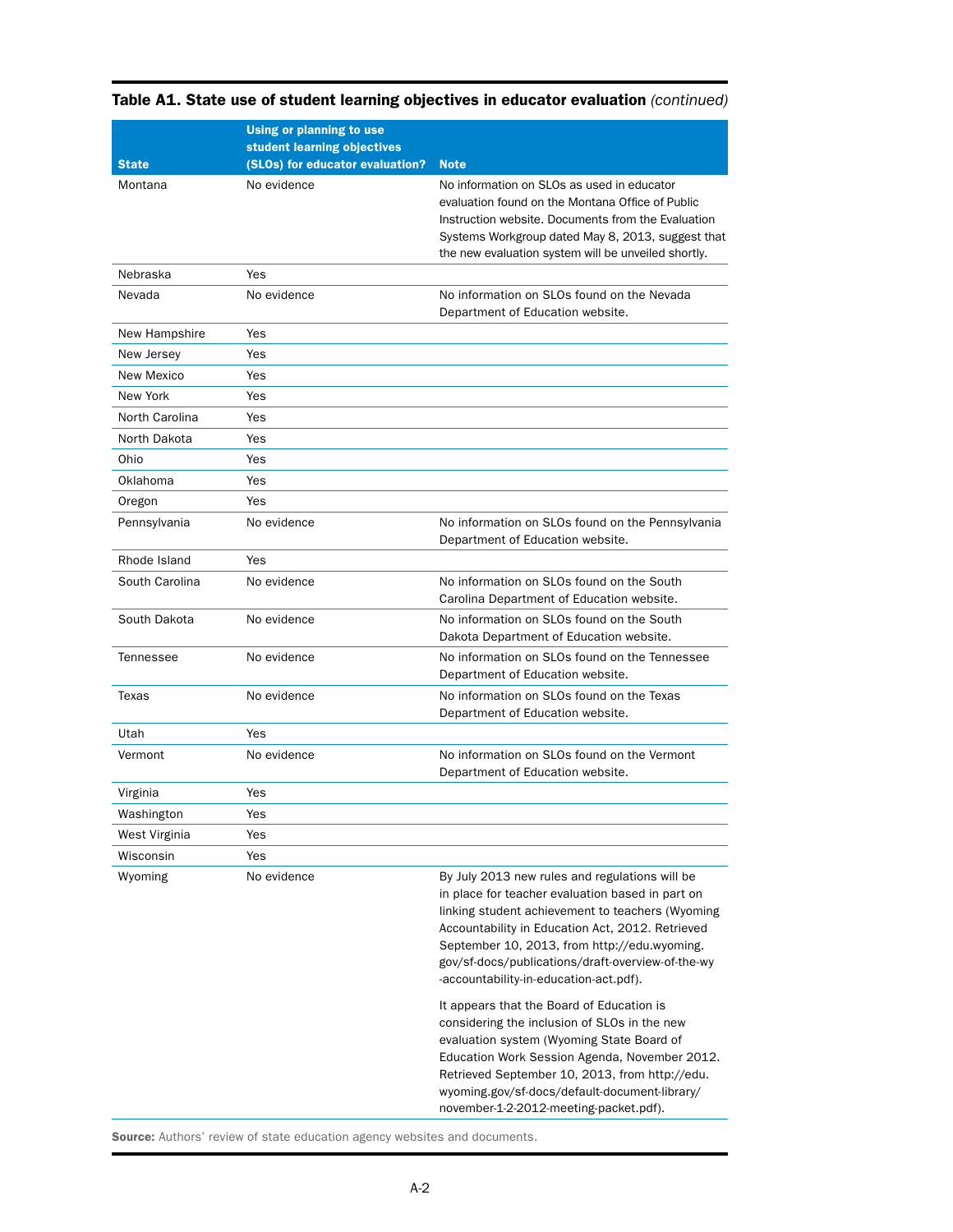**Table A1. State use of student learning objectives in educator evaluation** *(continued)*

| State | Using or planning to use student learning objectives (SLOs) for educator evaluation? | Note |
|---|---|---|
| Montana | No evidence | No information on SLOs as used in educator evaluation found on the Montana Office of Public Instruction website. Documents from the Evaluation Systems Workgroup dated May 8, 2013, suggest that the new evaluation system will be unveiled shortly. |
| Nebraska | Yes | |
| Nevada | No evidence | No information on SLOs found on the Nevada Department of Education website. |
| New Hampshire | Yes | |
| New Jersey | Yes | |
| New Mexico | Yes | |
| New York | Yes | |
| North Carolina | Yes | |
| North Dakota | Yes | |
| Ohio | Yes | |
| Oklahoma | Yes | |
| Oregon | Yes | |
| Pennsylvania | No evidence | No information on SLOs found on the Pennsylvania Department of Education website. |
| Rhode Island | Yes | |
| South Carolina | No evidence | No information on SLOs found on the South Carolina Department of Education website. |
| South Dakota | No evidence | No information on SLOs found on the South Dakota Department of Education website. |
| Tennessee | No evidence | No information on SLOs found on the Tennessee Department of Education website. |
| Texas | No evidence | No information on SLOs found on the Texas Department of Education website. |
| Utah | Yes | |
| Vermont | No evidence | No information on SLOs found on the Vermont Department of Education website. |
| Virginia | Yes | |
| Washington | Yes | |
| West Virginia | Yes | |
| Wisconsin | Yes | |
| Wyoming | No evidence | By July 2013 new rules and regulations will be in place for teacher evaluation based in part on linking student achievement to teachers (Wyoming Accountability in Education Act, 2012. Retrieved September 10, 2013, from http://edu.wyoming.gov/sf-docs/publications/draft-overview-of-the-wy-accountability-in-education-act.pdf). It appears that the Board of Education is considering the inclusion of SLOs in the new evaluation system (Wyoming State Board of Education Work Session Agenda, November 2012. Retrieved September 10, 2013, from http://edu.wyoming.gov/sf-docs/default-document-library/november-1-2-2012-meeting-packet.pdf). |

**Source:** Authors' review of state education agency websites and documents.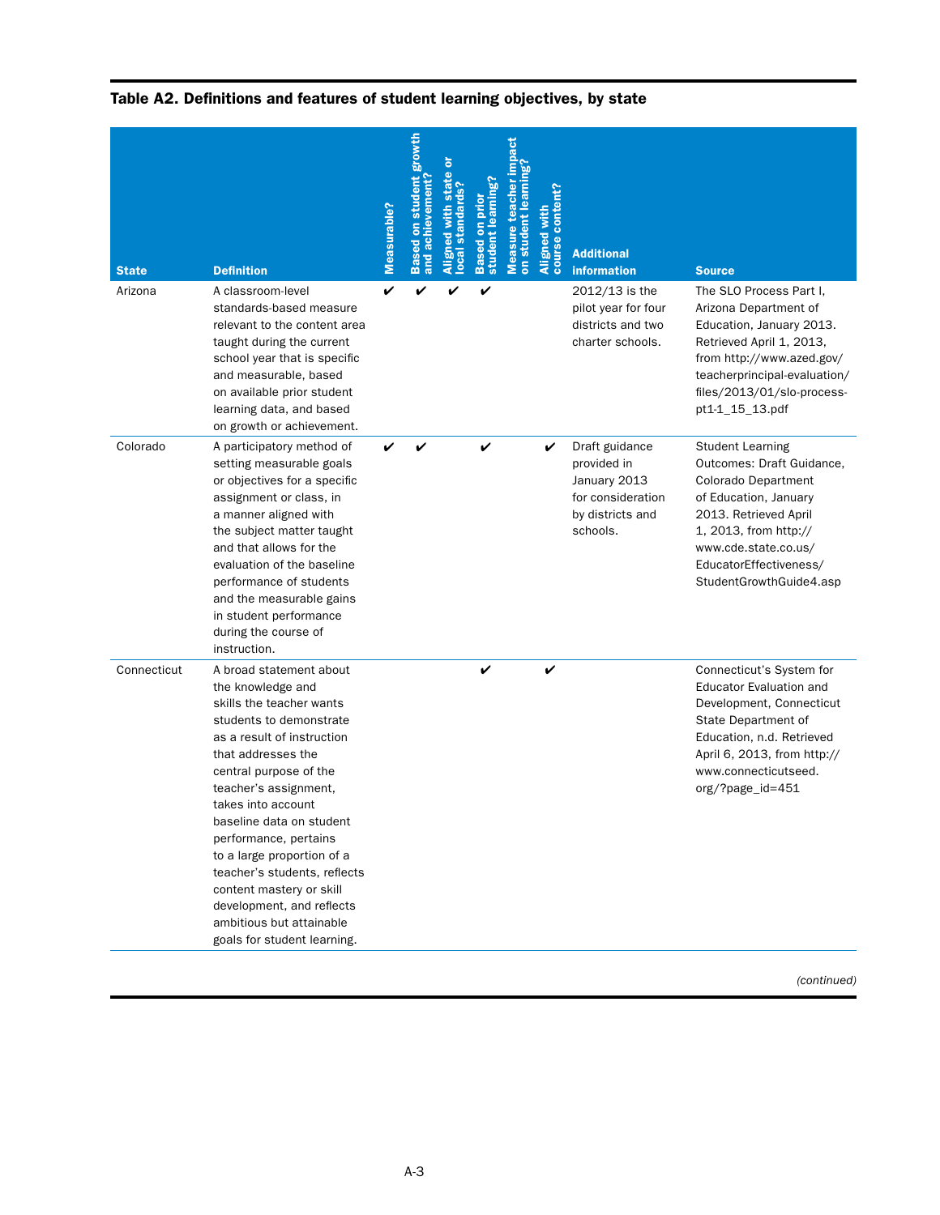**Table A2. Definitions and features of student learning objectives, by state**

| State | Definition | Measurable? | Based on student growth and achievement? | Aligned with state or local standards? | Based on prior student learning? | Measure teacher impact on student learning? | Aligned with course content? | Additional information | Source |
|---|---|---|---|---|---|---|---|---|---|
| Arizona | A classroom-level standards-based measure relevant to the content area taught during the current school year that is specific and measurable, based on available prior student learning data, and based on growth or achievement. | ✔ | ✔ | ✔ | ✔ | | | 2012/13 is the pilot year for four districts and two charter schools. | The SLO Process Part I, Arizona Department of Education, January 2013. Retrieved April 1, 2013, from http://www.azed.gov/teacherprincipal-evaluation/files/2013/01/slo-process-pt1-1_15_13.pdf |
| Colorado | A participatory method of setting measurable goals or objectives for a specific assignment or class, in a manner aligned with the subject matter taught and that allows for the evaluation of the baseline performance of students and the measurable gains in student performance during the course of instruction. | ✔ | ✔ | | ✔ | | ✔ | Draft guidance provided in January 2013 for consideration by districts and schools. | Student Learning Outcomes: Draft Guidance, Colorado Department of Education, January 2013. Retrieved April 1, 2013, from http://www.cde.state.co.us/EducatorEffectiveness/StudentGrowthGuide4.asp |
| Connecticut | A broad statement about the knowledge and skills the teacher wants students to demonstrate as a result of instruction that addresses the central purpose of the teacher's assignment, takes into account baseline data on student performance, pertains to a large proportion of a teacher's students, reflects content mastery or skill development, and reflects ambitious but attainable goals for student learning. | | | | ✔ | | ✔ | | Connecticut's System for Educator Evaluation and Development, Connecticut State Department of Education, n.d. Retrieved April 6, 2013, from http://www.connecticutseed.org/?page_id=451 |

*(continued)*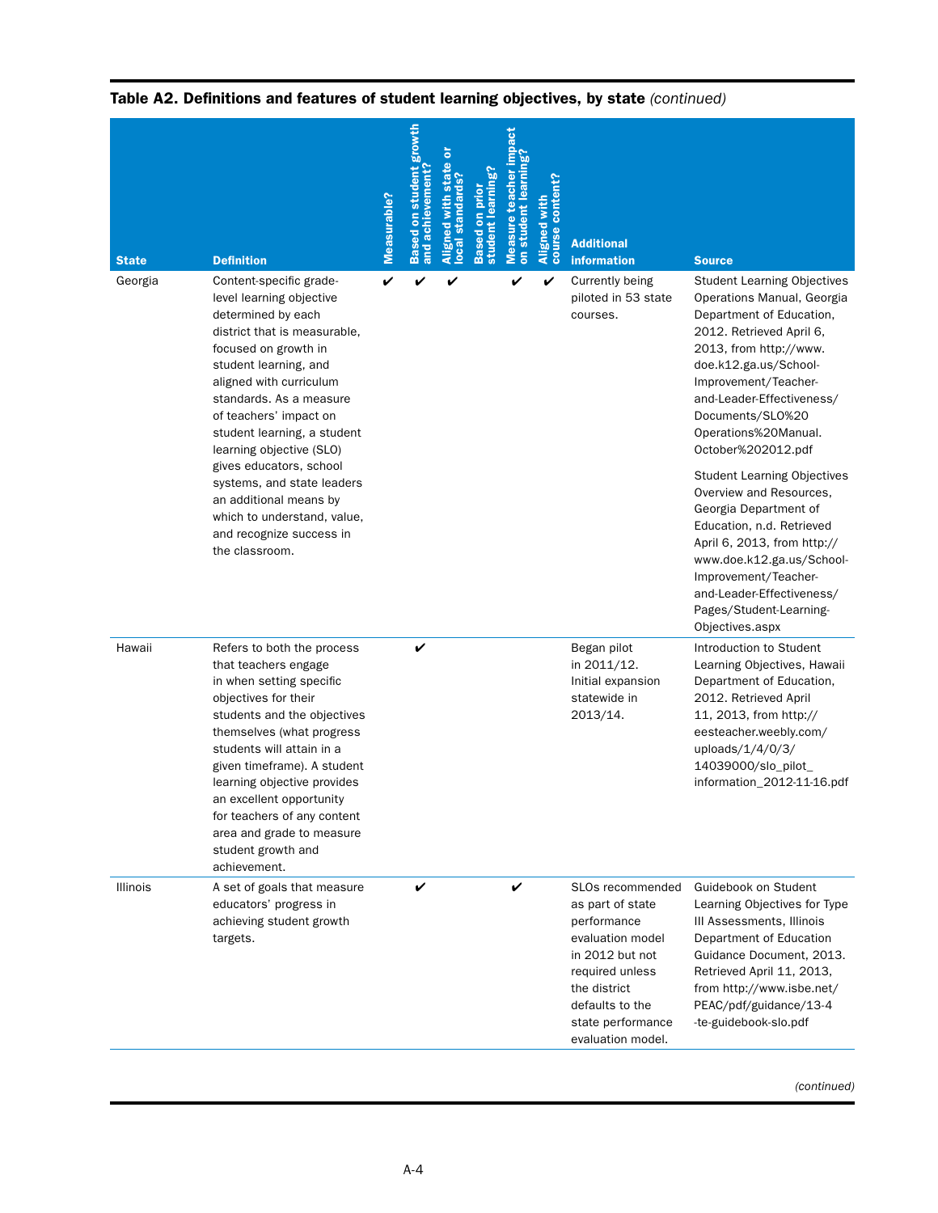**Table A2. Definitions and features of student learning objectives, by state** *(continued)*

| State | Definition | Measurable? | Based on student growth and achievement? | Aligned with state or local standards? | Based on prior student learning? | Measure teacher impact on student learning? | Aligned with course content? | Additional information | Source |
|---|---|---|---|---|---|---|---|---|---|
| Georgia | Content-specific grade-level learning objective determined by each district that is measurable, focused on growth in student learning, and aligned with curriculum standards. As a measure of teachers' impact on student learning, a student learning objective (SLO) gives educators, school systems, and state leaders an additional means by which to understand, value, and recognize success in the classroom. | ✔ | ✔ | ✔ | | ✔ | ✔ | Currently being piloted in 53 state courses. | Student Learning Objectives Operations Manual, Georgia Department of Education, 2012. Retrieved April 6, 2013, from http://www.doe.k12.ga.us/School-Improvement/Teacher-and-Leader-Effectiveness/Documents/SLO%20Operations%20Manual.October%202012.pdf<br><br>Student Learning Objectives Overview and Resources, Georgia Department of Education, n.d. Retrieved April 6, 2013, from http://www.doe.k12.ga.us/School-Improvement/Teacher-and-Leader-Effectiveness/Pages/Student-Learning-Objectives.aspx |
| Hawaii | Refers to both the process that teachers engage in when setting specific objectives for their students and the objectives themselves (what progress students will attain in a given timeframe). A student learning objective provides an excellent opportunity for teachers of any content area and grade to measure student growth and achievement. | | ✔ | | | | | Began pilot in 2011/12. Initial expansion statewide in 2013/14. | Introduction to Student Learning Objectives, Hawaii Department of Education, 2012. Retrieved April 11, 2013, from http://eesteacher.weebly.com/uploads/1/4/0/3/14039000/slo_pilot_information_2012-11-16.pdf |
| Illinois | A set of goals that measure educators' progress in achieving student growth targets. | | ✔ | | | ✔ | | SLOs recommended as part of state performance evaluation model in 2012 but not required unless the district defaults to the state performance evaluation model. | Guidebook on Student Learning Objectives for Type III Assessments, Illinois Department of Education Guidance Document, 2013. Retrieved April 11, 2013, from http://www.isbe.net/PEAC/pdf/guidance/13-4-te-guidebook-slo.pdf |

*(continued)*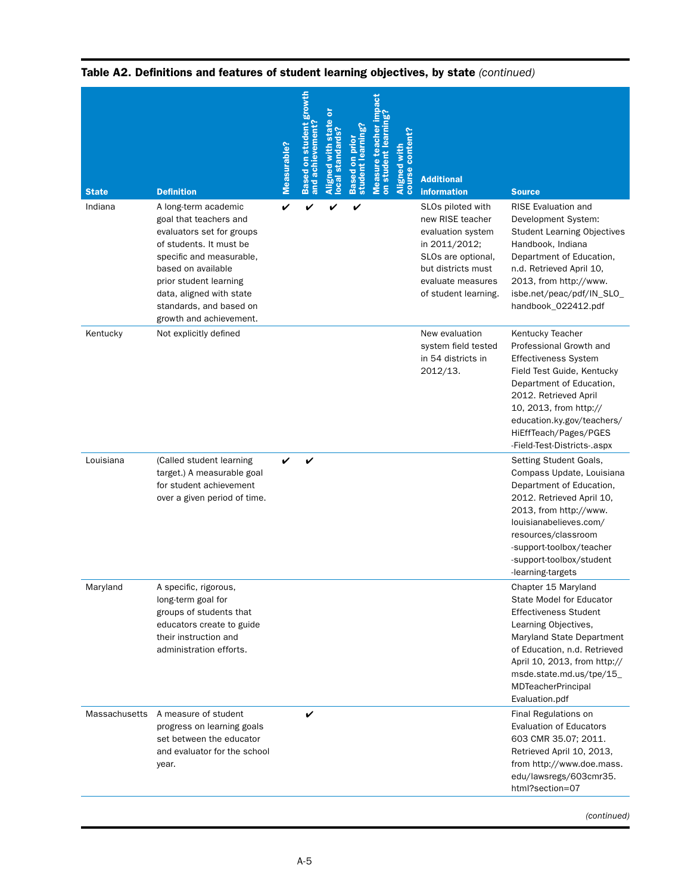**Table A2. Definitions and features of student learning objectives, by state** *(continued)*

| State | Definition | Measurable? | Based on student growth and achievement? | Aligned with state or local standards? | Based on prior student learning? | Measure teacher impact on student learning? | Aligned with course content? | Additional information | Source |
|---|---|---|---|---|---|---|---|---|---|
| Indiana | A long-term academic goal that teachers and evaluators set for groups of students. It must be specific and measurable, based on available prior student learning data, aligned with state standards, and based on growth and achievement. | ✔ | ✔ | ✔ | ✔ | | | SLOs piloted with new RISE teacher evaluation system in 2011/2012; SLOs are optional, but districts must evaluate measures of student learning. | RISE Evaluation and Development System: Student Learning Objectives Handbook, Indiana Department of Education, n.d. Retrieved April 10, 2013, from http://www.isbe.net/peac/pdf/IN_SLO_handbook_022412.pdf |
| Kentucky | Not explicitly defined | | | | | | | New evaluation system field tested in 54 districts in 2012/13. | Kentucky Teacher Professional Growth and Effectiveness System Field Test Guide, Kentucky Department of Education, 2012. Retrieved April 10, 2013, from http://education.ky.gov/teachers/HiEffTeach/Pages/PGES-Field-Test-Districts-.aspx |
| Louisiana | (Called student learning target.) A measurable goal for student achievement over a given period of time. | ✔ | ✔ | | | | | | Setting Student Goals, Compass Update, Louisiana Department of Education, 2012. Retrieved April 10, 2013, from http://www.louisianabelieves.com/resources/classroom-support-toolbox/teacher-support-toolbox/student-learning-targets |
| Maryland | A specific, rigorous, long-term goal for groups of students that educators create to guide their instruction and administration efforts. | | | | | | | | Chapter 15 Maryland State Model for Educator Effectiveness Student Learning Objectives, Maryland State Department of Education, n.d. Retrieved April 10, 2013, from http://msde.state.md.us/tpe/15_MDTeacherPrincipalEvaluation.pdf |
| Massachusetts | A measure of student progress on learning goals set between the educator and evaluator for the school year. | | ✔ | | | | | | Final Regulations on Evaluation of Educators 603 CMR 35.07; 2011. Retrieved April 10, 2013, from http://www.doe.mass.edu/lawsregs/603cmr35.html?section=07 |

*(continued)*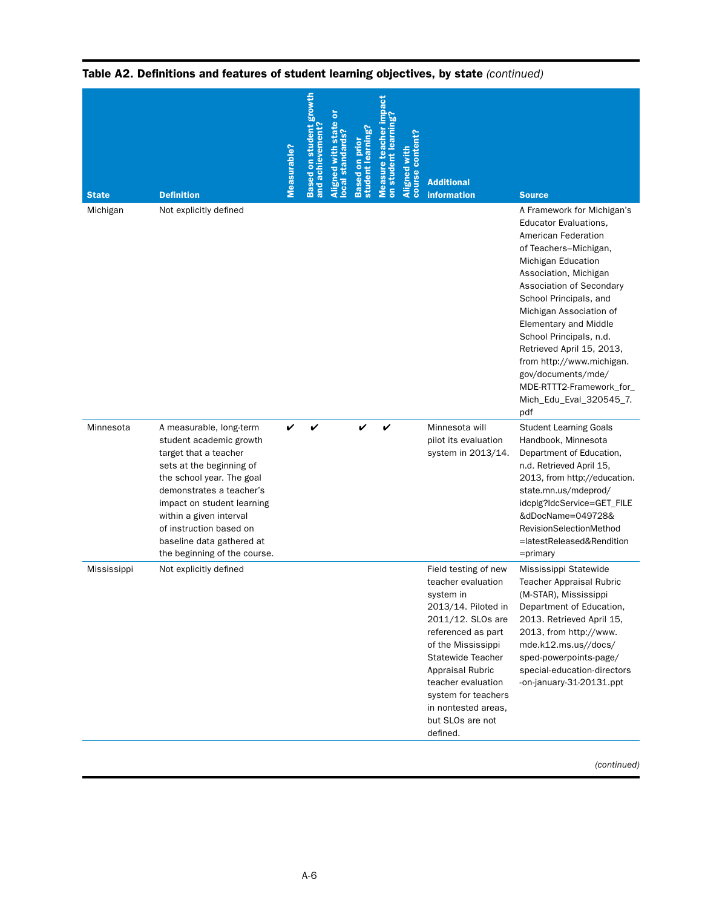**Table A2. Definitions and features of student learning objectives, by state** *(continued)*

| State | Definition | Measurable? | Based on student growth and achievement? | Aligned with state or local standards? | Based on prior student learning? | Measure teacher impact on student learning? | Aligned with course content? | Additional information | Source |
|---|---|---|---|---|---|---|---|---|---|
| Michigan | Not explicitly defined | | | | | | | | A Framework for Michigan's Educator Evaluations, American Federation of Teachers–Michigan, Michigan Education Association, Michigan Association of Secondary School Principals, and Michigan Association of Elementary and Middle School Principals, n.d. Retrieved April 15, 2013, from http://www.michigan.gov/documents/mde/MDE-RTTT2-Framework_for_Mich_Edu_Eval_320545_7.pdf |
| Minnesota | A measurable, long-term student academic growth target that a teacher sets at the beginning of the school year. The goal demonstrates a teacher's impact on student learning within a given interval of instruction based on baseline data gathered at the beginning of the course. | ✔ | ✔ | | ✔ | ✔ | | Minnesota will pilot its evaluation system in 2013/14. | Student Learning Goals Handbook, Minnesota Department of Education, n.d. Retrieved April 15, 2013, from http://education.state.mn.us/mdeprod/idcplg?IdcService=GET_FILE&dDocName=049728&RevisionSelectionMethod=latestReleased&Rendition=primary |
| Mississippi | Not explicitly defined | | | | | | | Field testing of new teacher evaluation system in 2013/14. Piloted in 2011/12. SLOs are referenced as part of the Mississippi Statewide Teacher Appraisal Rubric teacher evaluation system for teachers in nontested areas, but SLOs are not defined. | Mississippi Statewide Teacher Appraisal Rubric (M-STAR), Mississippi Department of Education, 2013. Retrieved April 15, 2013, from http://www.mde.k12.ms.us//docs/sped-powerpoints-page/special-education-directors-on-january-31-20131.ppt |

*(continued)*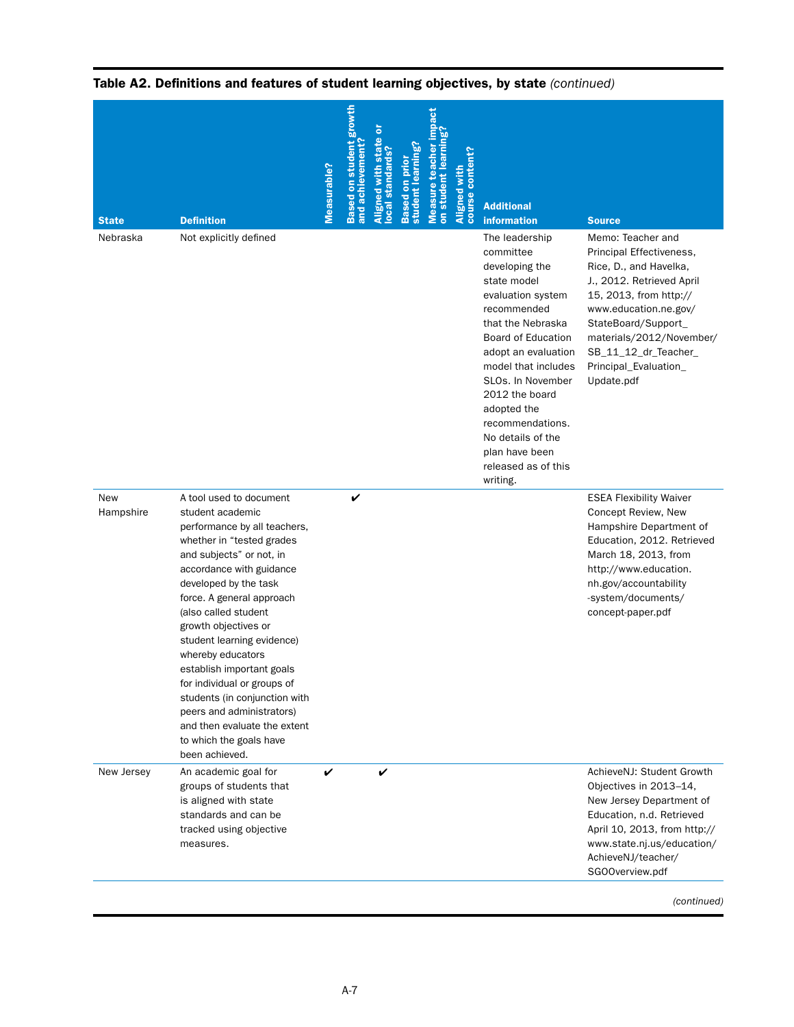**Table A2. Definitions and features of student learning objectives, by state** *(continued)*

| State | Definition | Measurable? | Based on student growth and achievement? | Aligned with state or local standards? | Based on prior student learning? | Measure teacher impact on student learning? | Aligned with course content? | Additional information | Source |
|---|---|---|---|---|---|---|---|---|---|
| Nebraska | Not explicitly defined | | | | | | | The leadership committee developing the state model evaluation system recommended that the Nebraska Board of Education adopt an evaluation model that includes SLOs. In November 2012 the board adopted the recommendations. No details of the plan have been released as of this writing. | Memo: Teacher and Principal Effectiveness, Rice, D., and Havelka, J., 2012. Retrieved April 15, 2013, from http://www.education.ne.gov/StateBoard/Support_materials/2012/November/SB_11_12_dr_Teacher_Principal_Evaluation_Update.pdf |
| New Hampshire | A tool used to document student academic performance by all teachers, whether in "tested grades and subjects" or not, in accordance with guidance developed by the task force. A general approach (also called student growth objectives or student learning evidence) whereby educators establish important goals for individual or groups of students (in conjunction with peers and administrators) and then evaluate the extent to which the goals have been achieved. | | ✔ | | | | | | ESEA Flexibility Waiver Concept Review, New Hampshire Department of Education, 2012. Retrieved March 18, 2013, from http://www.education.nh.gov/accountability-system/documents/concept-paper.pdf |
| New Jersey | An academic goal for groups of students that is aligned with state standards and can be tracked using objective measures. | ✔ | | ✔ | | | | | AchieveNJ: Student Growth Objectives in 2013–14, New Jersey Department of Education, n.d. Retrieved April 10, 2013, from http://www.state.nj.us/education/AchieveNJ/teacher/SGOOverview.pdf |

*(continued)*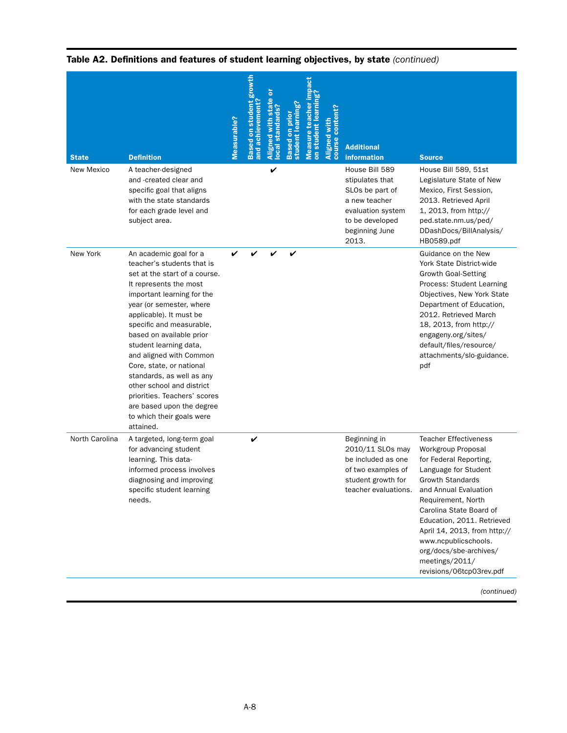**Table A2. Definitions and features of student learning objectives, by state** *(continued)*

| State | Definition | Measurable? | Based on student growth and achievement? | Aligned with state or local standards? | Based on prior student learning? | Measure teacher impact on student learning? | Aligned with course content? | Additional information | Source |
|---|---|---|---|---|---|---|---|---|---|
| New Mexico | A teacher-designed and -created clear and specific goal that aligns with the state standards for each grade level and subject area. | | | ✔ | | | | House Bill 589 stipulates that SLOs be part of a new teacher evaluation system to be developed beginning June 2013. | House Bill 589, 51st Legislature State of New Mexico, First Session, 2013. Retrieved April 1, 2013, from http://ped.state.nm.us/ped/DDashDocs/BillAnalysis/HB0589.pdf |
| New York | An academic goal for a teacher's students that is set at the start of a course. It represents the most important learning for the year (or semester, where applicable). It must be specific and measurable, based on available prior student learning data, and aligned with Common Core, state, or national standards, as well as any other school and district priorities. Teachers' scores are based upon the degree to which their goals were attained. | ✔ | ✔ | ✔ | ✔ | | | | Guidance on the New York State District-wide Growth Goal-Setting Process: Student Learning Objectives, New York State Department of Education, 2012. Retrieved March 18, 2013, from http://engageny.org/sites/default/files/resource/attachments/slo-guidance.pdf |
| North Carolina | A targeted, long-term goal for advancing student learning. This data-informed process involves diagnosing and improving specific student learning needs. | | ✔ | | | | | Beginning in 2010/11 SLOs may be included as one of two examples of student growth for teacher evaluations. | Teacher Effectiveness Workgroup Proposal for Federal Reporting, Language for Student Growth Standards and Annual Evaluation Requirement, North Carolina State Board of Education, 2011. Retrieved April 14, 2013, from http://www.ncpublicschools.org/docs/sbe-archives/meetings/2011/revisions/06tcp03rev.pdf |

*(continued)*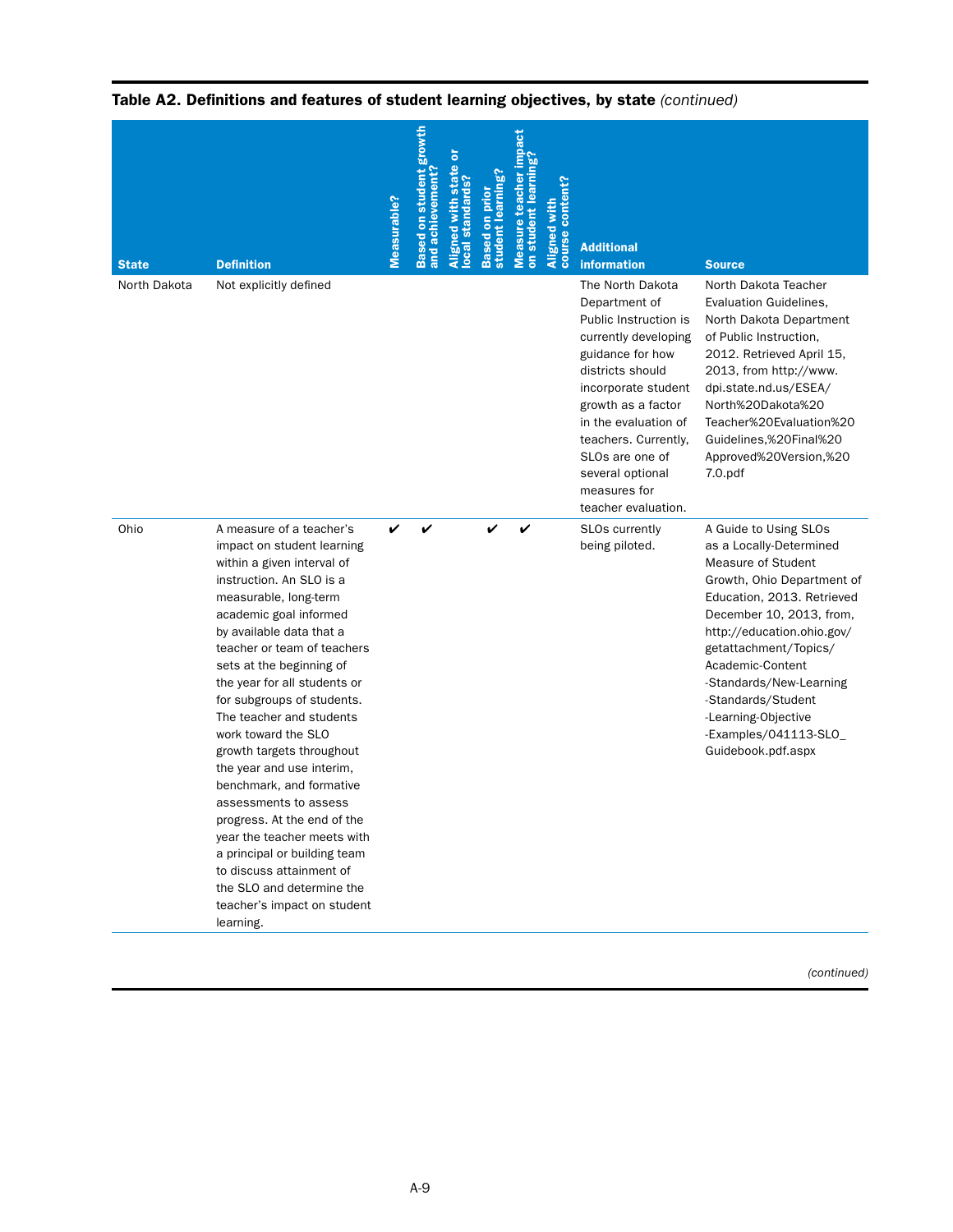**Table A2. Definitions and features of student learning objectives, by state** *(continued)*

| State | Definition | Measurable? | Based on student growth and achievement? | Aligned with state or local standards? | Based on prior student learning? | Measure teacher impact on student learning? | Aligned with course content? | Additional information | Source |
|---|---|---|---|---|---|---|---|---|---|
| North Dakota | Not explicitly defined | | | | | | | The North Dakota Department of Public Instruction is currently developing guidance for how districts should incorporate student growth as a factor in the evaluation of teachers. Currently, SLOs are one of several optional measures for teacher evaluation. | North Dakota Teacher Evaluation Guidelines, North Dakota Department of Public Instruction, 2012. Retrieved April 15, 2013, from http://www.dpi.state.nd.us/ESEA/North%20Dakota%20Teacher%20Evaluation%20Guidelines,%20Final%20Approved%20Version,%207.0.pdf |
| Ohio | A measure of a teacher's impact on student learning within a given interval of instruction. An SLO is a measurable, long-term academic goal informed by available data that a teacher or team of teachers sets at the beginning of the year for all students or for subgroups of students. The teacher and students work toward the SLO growth targets throughout the year and use interim, benchmark, and formative assessments to assess progress. At the end of the year the teacher meets with a principal or building team to discuss attainment of the SLO and determine the teacher's impact on student learning. | ✔ | ✔ | | ✔ | ✔ | | SLOs currently being piloted. | A Guide to Using SLOs as a Locally-Determined Measure of Student Growth, Ohio Department of Education, 2013. Retrieved December 10, 2013, from, http://education.ohio.gov/getattachment/Topics/Academic-Content-Standards/New-Learning-Standards/Student-Learning-Objective-Examples/041113-SLO_Guidebook.pdf.aspx |

*(continued)*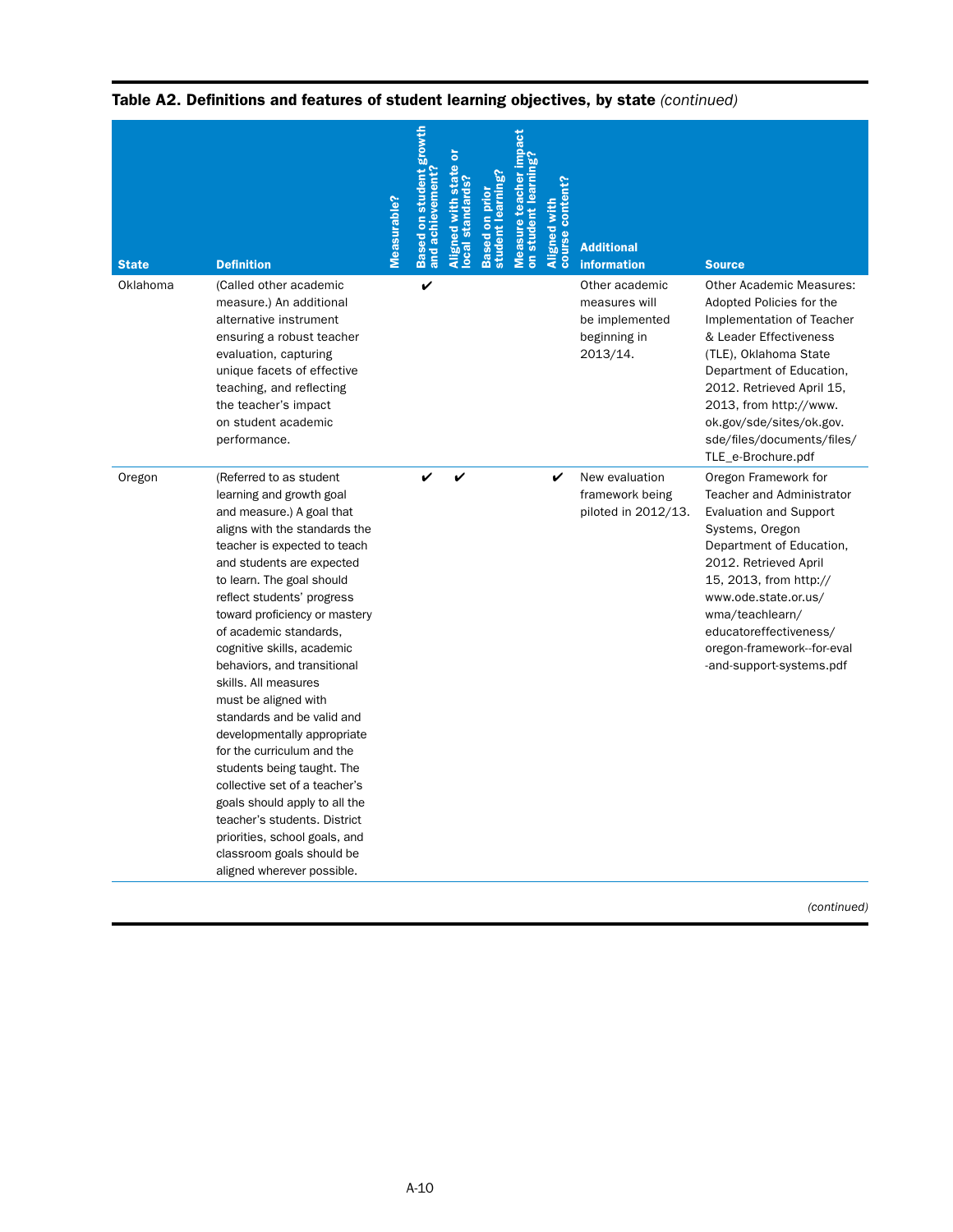**Table A2. Definitions and features of student learning objectives, by state** *(continued)*

| State | Definition | Measurable? | Based on student growth and achievement? | Aligned with state or local standards? | Based on prior student learning? | Measure teacher impact on student learning? | Aligned with course content? | Additional information | Source |
|---|---|---|---|---|---|---|---|---|---|
| Oklahoma | (Called other academic measure.) An additional alternative instrument ensuring a robust teacher evaluation, capturing unique facets of effective teaching, and reflecting the teacher's impact on student academic performance. | | ✔ | | | | | Other academic measures will be implemented beginning in 2013/14. | Other Academic Measures: Adopted Policies for the Implementation of Teacher & Leader Effectiveness (TLE), Oklahoma State Department of Education, 2012. Retrieved April 15, 2013, from http://www.ok.gov/sde/sites/ok.gov.sde/files/documents/files/TLE_e-Brochure.pdf |
| Oregon | (Referred to as student learning and growth goal and measure.) A goal that aligns with the standards the teacher is expected to teach and students are expected to learn. The goal should reflect students' progress toward proficiency or mastery of academic standards, cognitive skills, academic behaviors, and transitional skills. All measures must be aligned with standards and be valid and developmentally appropriate for the curriculum and the students being taught. The collective set of a teacher's goals should apply to all the teacher's students. District priorities, school goals, and classroom goals should be aligned wherever possible. | | ✔ | ✔ | | | ✔ | New evaluation framework being piloted in 2012/13. | Oregon Framework for Teacher and Administrator Evaluation and Support Systems, Oregon Department of Education, 2012. Retrieved April 15, 2013, from http://www.ode.state.or.us/wma/teachlearn/educatoreffectiveness/oregon-framework--for-eval-and-support-systems.pdf |

*(continued)*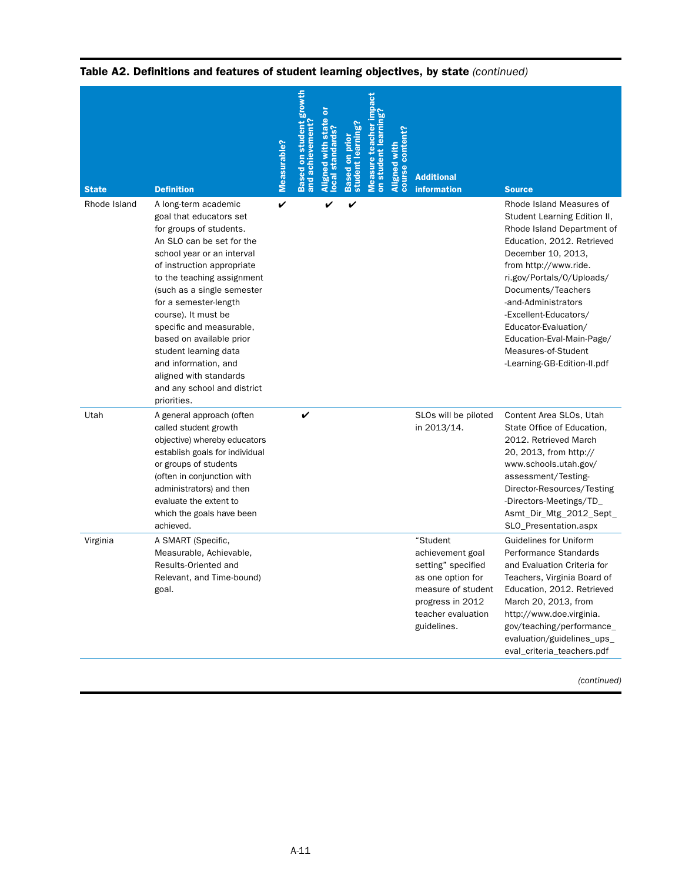**Table A2. Definitions and features of student learning objectives, by state** *(continued)*

| State | Definition | Measurable? | Based on student growth and achievement? | Aligned with state or local standards? | Based on prior student learning? | Measure teacher impact on student learning? | Aligned with course content? | Additional information | Source |
|---|---|---|---|---|---|---|---|---|---|
| Rhode Island | A long-term academic goal that educators set for groups of students. An SLO can be set for the school year or an interval of instruction appropriate to the teaching assignment (such as a single semester for a semester-length course). It must be specific and measurable, based on available prior student learning data and information, and aligned with standards and any school and district priorities. | ✔ | | ✔ | ✔ | | | | Rhode Island Measures of Student Learning Edition II, Rhode Island Department of Education, 2012. Retrieved December 10, 2013, from http://www.ride.ri.gov/Portals/0/Uploads/Documents/Teachers-and-Administrators-Excellent-Educators/Educator-Evaluation/Education-Eval-Main-Page/Measures-of-Student-Learning-GB-Edition-II.pdf |
| Utah | A general approach (often called student growth objective) whereby educators establish goals for individual or groups of students (often in conjunction with administrators) and then evaluate the extent to which the goals have been achieved. | | ✔ | | | | | SLOs will be piloted in 2013/14. | Content Area SLOs, Utah State Office of Education, 2012. Retrieved March 20, 2013, from http://www.schools.utah.gov/assessment/Testing-Director-Resources/Testing-Directors-Meetings/TD_Asmt_Dir_Mtg_2012_Sept_SLO_Presentation.aspx |
| Virginia | A SMART (Specific, Measurable, Achievable, Results-Oriented and Relevant, and Time-bound) goal. | | | | | | | "Student achievement goal setting" specified as one option for measure of student progress in 2012 teacher evaluation guidelines. | Guidelines for Uniform Performance Standards and Evaluation Criteria for Teachers, Virginia Board of Education, 2012. Retrieved March 20, 2013, from http://www.doe.virginia.gov/teaching/performance_evaluation/guidelines_ups_eval_criteria_teachers.pdf |

*(continued)*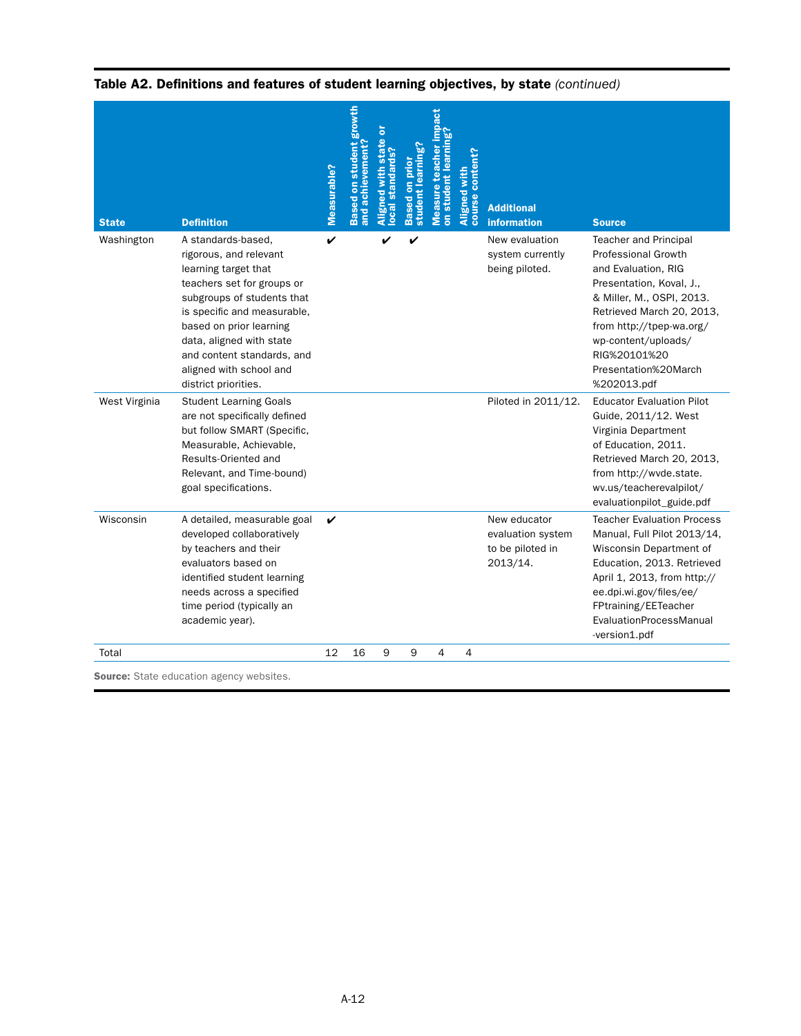**Table A2. Definitions and features of student learning objectives, by state** *(continued)*

| State | Definition | Measurable? | Based on student growth and achievement? | Aligned with state or local standards? | Based on prior student learning? | Measure teacher impact on student learning? | Aligned with course content? | Additional information | Source |
|---|---|---|---|---|---|---|---|---|---|
| Washington | A standards-based, rigorous, and relevant learning target that teachers set for groups or subgroups of students that is specific and measurable, based on prior learning data, aligned with state and content standards, and aligned with school and district priorities. | ✔ | | ✔ | ✔ | | | New evaluation system currently being piloted. | Teacher and Principal Professional Growth and Evaluation, RIG Presentation, Koval, J., & Miller, M., OSPI, 2013. Retrieved March 20, 2013, from http://tpep-wa.org/wp-content/uploads/RIG%20101%20Presentation%20March%202013.pdf |
| West Virginia | Student Learning Goals are not specifically defined but follow SMART (Specific, Measurable, Achievable, Results-Oriented and Relevant, and Time-bound) goal specifications. | | | | | | | Piloted in 2011/12. | Educator Evaluation Pilot Guide, 2011/12. West Virginia Department of Education, 2011. Retrieved March 20, 2013, from http://wvde.state.wv.us/teacherevalpilot/evaluationpilot_guide.pdf |
| Wisconsin | A detailed, measurable goal developed collaboratively by teachers and their evaluators based on identified student learning needs across a specified time period (typically an academic year). | ✔ | | | | | | New educator evaluation system to be piloted in 2013/14. | Teacher Evaluation Process Manual, Full Pilot 2013/14, Wisconsin Department of Education, 2013. Retrieved April 1, 2013, from http://ee.dpi.wi.gov/files/ee/FPtraining/EETeacherEvaluationProcessManual-version1.pdf |
| Total | | 12 | 16 | 9 | 9 | 4 | 4 | | |

**Source:** State education agency websites.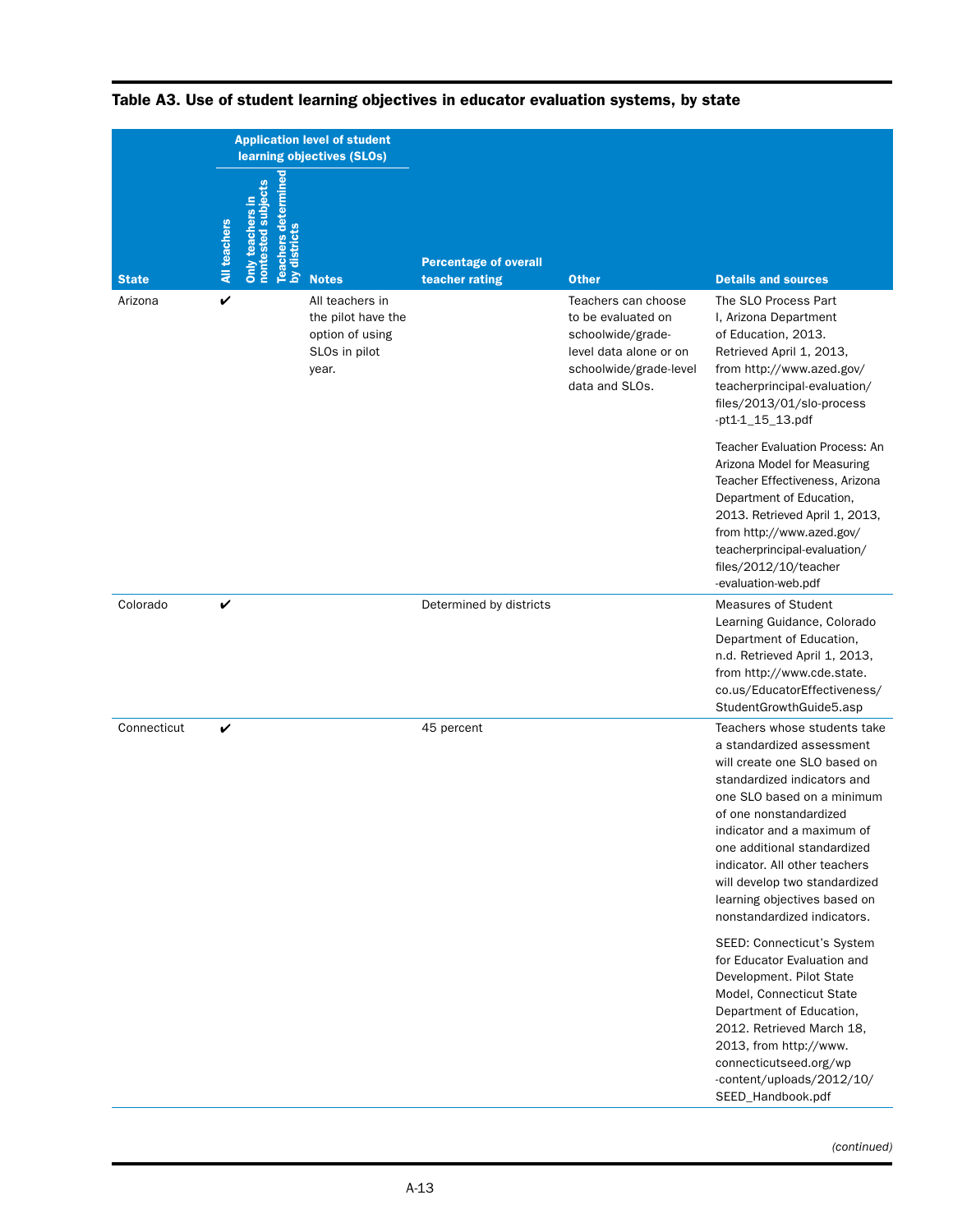**Table A3. Use of student learning objectives in educator evaluation systems, by state**

| State | Application level of student learning objectives (SLOs) | | | | Percentage of overall teacher rating | Other | Details and sources |
|---|---|---|---|---|---|---|---|
| | All teachers | Only teachers in nontested subjects | Teachers determined by districts | Notes | | | |
| Arizona | ✔ | | | All teachers in the pilot have the option of using SLOs in pilot year. | | Teachers can choose to be evaluated on schoolwide/grade-level data alone or on schoolwide/grade-level data and SLOs. | The SLO Process Part I, Arizona Department of Education, 2013. Retrieved April 1, 2013, from http://www.azed.gov/teacherprincipal-evaluation/files/2013/01/slo-process-pt1-1_15_13.pdf<br><br>Teacher Evaluation Process: An Arizona Model for Measuring Teacher Effectiveness, Arizona Department of Education, 2013. Retrieved April 1, 2013, from http://www.azed.gov/teacherprincipal-evaluation/files/2012/10/teacher-evaluation-web.pdf |
| Colorado | ✔ | | | | Determined by districts | | Measures of Student Learning Guidance, Colorado Department of Education, n.d. Retrieved April 1, 2013, from http://www.cde.state.co.us/EducatorEffectiveness/StudentGrowthGuide5.asp |
| Connecticut | ✔ | | | | 45 percent | | Teachers whose students take a standardized assessment will create one SLO based on standardized indicators and one SLO based on a minimum of one nonstandardized indicator and a maximum of one additional standardized indicator. All other teachers will develop two standardized learning objectives based on nonstandardized indicators.<br><br>SEED: Connecticut's System for Educator Evaluation and Development. Pilot State Model, Connecticut State Department of Education, 2012. Retrieved March 18, 2013, from http://www.connecticutseed.org/wp-content/uploads/2012/10/SEED_Handbook.pdf |

*(continued)*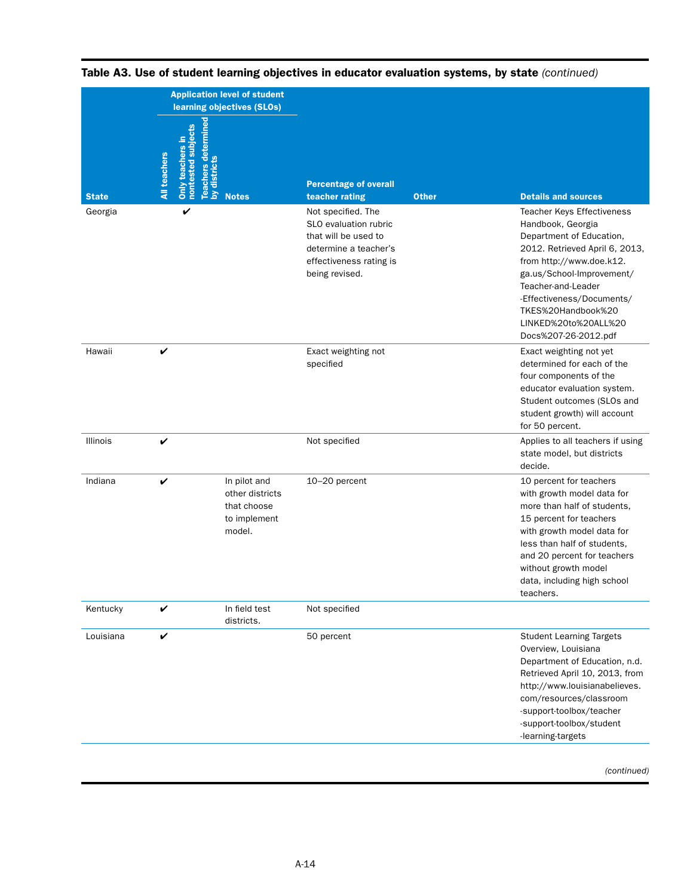**Table A3. Use of student learning objectives in educator evaluation systems, by state** *(continued)*

| State | Application level of student learning objectives (SLOs) | | | | Percentage of overall teacher rating | Other | Details and sources |
|---|---|---|---|---|---|---|---|
| | All teachers | Only teachers in nontested subjects | Teachers determined by districts | Notes | | | |
| Georgia | | ✔ | | | Not specified. The SLO evaluation rubric that will be used to determine a teacher's effectiveness rating is being revised. | | Teacher Keys Effectiveness Handbook, Georgia Department of Education, 2012. Retrieved April 6, 2013, from http://www.doe.k12.ga.us/School-Improvement/Teacher-and-Leader-Effectiveness/Documents/TKES%20Handbook%20LINKED%20to%20ALL%20Docs%207-26-2012.pdf |
| Hawaii | ✔ | | | | Exact weighting not specified | | Exact weighting not yet determined for each of the four components of the educator evaluation system. Student outcomes (SLOs and student growth) will account for 50 percent. |
| Illinois | ✔ | | | | Not specified | | Applies to all teachers if using state model, but districts decide. |
| Indiana | ✔ | | | In pilot and other districts that choose to implement model. | 10–20 percent | | 10 percent for teachers with growth model data for more than half of students, 15 percent for teachers with growth model data for less than half of students, and 20 percent for teachers without growth model data, including high school teachers. |
| Kentucky | ✔ | | | In field test districts. | Not specified | | |
| Louisiana | ✔ | | | | 50 percent | | Student Learning Targets Overview, Louisiana Department of Education, n.d. Retrieved April 10, 2013, from http://www.louisianabelieves.com/resources/classroom-support-toolbox/teacher-support-toolbox/student-learning-targets |

*(continued)*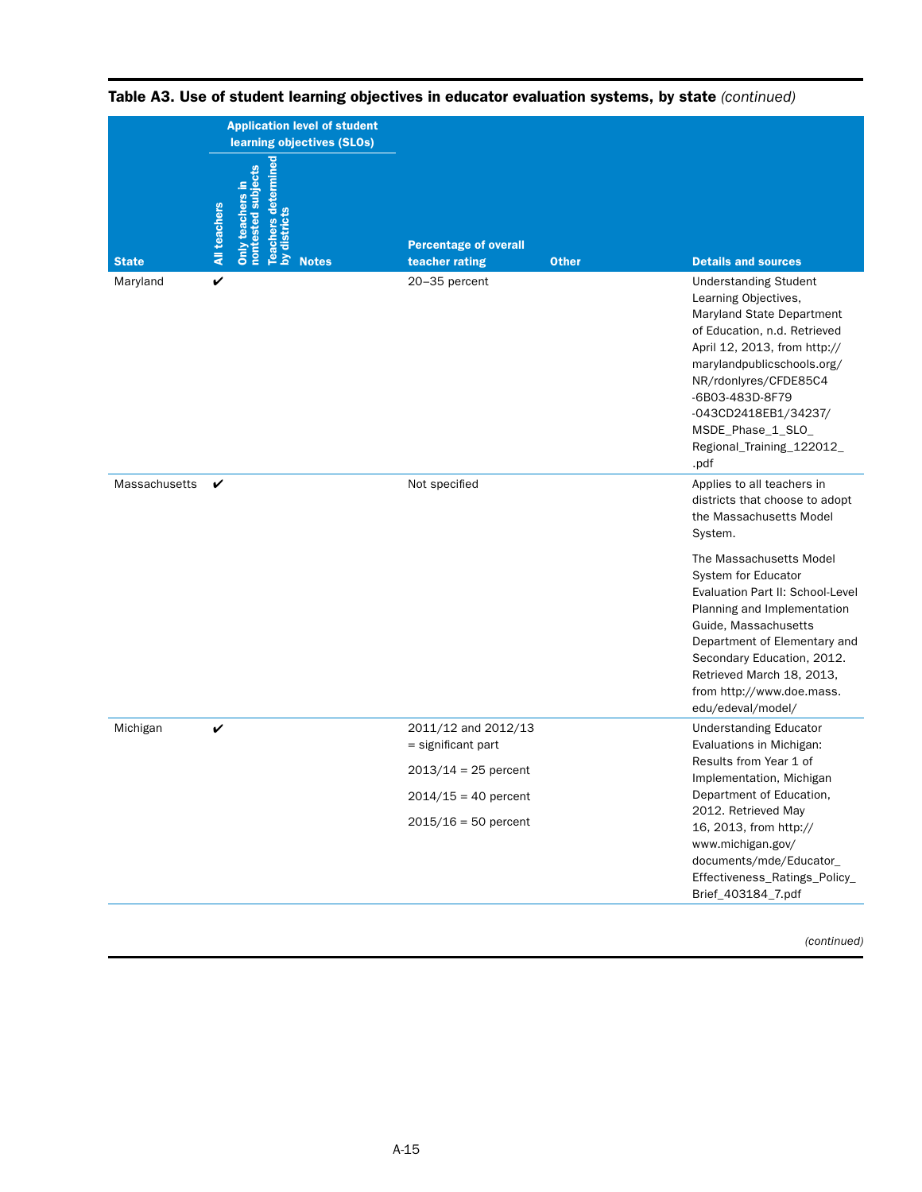**Table A3. Use of student learning objectives in educator evaluation systems, by state** *(continued)*

| State | Application level of student learning objectives (SLOs) | | | | Percentage of overall teacher rating | Other | Details and sources |
|---|---|---|---|---|---|---|---|
| | All teachers | Only teachers in nontested subjects | Teachers determined by districts | Notes | | | |
| Maryland | ✔ | | | | 20–35 percent | | Understanding Student Learning Objectives, Maryland State Department of Education, n.d. Retrieved April 12, 2013, from http://marylandpublicschools.org/NR/rdonlyres/CFDE85C4-6B03-483D-8F79-043CD2418EB1/34237/MSDE_Phase_1_SLO_Regional_Training_122012_.pdf |
| Massachusetts | ✔ | | | | Not specified | | Applies to all teachers in districts that choose to adopt the Massachusetts Model System.<br><br>The Massachusetts Model System for Educator Evaluation Part II: School-Level Planning and Implementation Guide, Massachusetts Department of Elementary and Secondary Education, 2012. Retrieved March 18, 2013, from http://www.doe.mass.edu/edeval/model/ |
| Michigan | ✔ | | | | 2011/12 and 2012/13 = significant part<br><br>2013/14 = 25 percent<br><br>2014/15 = 40 percent<br><br>2015/16 = 50 percent | | Understanding Educator Evaluations in Michigan: Results from Year 1 of Implementation, Michigan Department of Education, 2012. Retrieved May 16, 2013, from http://www.michigan.gov/documents/mde/Educator_Effectiveness_Ratings_Policy_Brief_403184_7.pdf |

*(continued)*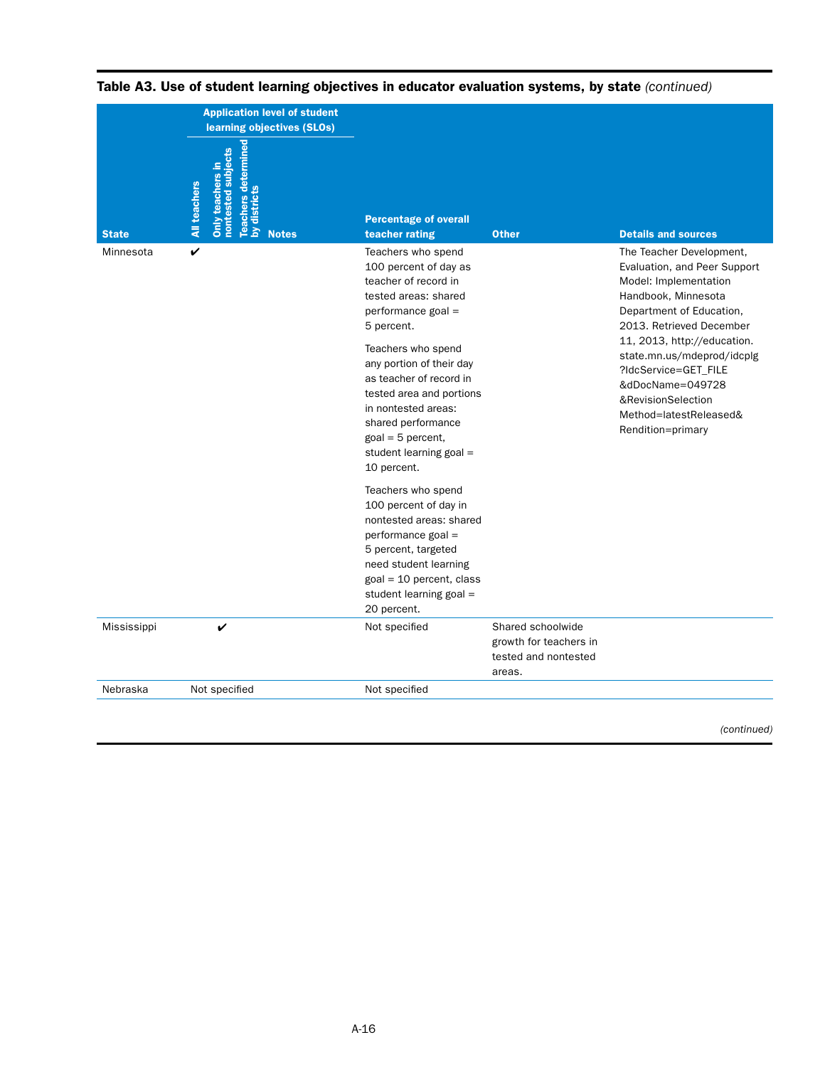**Table A3. Use of student learning objectives in educator evaluation systems, by state** *(continued)*

| State | Application level of student learning objectives (SLOs) | | | | Percentage of overall teacher rating | Other | Details and sources |
|---|---|---|---|---|---|---|---|
| | All teachers | Only teachers in nontested subjects | Teachers determined by districts | Notes | | | |
| Minnesota | ✔ | | | | Teachers who spend 100 percent of day as teacher of record in tested areas: shared performance goal = 5 percent.<br><br>Teachers who spend any portion of their day as teacher of record in tested area and portions in nontested areas: shared performance goal = 5 percent, student learning goal = 10 percent.<br><br>Teachers who spend 100 percent of day in nontested areas: shared performance goal = 5 percent, targeted need student learning goal = 10 percent, class student learning goal = 20 percent. | | The Teacher Development, Evaluation, and Peer Support Model: Implementation Handbook, Minnesota Department of Education, 2013. Retrieved December 11, 2013, http://education.state.mn.us/mdeprod/idcplg?IdcService=GET_FILE&dDocName=049728&RevisionSelectionMethod=latestReleased&Rendition=primary |
| Mississippi | | ✔ | | | Not specified | Shared schoolwide growth for teachers in tested and nontested areas. | |
| Nebraska | Not specified | | | | Not specified | | |

*(continued)*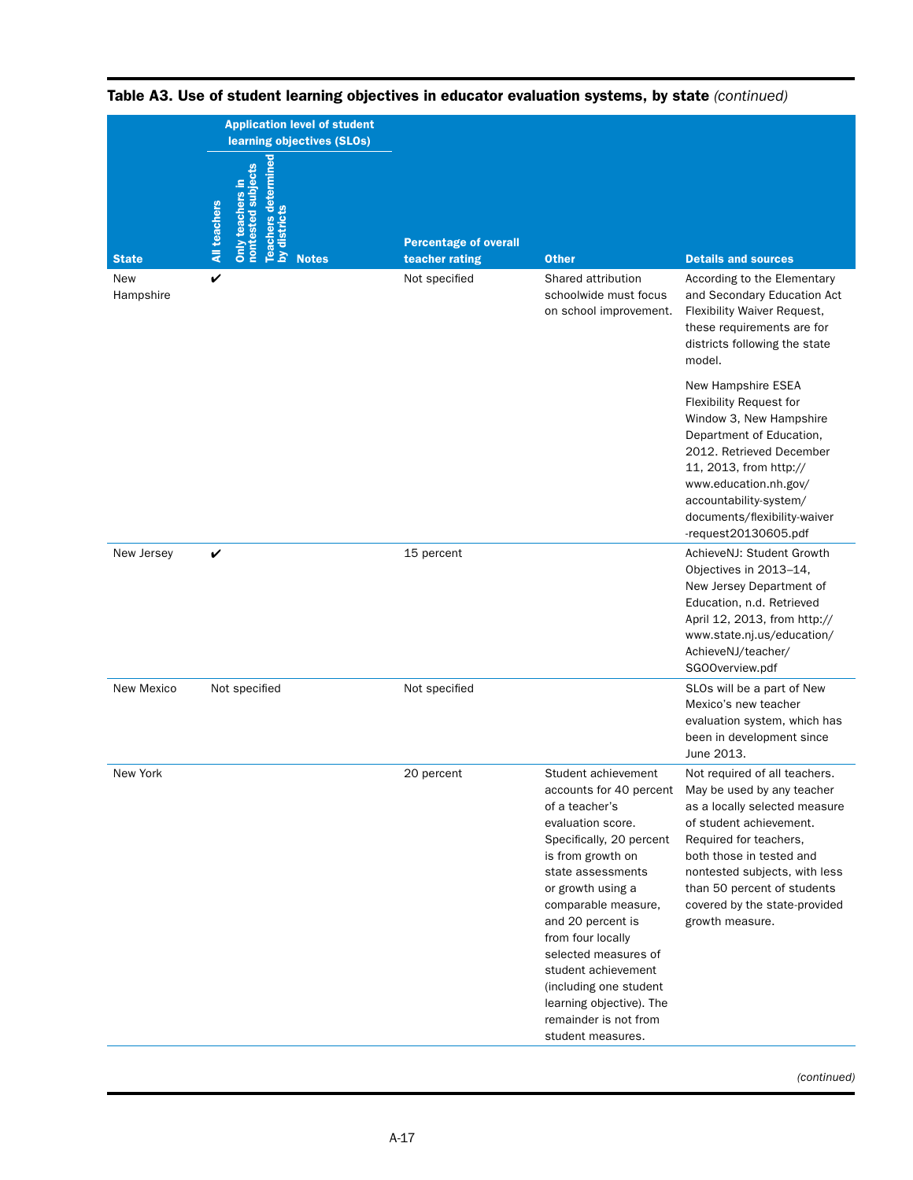**Table A3. Use of student learning objectives in educator evaluation systems, by state** *(continued)*

| State | Application level of student learning objectives (SLOs) | | | | Percentage of overall teacher rating | Other | Details and sources |
|---|---|---|---|---|---|---|---|
| | All teachers | Only teachers in nontested subjects | Teachers determined by districts | Notes | | | |
| New Hampshire | ✔ | | | | Not specified | Shared attribution schoolwide must focus on school improvement. | According to the Elementary and Secondary Education Act Flexibility Waiver Request, these requirements are for districts following the state model.<br><br>New Hampshire ESEA Flexibility Request for Window 3, New Hampshire Department of Education, 2012. Retrieved December 11, 2013, from http://www.education.nh.gov/accountability-system/documents/flexibility-waiver-request20130605.pdf |
| New Jersey | ✔ | | | | 15 percent | | AchieveNJ: Student Growth Objectives in 2013–14, New Jersey Department of Education, n.d. Retrieved April 12, 2013, from http://www.state.nj.us/education/AchieveNJ/teacher/SGOOverview.pdf |
| New Mexico | Not specified | | | | Not specified | | SLOs will be a part of New Mexico's new teacher evaluation system, which has been in development since June 2013. |
| New York | | | | | 20 percent | Student achievement accounts for 40 percent of a teacher's evaluation score. Specifically, 20 percent is from growth on state assessments or growth using a comparable measure, and 20 percent is from four locally selected measures of student achievement (including one student learning objective). The remainder is not from student measures. | Not required of all teachers. May be used by any teacher as a locally selected measure of student achievement. Required for teachers, both those in tested and nontested subjects, with less than 50 percent of students covered by the state-provided growth measure. |

*(continued)*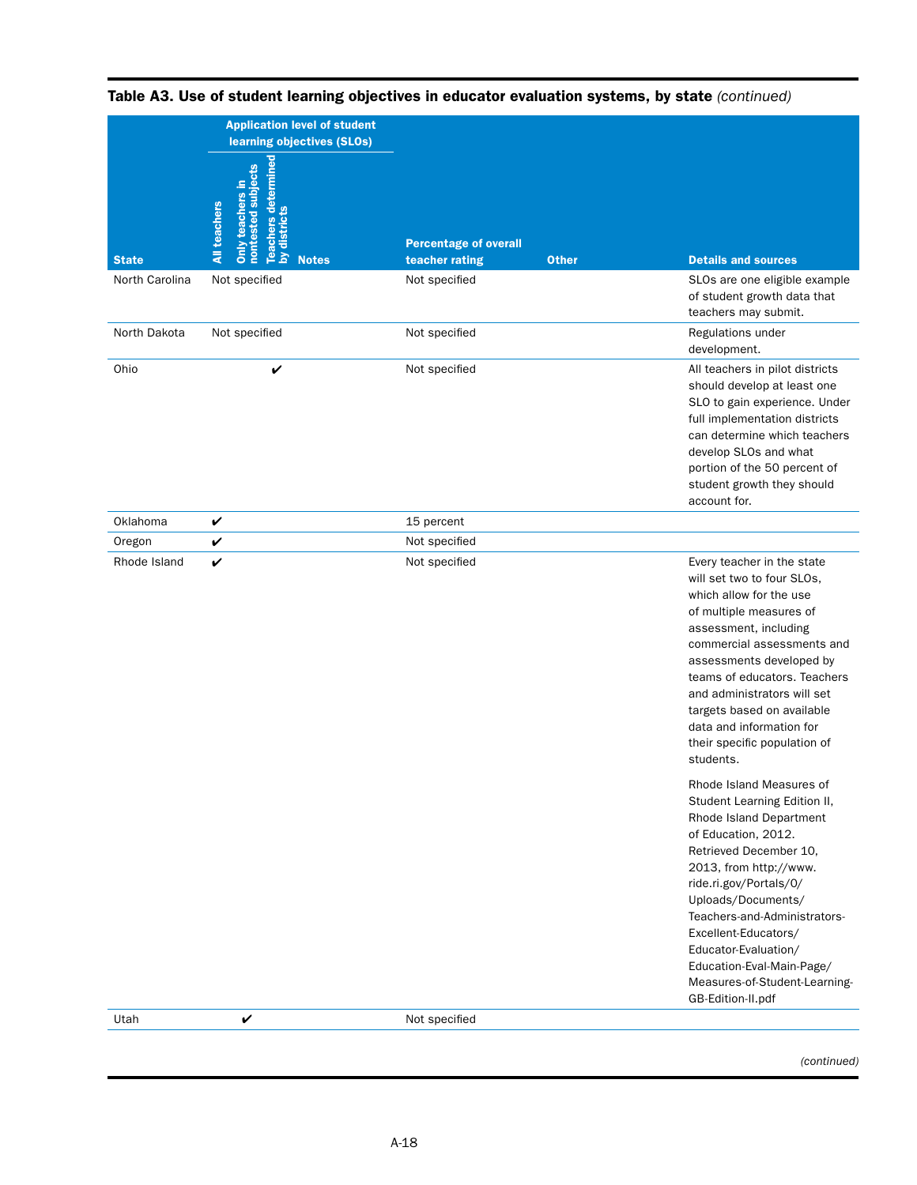**Table A3. Use of student learning objectives in educator evaluation systems, by state** *(continued)*

| State | Application level of student learning objectives (SLOs) | | | | Percentage of overall teacher rating | Other | Details and sources |
|---|---|---|---|---|---|---|---|
| | All teachers | Only teachers in nontested subjects | Teachers determined by districts | Notes | | | |
| North Carolina | Not specified | | | | Not specified | | SLOs are one eligible example of student growth data that teachers may submit. |
| North Dakota | Not specified | | | | Not specified | | Regulations under development. |
| Ohio | | | ✔ | | Not specified | | All teachers in pilot districts should develop at least one SLO to gain experience. Under full implementation districts can determine which teachers develop SLOs and what portion of the 50 percent of student growth they should account for. |
| Oklahoma | ✔ | | | | 15 percent | | |
| Oregon | ✔ | | | | Not specified | | |
| Rhode Island | ✔ | | | | Not specified | | Every teacher in the state will set two to four SLOs, which allow for the use of multiple measures of assessment, including commercial assessments and assessments developed by teams of educators. Teachers and administrators will set targets based on available data and information for their specific population of students.<br><br>Rhode Island Measures of Student Learning Edition II, Rhode Island Department of Education, 2012. Retrieved December 10, 2013, from http://www.ride.ri.gov/Portals/0/Uploads/Documents/Teachers-and-Administrators-Excellent-Educators/Educator-Evaluation/Education-Eval-Main-Page/Measures-of-Student-Learning-GB-Edition-II.pdf |
| Utah | | ✔ | | | Not specified | | |

*(continued)*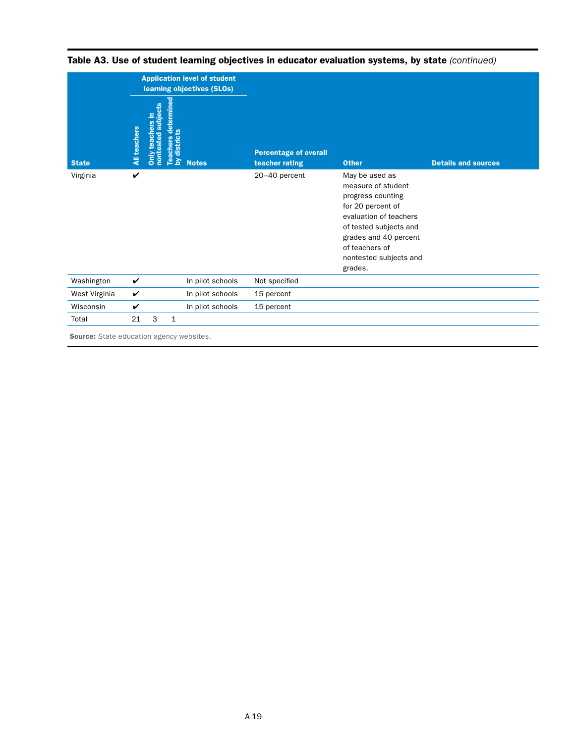**Table A3. Use of student learning objectives in educator evaluation systems, by state** *(continued)*

| State | Application level of student learning objectives (SLOs) | | | | Percentage of overall teacher rating | Other | Details and sources |
|---|---|---|---|---|---|---|---|
| | All teachers | Only teachers in nontested subjects | Teachers determined by districts | Notes | | | |
| Virginia | ✔ | | | | 20–40 percent | May be used as measure of student progress counting for 20 percent of evaluation of teachers of tested subjects and grades and 40 percent of teachers of nontested subjects and grades. | |
| Washington | ✔ | | | In pilot schools | Not specified | | |
| West Virginia | ✔ | | | In pilot schools | 15 percent | | |
| Wisconsin | ✔ | | | In pilot schools | 15 percent | | |
| Total | 21 | 3 | 1 | | | | |

**Source:** State education agency websites.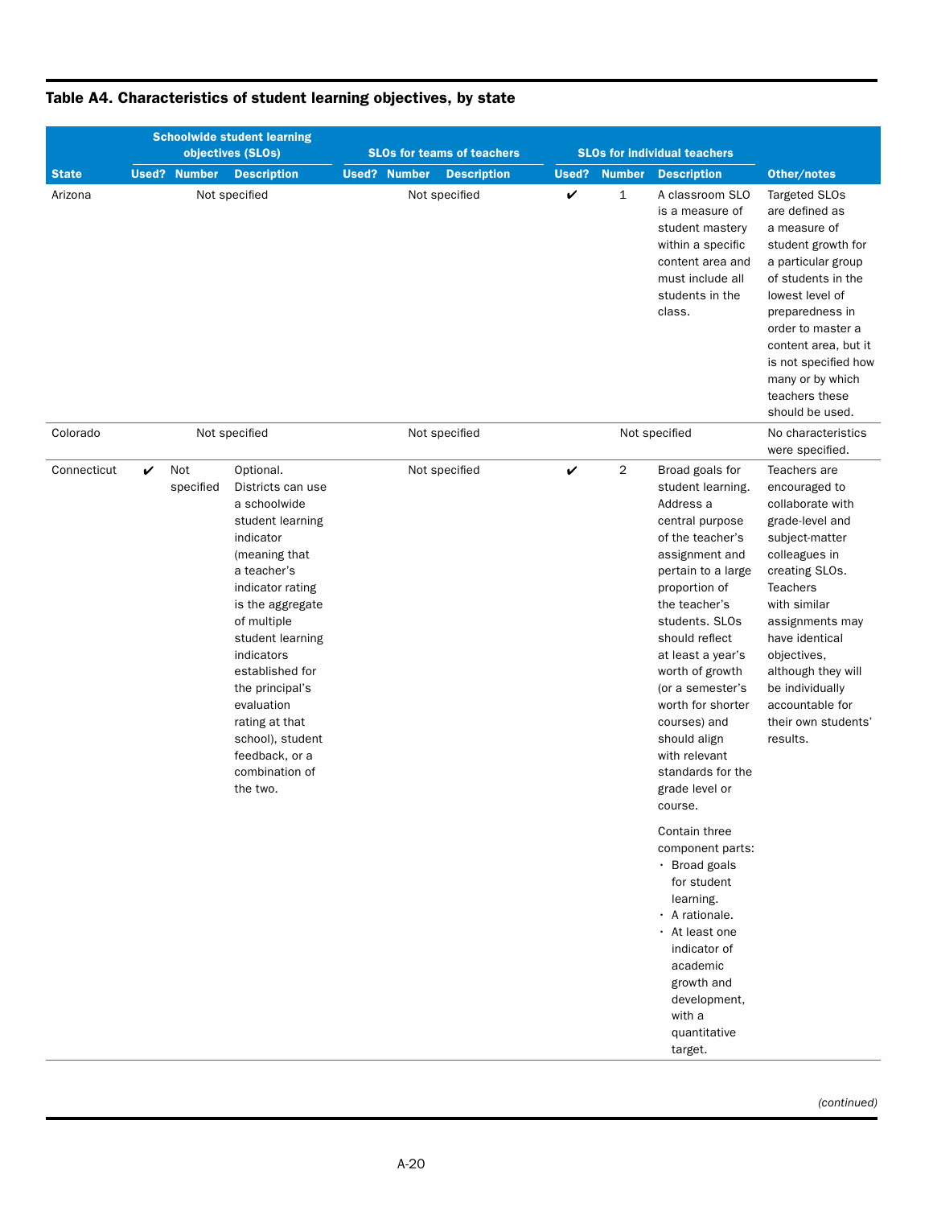**Table A4. Characteristics of student learning objectives, by state**

| State | Schoolwide student learning objectives (SLOs) | | | SLOs for teams of teachers | | | SLOs for individual teachers | | | Other/notes |
|---|---|---|---|---|---|---|---|---|---|---|
| | Used? | Number | Description | Used? | Number | Description | Used? | Number | Description | |
| Arizona | | Not specified | | | Not specified | | ✔ | 1 | A classroom SLO is a measure of student mastery within a specific content area and must include all students in the class. | Targeted SLOs are defined as a measure of student growth for a particular group of students in the lowest level of preparedness in order to master a content area, but it is not specified how many or by which teachers these should be used. |
| Colorado | | Not specified | | | Not specified | | | Not specified | | No characteristics were specified. |
| Connecticut | ✔ | Not specified | Optional. Districts can use a schoolwide student learning indicator (meaning that a teacher's indicator rating is the aggregate of multiple student learning indicators established for the principal's evaluation rating at that school), student feedback, or a combination of the two. | | Not specified | | ✔ | 2 | Broad goals for student learning. Address a central purpose of the teacher's assignment and pertain to a large proportion of the teacher's students. SLOs should reflect at least a year's worth of growth (or a semester's worth for shorter courses) and should align with relevant standards for the grade level or course.<br><br>Contain three component parts:<br>• Broad goals for student learning.<br>• A rationale.<br>• At least one indicator of academic growth and development, with a quantitative target. | Teachers are encouraged to collaborate with grade-level and subject-matter colleagues in creating SLOs. Teachers with similar assignments may have identical objectives, although they will be individually accountable for their own students' results. |

*(continued)*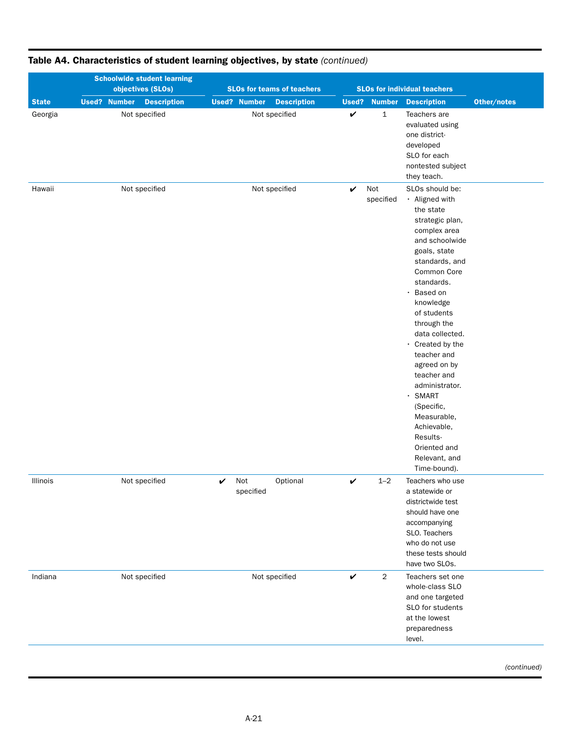**Table A4. Characteristics of student learning objectives, by state** *(continued)*

| State | Schoolwide student learning objectives (SLOs) | | | SLOs for teams of teachers | | | SLOs for individual teachers | | | Other/notes |
|---|---|---|---|---|---|---|---|---|---|---|
| | Used? | Number | Description | Used? | Number | Description | Used? | Number | Description | |
| Georgia | Not specified | | | Not specified | | | ✔ | 1 | Teachers are evaluated using one district-developed SLO for each nontested subject they teach. | |
| Hawaii | Not specified | | | Not specified | | | ✔ | Not specified | SLOs should be: • Aligned with the state strategic plan, complex area and schoolwide goals, state standards, and Common Core standards. • Based on knowledge of students through the data collected. • Created by the teacher and agreed on by teacher and administrator. • SMART (Specific, Measurable, Achievable, Results-Oriented and Relevant, and Time-bound). | |
| Illinois | Not specified | | | ✔ | Not specified | Optional | ✔ | 1–2 | Teachers who use a statewide or districtwide test should have one accompanying SLO. Teachers who do not use these tests should have two SLOs. | |
| Indiana | Not specified | | | Not specified | | | ✔ | 2 | Teachers set one whole-class SLO and one targeted SLO for students at the lowest preparedness level. | |

*(continued)*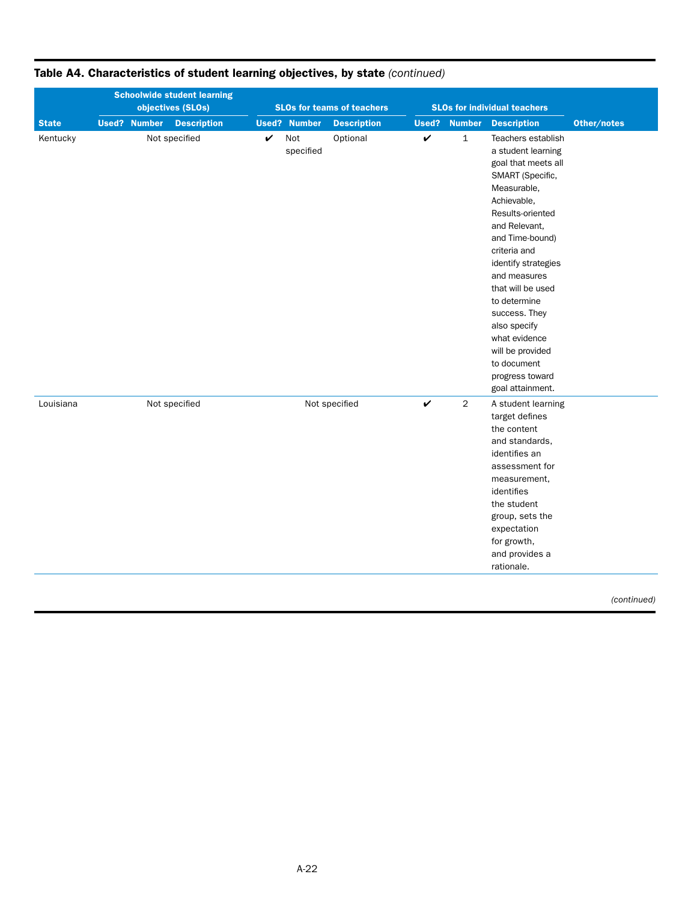**Table A4. Characteristics of student learning objectives, by state** *(continued)*

| State | Schoolwide student learning objectives (SLOs) | | | SLOs for teams of teachers | | | SLOs for individual teachers | | | Other/notes |
|---|---|---|---|---|---|---|---|---|---|---|
| | Used? | Number | Description | Used? | Number | Description | Used? | Number | Description | |
| Kentucky | Not specified | | | ✔ | Not specified | Optional | ✔ | 1 | Teachers establish a student learning goal that meets all SMART (Specific, Measurable, Achievable, Results-oriented and Relevant, and Time-bound) criteria and identify strategies and measures that will be used to determine success. They also specify what evidence will be provided to document progress toward goal attainment. | |
| Louisiana | Not specified | | | Not specified | | | ✔ | 2 | A student learning target defines the content and standards, identifies an assessment for measurement, identifies the student group, sets the expectation for growth, and provides a rationale. | |

*(continued)*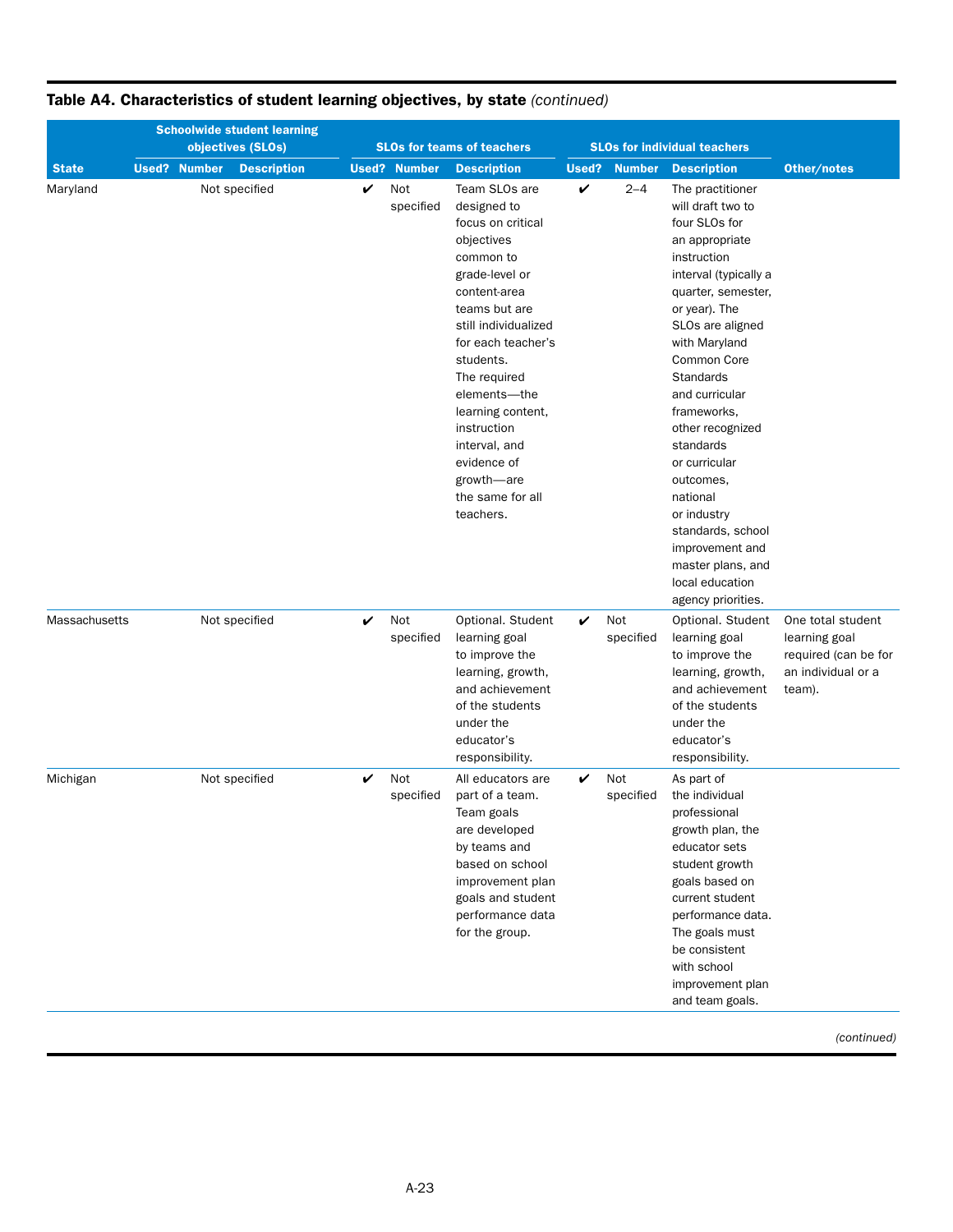**Table A4. Characteristics of student learning objectives, by state** *(continued)*

| State | Schoolwide student learning objectives (SLOs) | | | SLOs for teams of teachers | | | SLOs for individual teachers | | | Other/notes |
|---|---|---|---|---|---|---|---|---|---|---|
| | Used? | Number | Description | Used? | Number | Description | Used? | Number | Description | |
| Maryland | Not specified | | | ✔ | Not specified | Team SLOs are designed to focus on critical objectives common to grade-level or content-area teams but are still individualized for each teacher's students. The required elements—the learning content, instruction interval, and evidence of growth—are the same for all teachers. | ✔ | 2–4 | The practitioner will draft two to four SLOs for an appropriate instruction interval (typically a quarter, semester, or year). The SLOs are aligned with Maryland Common Core Standards and curricular frameworks, other recognized standards or curricular outcomes, national or industry standards, school improvement and master plans, and local education agency priorities. | |
| Massachusetts | Not specified | | | ✔ | Not specified | Optional. Student learning goal to improve the learning, growth, and achievement of the students under the educator's responsibility. | ✔ | Not specified | Optional. Student learning goal to improve the learning, growth, and achievement of the students under the educator's responsibility. | One total student learning goal required (can be for an individual or a team). |
| Michigan | Not specified | | | ✔ | Not specified | All educators are part of a team. Team goals are developed by teams and based on school improvement plan goals and student performance data for the group. | ✔ | Not specified | As part of the individual professional growth plan, the educator sets student growth goals based on current student performance data. The goals must be consistent with school improvement plan and team goals. | |

*(continued)*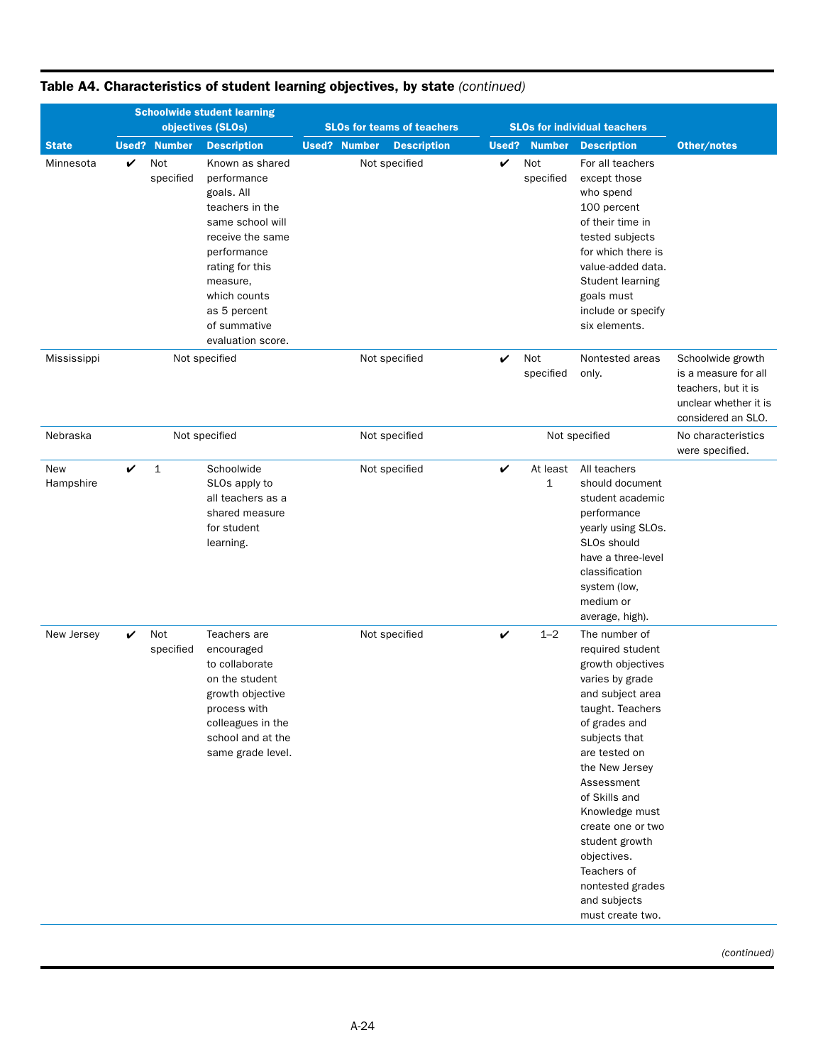**Table A4. Characteristics of student learning objectives, by state** *(continued)*

| State | Schoolwide student learning objectives (SLOs) | | | SLOs for teams of teachers | | | SLOs for individual teachers | | | Other/notes |
|---|---|---|---|---|---|---|---|---|---|---|
| | Used? | Number | Description | Used? | Number | Description | Used? | Number | Description | |
| Minnesota | ✔ | Not specified | Known as shared performance goals. All teachers in the same school will receive the same performance rating for this measure, which counts as 5 percent of summative evaluation score. | | Not specified | | ✔ | Not specified | For all teachers except those who spend 100 percent of their time in tested subjects for which there is value-added data. Student learning goals must include or specify six elements. | |
| Mississippi | | Not specified | | | Not specified | | ✔ | Not specified | Nontested areas only. | Schoolwide growth is a measure for all teachers, but it is unclear whether it is considered an SLO. |
| Nebraska | | Not specified | | | Not specified | | | Not specified | | No characteristics were specified. |
| New Hampshire | ✔ | 1 | Schoolwide SLOs apply to all teachers as a shared measure for student learning. | | Not specified | | ✔ | At least 1 | All teachers should document student academic performance yearly using SLOs. SLOs should have a three-level classification system (low, medium or average, high). | |
| New Jersey | ✔ | Not specified | Teachers are encouraged to collaborate on the student growth objective process with colleagues in the school and at the same grade level. | | Not specified | | ✔ | 1–2 | The number of required student growth objectives varies by grade and subject area taught. Teachers of grades and subjects that are tested on the New Jersey Assessment of Skills and Knowledge must create one or two student growth objectives. Teachers of nontested grades and subjects must create two. | |

*(continued)*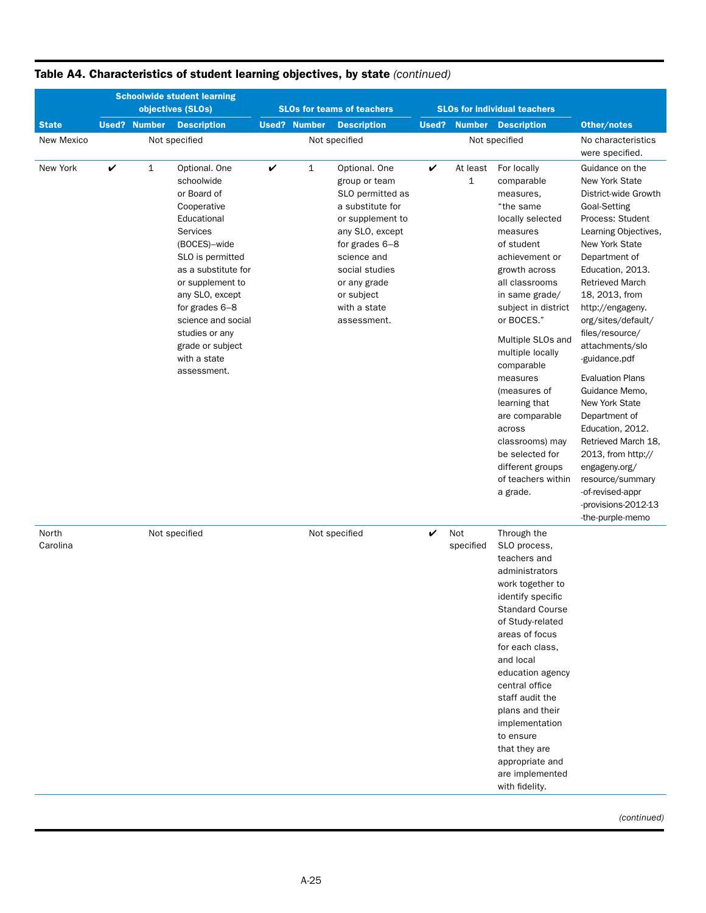**Table A4. Characteristics of student learning objectives, by state** *(continued)*

| State | Schoolwide student learning objectives (SLOs) | | | SLOs for teams of teachers | | | SLOs for individual teachers | | | Other/notes |
|---|---|---|---|---|---|---|---|---|---|---|
| | Used? | Number | Description | Used? | Number | Description | Used? | Number | Description | |
| New Mexico | | Not specified | | | Not specified | | | Not specified | | No characteristics were specified. |
| New York | ✔ | 1 | Optional. One schoolwide or Board of Cooperative Educational Services (BOCES)–wide SLO is permitted as a substitute for or supplement to any SLO, except for grades 6–8 science and social studies or any grade or subject with a state assessment. | ✔ | 1 | Optional. One group or team SLO permitted as a substitute for or supplement to any SLO, except for grades 6–8 science and social studies or any grade or subject with a state assessment. | ✔ | At least 1 | For locally comparable measures, "the same locally selected measures of student achievement or growth across all classrooms in same grade/subject in district or BOCES." Multiple SLOs and multiple locally comparable measures (measures of learning that are comparable across classrooms) may be selected for different groups of teachers within a grade. | Guidance on the New York State District-wide Growth Goal-Setting Process: Student Learning Objectives, New York State Department of Education, 2013. Retrieved March 18, 2013, from http://engageny.org/sites/default/files/resource/attachments/slo-guidance.pdf Evaluation Plans Guidance Memo, New York State Department of Education, 2012. Retrieved March 18, 2013, from http://engageny.org/resource/summary-of-revised-appr-provisions-2012-13-the-purple-memo |
| North Carolina | | Not specified | | | Not specified | | ✔ | Not specified | Through the SLO process, teachers and administrators work together to identify specific Standard Course of Study-related areas of focus for each class, and local education agency central office staff audit the plans and their implementation to ensure that they are appropriate and are implemented with fidelity. | |

*(continued)*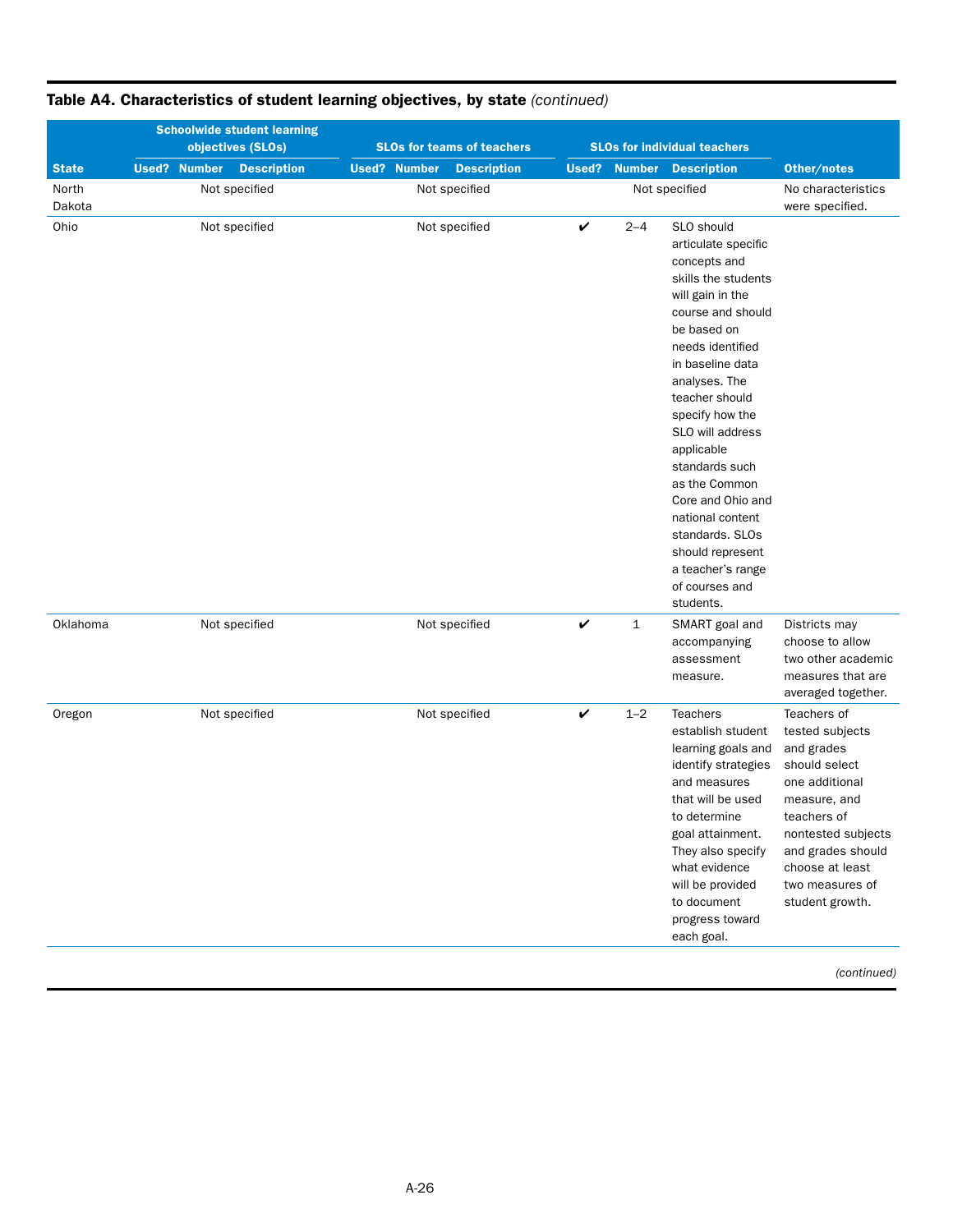**Table A4. Characteristics of student learning objectives, by state** *(continued)*

| State | Schoolwide student learning objectives (SLOs) | | | SLOs for teams of teachers | | | SLOs for individual teachers | | | Other/notes |
|---|---|---|---|---|---|---|---|---|---|---|
| | Used? | Number | Description | Used? | Number | Description | Used? | Number | Description | |
| North Dakota | Not specified | | | Not specified | | | Not specified | | | No characteristics were specified. |
| Ohio | Not specified | | | Not specified | | | ✔ | 2–4 | SLO should articulate specific concepts and skills the students will gain in the course and should be based on needs identified in baseline data analyses. The teacher should specify how the SLO will address applicable standards such as the Common Core and Ohio and national content standards. SLOs should represent a teacher's range of courses and students. | |
| Oklahoma | Not specified | | | Not specified | | | ✔ | 1 | SMART goal and accompanying assessment measure. | Districts may choose to allow two other academic measures that are averaged together. |
| Oregon | Not specified | | | Not specified | | | ✔ | 1–2 | Teachers establish student learning goals and identify strategies and measures that will be used to determine goal attainment. They also specify what evidence will be provided to document progress toward each goal. | Teachers of tested subjects and grades should select one additional measure, and teachers of nontested subjects and grades should choose at least two measures of student growth. |

*(continued)*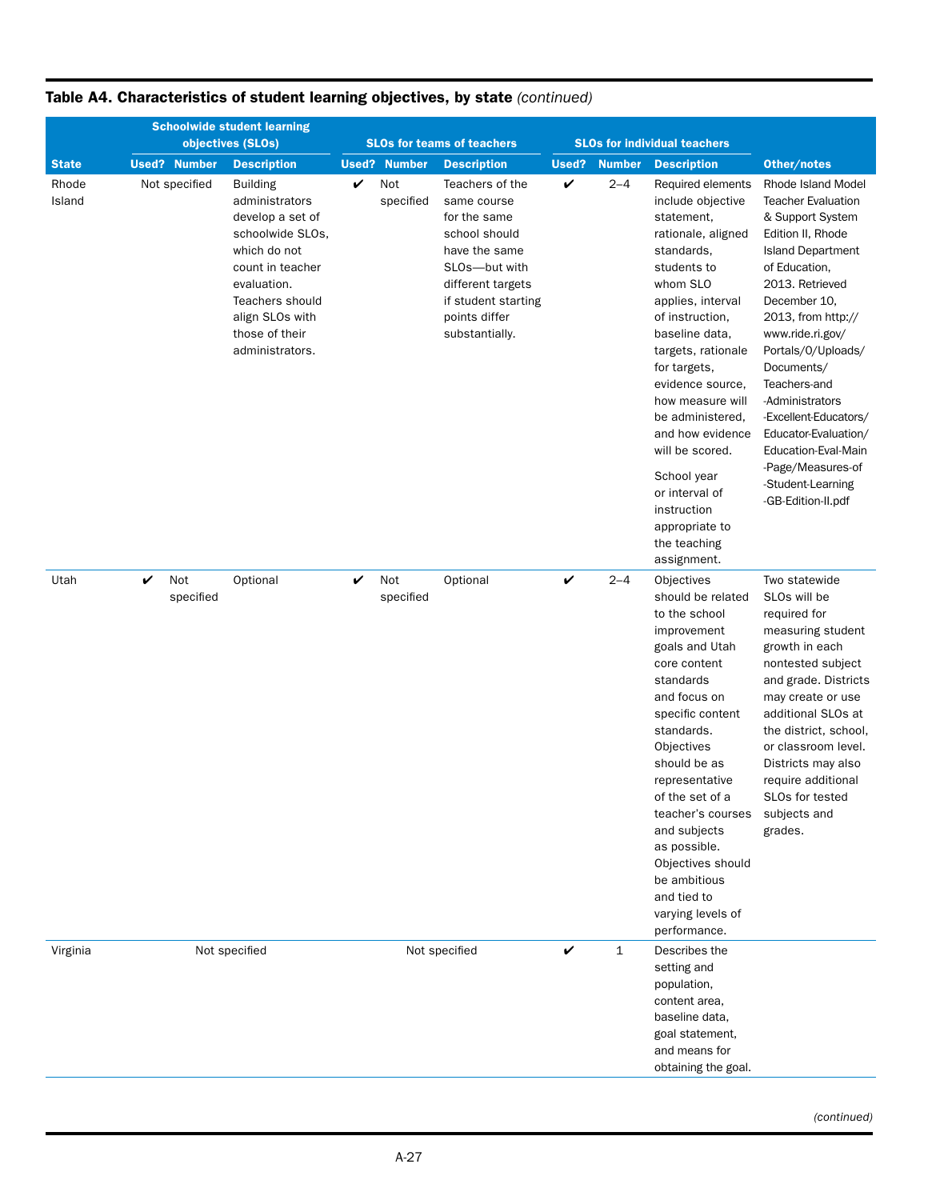**Table A4. Characteristics of student learning objectives, by state** *(continued)*

| State | Schoolwide student learning objectives (SLOs) | | | SLOs for teams of teachers | | | SLOs for individual teachers | | | Other/notes |
|---|---|---|---|---|---|---|---|---|---|---|
| | Used? | Number | Description | Used? | Number | Description | Used? | Number | Description | |
| Rhode Island | Not specified | | Building administrators develop a set of schoolwide SLOs, which do not count in teacher evaluation. Teachers should align SLOs with those of their administrators. | ✔ | Not specified | Teachers of the same course for the same school should have the same SLOs—but with different targets if student starting points differ substantially. | ✔ | 2–4 | Required elements include objective statement, rationale, aligned standards, students to whom SLO applies, interval of instruction, baseline data, targets, rationale for targets, evidence source, how measure will be administered, and how evidence will be scored. School year or interval of instruction appropriate to the teaching assignment. | Rhode Island Model Teacher Evaluation & Support System Edition II, Rhode Island Department of Education, 2013. Retrieved December 10, 2013, from http://www.ride.ri.gov/Portals/0/Uploads/Documents/Teachers-and-Administrators-Excellent-Educators/Educator-Evaluation/Education-Eval-Main-Page/Measures-of-Student-Learning-GB-Edition-II.pdf |
| Utah | ✔ | Not specified | Optional | ✔ | Not specified | Optional | ✔ | 2–4 | Objectives should be related to the school improvement goals and Utah core content standards and focus on specific content standards. Objectives should be as representative of the set of a teacher's courses and subjects as possible. Objectives should be ambitious and tied to varying levels of performance. | Two statewide SLOs will be required for measuring student growth in each nontested subject and grade. Districts may create or use additional SLOs at the district, school, or classroom level. Districts may also require additional SLOs for tested subjects and grades. |
| Virginia | Not specified | | | Not specified | | | ✔ | 1 | Describes the setting and population, content area, baseline data, goal statement, and means for obtaining the goal. | |

*(continued)*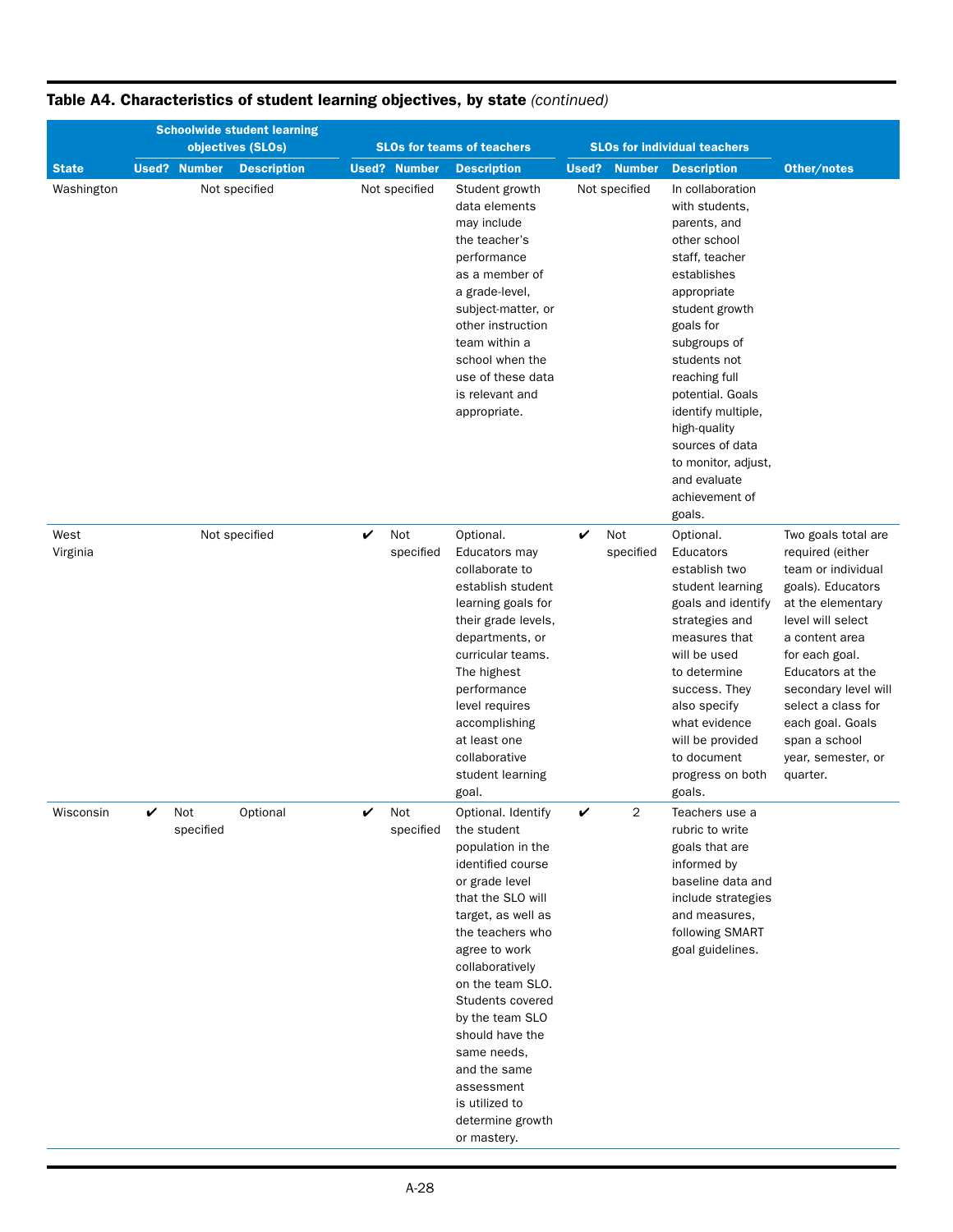**Table A4. Characteristics of student learning objectives, by state** *(continued)*

| State | Schoolwide student learning objectives (SLOs) | | | SLOs for teams of teachers | | | SLOs for individual teachers | | | Other/notes |
|---|---|---|---|---|---|---|---|---|---|---|
| | Used? | Number | Description | Used? | Number | Description | Used? | Number | Description | |
| Washington | Not specified | | | Not specified | | Student growth data elements may include the teacher's performance as a member of a grade-level, subject-matter, or other instruction team within a school when the use of these data is relevant and appropriate. | Not specified | | In collaboration with students, parents, and other school staff, teacher establishes appropriate student growth goals for subgroups of students not reaching full potential. Goals identify multiple, high-quality sources of data to monitor, adjust, and evaluate achievement of goals. | |
| West Virginia | Not specified | | | ✔ | Not specified | Optional. Educators may collaborate to establish student learning goals for their grade levels, departments, or curricular teams. The highest performance level requires accomplishing at least one collaborative student learning goal. | ✔ | Not specified | Optional. Educators establish two student learning goals and identify strategies and measures that will be used to determine success. They also specify what evidence will be provided to document progress on both goals. | Two goals total are required (either team or individual goals). Educators at the elementary level will select a content area for each goal. Educators at the secondary level will select a class for each goal. Goals span a school year, semester, or quarter. |
| Wisconsin | ✔ | Not specified | Optional | ✔ | Not specified | Optional. Identify the student population in the identified course or grade level that the SLO will target, as well as the teachers who agree to work collaboratively on the team SLO. Students covered by the team SLO should have the same needs, and the same assessment is utilized to determine growth or mastery. | ✔ | 2 | Teachers use a rubric to write goals that are informed by baseline data and include strategies and measures, following SMART goal guidelines. | |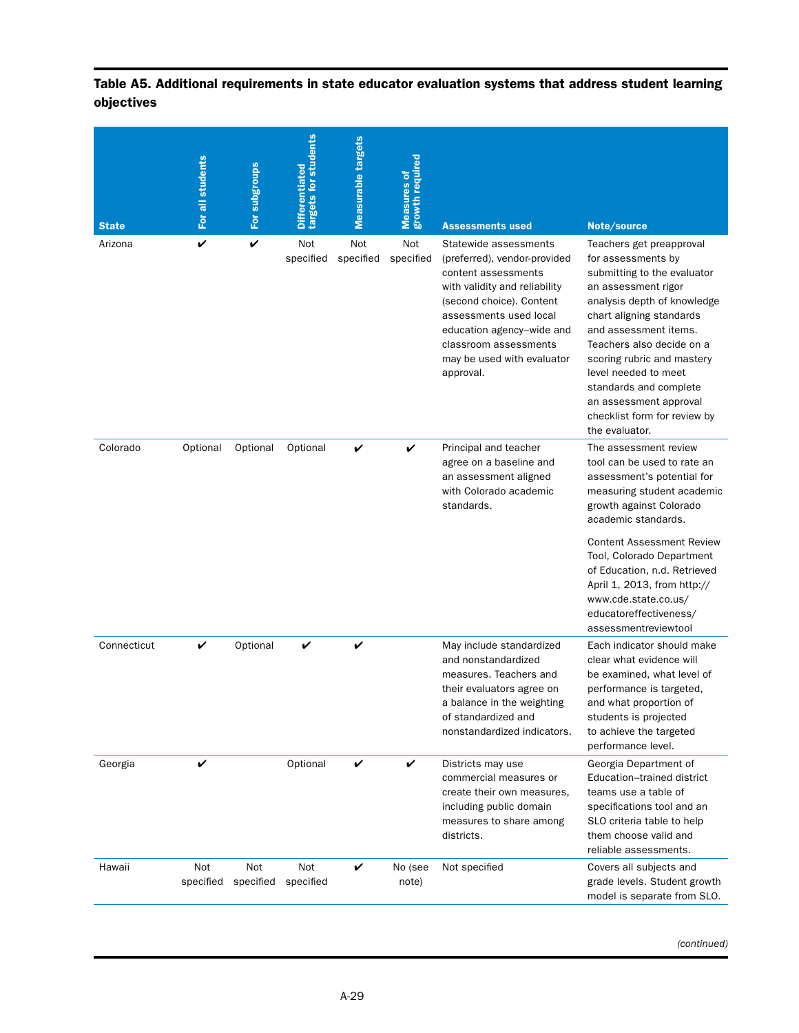**Table A5. Additional requirements in state educator evaluation systems that address student learning objectives**

| State | For all students | For subgroups | Differentiated targets for students | Measurable targets | Measures of growth required | Assessments used | Note/source |
|---|---|---|---|---|---|---|---|
| Arizona | ✔ | ✔ | Not specified | Not specified | Not specified | Statewide assessments (preferred), vendor-provided content assessments with validity and reliability (second choice). Content assessments used local education agency–wide and classroom assessments may be used with evaluator approval. | Teachers get preapproval for assessments by submitting to the evaluator an assessment rigor analysis depth of knowledge chart aligning standards and assessment items. Teachers also decide on a scoring rubric and mastery level needed to meet standards and complete an assessment approval checklist form for review by the evaluator. |
| Colorado | Optional | Optional | Optional | ✔ | ✔ | Principal and teacher agree on a baseline and an assessment aligned with Colorado academic standards. | The assessment review tool can be used to rate an assessment's potential for measuring student academic growth against Colorado academic standards.<br><br>Content Assessment Review Tool, Colorado Department of Education, n.d. Retrieved April 1, 2013, from http://www.cde.state.co.us/educatoreffectiveness/assessmentreviewtool |
| Connecticut | ✔ | Optional | ✔ | ✔ | | May include standardized and nonstandardized measures. Teachers and their evaluators agree on a balance in the weighting of standardized and nonstandardized indicators. | Each indicator should make clear what evidence will be examined, what level of performance is targeted, and what proportion of students is projected to achieve the targeted performance level. |
| Georgia | ✔ | | Optional | ✔ | ✔ | Districts may use commercial measures or create their own measures, including public domain measures to share among districts. | Georgia Department of Education–trained district teams use a table of specifications tool and an SLO criteria table to help them choose valid and reliable assessments. |
| Hawaii | Not specified | Not specified | Not specified | ✔ | No (see note) | Not specified | Covers all subjects and grade levels. Student growth model is separate from SLO. |

*(continued)*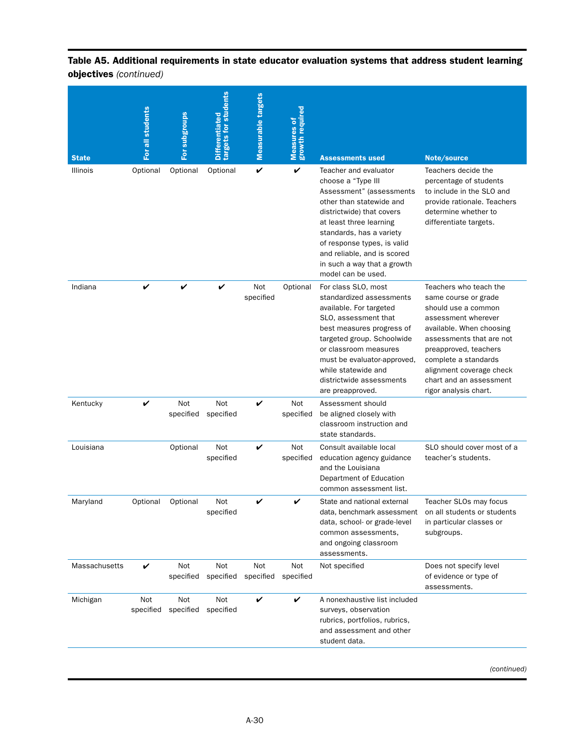**Table A5. Additional requirements in state educator evaluation systems that address student learning objectives** *(continued)*

| State | For all students | For subgroups | Differentiated targets for students | Measurable targets | Measures of growth required | Assessments used | Note/source |
|---|---|---|---|---|---|---|---|
| Illinois | Optional | Optional | Optional | ✔ | ✔ | Teacher and evaluator choose a "Type III Assessment" (assessments other than statewide and districtwide) that covers at least three learning standards, has a variety of response types, is valid and reliable, and is scored in such a way that a growth model can be used. | Teachers decide the percentage of students to include in the SLO and provide rationale. Teachers determine whether to differentiate targets. |
| Indiana | ✔ | ✔ | ✔ | Not specified | Optional | For class SLO, most standardized assessments available. For targeted SLO, assessment that best measures progress of targeted group. Schoolwide or classroom measures must be evaluator-approved, while statewide and districtwide assessments are preapproved. | Teachers who teach the same course or grade should use a common assessment wherever available. When choosing assessments that are not preapproved, teachers complete a standards alignment coverage check chart and an assessment rigor analysis chart. |
| Kentucky | ✔ | Not specified | Not specified | ✔ | Not specified | Assessment should be aligned closely with classroom instruction and state standards. | |
| Louisiana | | Optional | Not specified | ✔ | Not specified | Consult available local education agency guidance and the Louisiana Department of Education common assessment list. | SLO should cover most of a teacher's students. |
| Maryland | Optional | Optional | Not specified | ✔ | ✔ | State and national external data, benchmark assessment data, school- or grade-level common assessments, and ongoing classroom assessments. | Teacher SLOs may focus on all students or students in particular classes or subgroups. |
| Massachusetts | ✔ | Not specified | Not specified | Not specified | Not specified | Not specified | Does not specify level of evidence or type of assessments. |
| Michigan | Not specified | Not specified | Not specified | ✔ | ✔ | A nonexhaustive list included surveys, observation rubrics, portfolios, rubrics, and assessment and other student data. | |

*(continued)*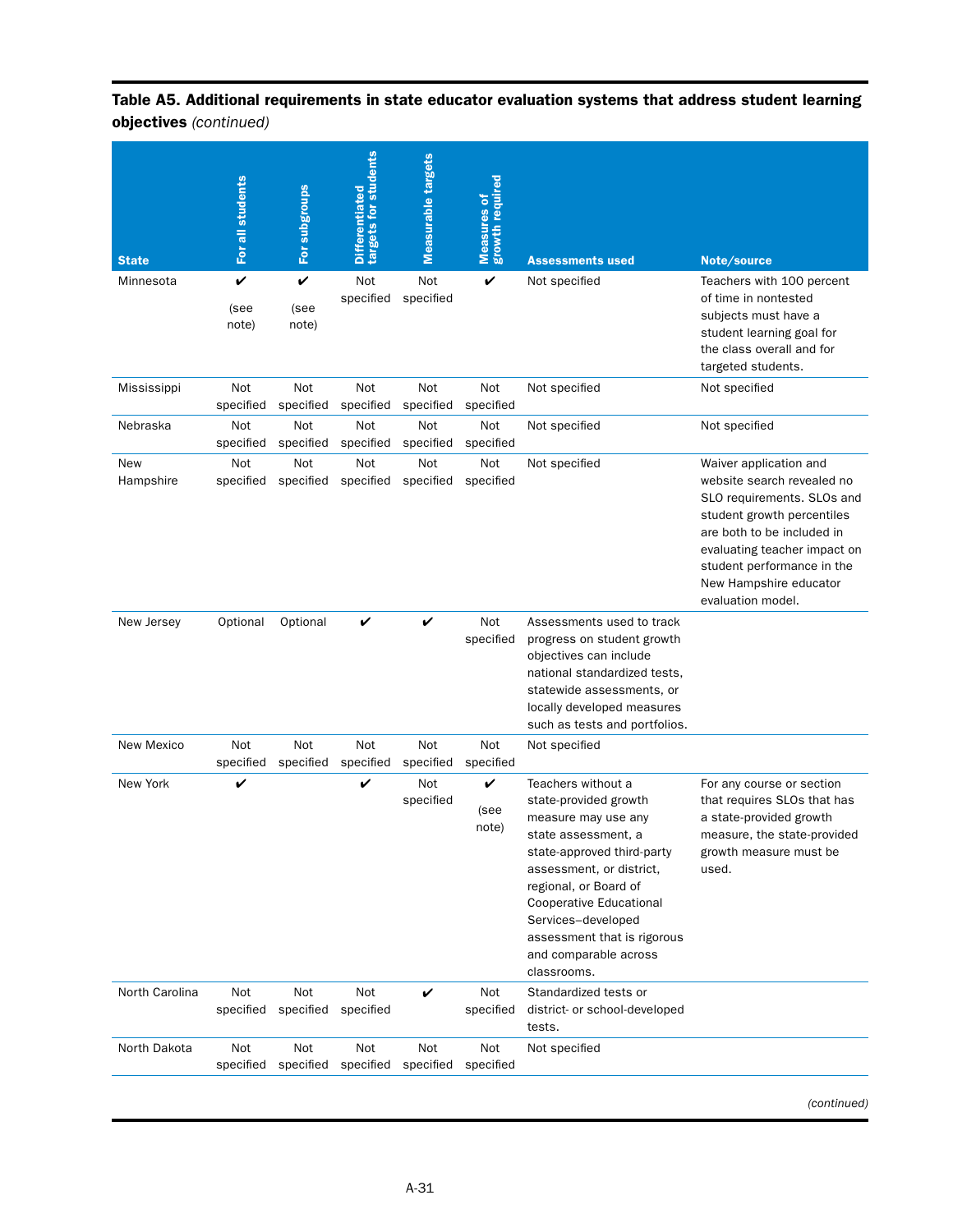**Table A5. Additional requirements in state educator evaluation systems that address student learning objectives** *(continued)*

| State | For all students | For subgroups | Differentiated targets for students | Measurable targets | Measures of growth required | Assessments used | Note/source |
|---|---|---|---|---|---|---|---|
| Minnesota | ✔ (see note) | ✔ (see note) | Not specified | Not specified | ✔ | Not specified | Teachers with 100 percent of time in nontested subjects must have a student learning goal for the class overall and for targeted students. |
| Mississippi | Not specified | Not specified | Not specified | Not specified | Not specified | Not specified | Not specified |
| Nebraska | Not specified | Not specified | Not specified | Not specified | Not specified | Not specified | Not specified |
| New Hampshire | Not specified | Not specified | Not specified | Not specified | Not specified | Not specified | Waiver application and website search revealed no SLO requirements. SLOs and student growth percentiles are both to be included in evaluating teacher impact on student performance in the New Hampshire educator evaluation model. |
| New Jersey | Optional | Optional | ✔ | ✔ | Not specified | Assessments used to track progress on student growth objectives can include national standardized tests, statewide assessments, or locally developed measures such as tests and portfolios. | |
| New Mexico | Not specified | Not specified | Not specified | Not specified | Not specified | Not specified | |
| New York | ✔ | | ✔ | Not specified | ✔ (see note) | Teachers without a state-provided growth measure may use any state assessment, a state-approved third-party assessment, or district, regional, or Board of Cooperative Educational Services–developed assessment that is rigorous and comparable across classrooms. | For any course or section that requires SLOs that has a state-provided growth measure, the state-provided growth measure must be used. |
| North Carolina | Not specified | Not specified | Not specified | ✔ | Not specified | Standardized tests or district- or school-developed tests. | |
| North Dakota | Not specified | Not specified | Not specified | Not specified | Not specified | Not specified | |

*(continued)*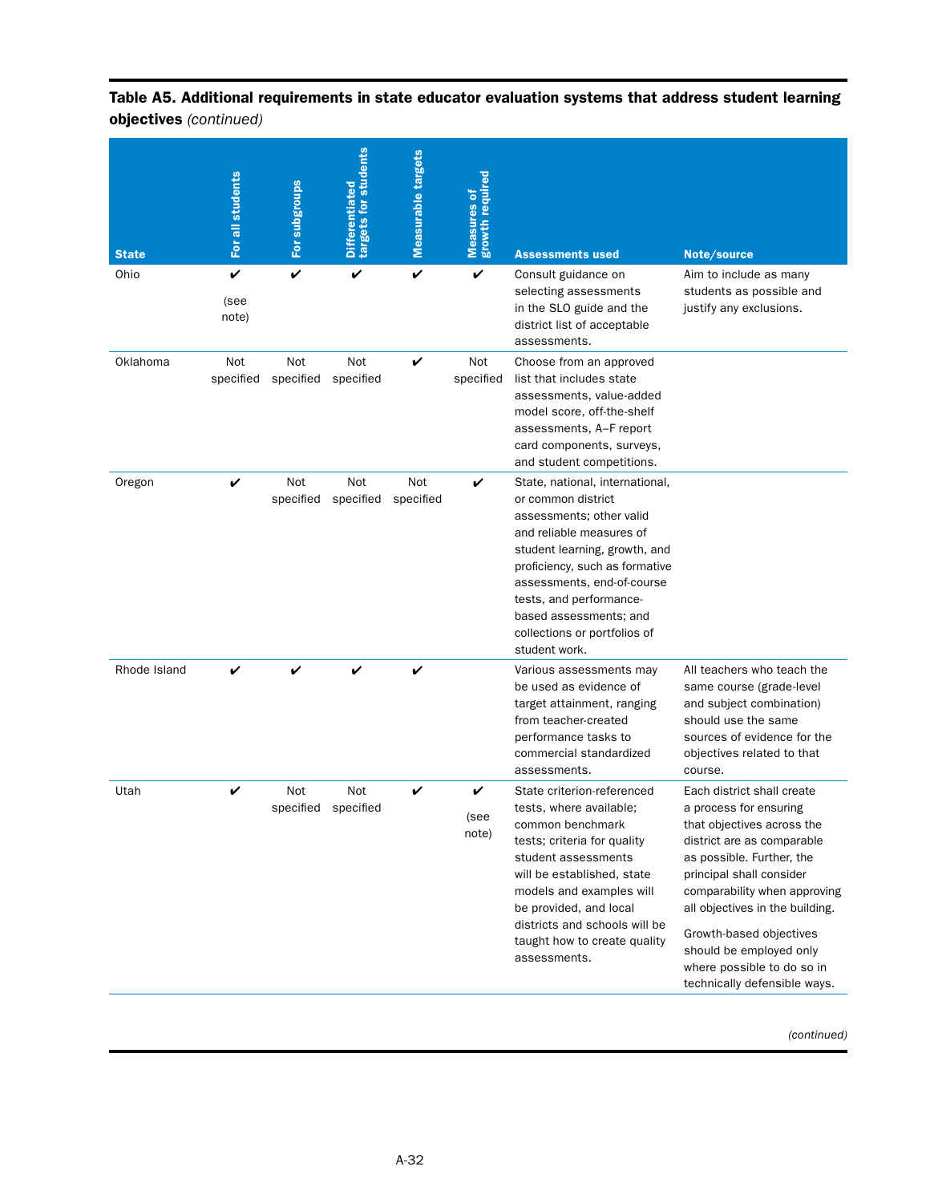**Table A5. Additional requirements in state educator evaluation systems that address student learning objectives** *(continued)*

| State | For all students | For subgroups | Differentiated targets for students | Measurable targets | Measures of growth required | Assessments used | Note/source |
|---|---|---|---|---|---|---|---|
| Ohio | ✔ (see note) | ✔ | ✔ | ✔ | ✔ | Consult guidance on selecting assessments in the SLO guide and the district list of acceptable assessments. | Aim to include as many students as possible and justify any exclusions. |
| Oklahoma | Not specified | Not specified | Not specified | ✔ | Not specified | Choose from an approved list that includes state assessments, value-added model score, off-the-shelf assessments, A–F report card components, surveys, and student competitions. | |
| Oregon | ✔ | Not specified | Not specified | Not specified | ✔ | State, national, international, or common district assessments; other valid and reliable measures of student learning, growth, and proficiency, such as formative assessments, end-of-course tests, and performance-based assessments; and collections or portfolios of student work. | |
| Rhode Island | ✔ | ✔ | ✔ | ✔ | | Various assessments may be used as evidence of target attainment, ranging from teacher-created performance tasks to commercial standardized assessments. | All teachers who teach the same course (grade-level and subject combination) should use the same sources of evidence for the objectives related to that course. |
| Utah | ✔ | Not specified | Not specified | ✔ | ✔ (see note) | State criterion-referenced tests, where available; common benchmark tests; criteria for quality student assessments will be established, state models and examples will be provided, and local districts and schools will be taught how to create quality assessments. | Each district shall create a process for ensuring that objectives across the district are as comparable as possible. Further, the principal shall consider comparability when approving all objectives in the building. Growth-based objectives should be employed only where possible to do so in technically defensible ways. |

*(continued)*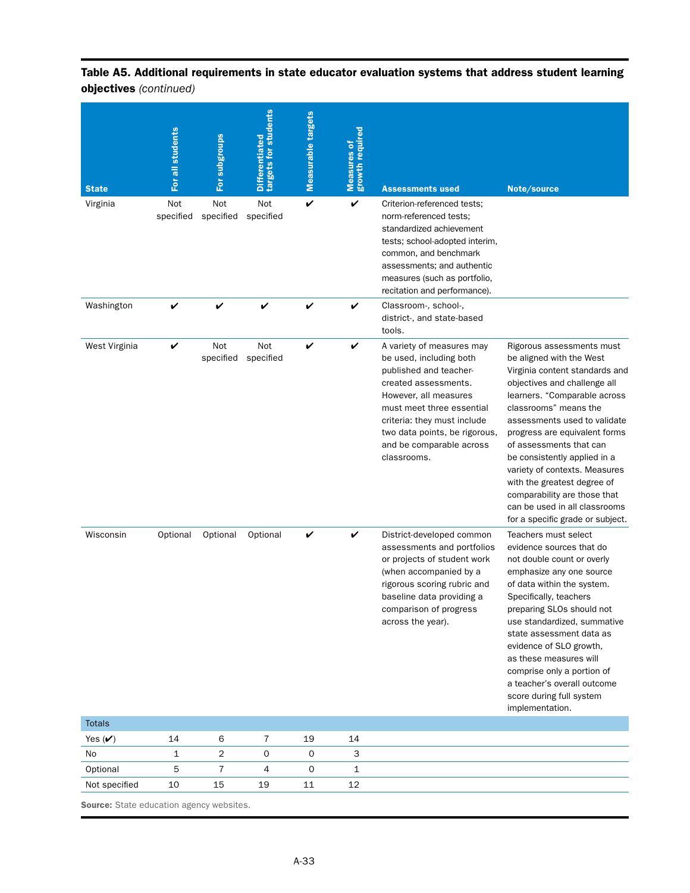**Table A5. Additional requirements in state educator evaluation systems that address student learning objectives** *(continued)*

| State | For all students | For subgroups | Differentiated targets for students | Measurable targets | Measures of growth required | Assessments used | Note/source |
|---|---|---|---|---|---|---|---|
| Virginia | Not specified | Not specified | Not specified | ✔ | ✔ | Criterion-referenced tests; norm-referenced tests; standardized achievement tests; school-adopted interim, common, and benchmark assessments; and authentic measures (such as portfolio, recitation and performance). | |
| Washington | ✔ | ✔ | ✔ | ✔ | ✔ | Classroom-, school-, district-, and state-based tools. | |
| West Virginia | ✔ | Not specified | Not specified | ✔ | ✔ | A variety of measures may be used, including both published and teacher-created assessments. However, all measures must meet three essential criteria: they must include two data points, be rigorous, and be comparable across classrooms. | Rigorous assessments must be aligned with the West Virginia content standards and objectives and challenge all learners. "Comparable across classrooms" means the assessments used to validate progress are equivalent forms of assessments that can be consistently applied in a variety of contexts. Measures with the greatest degree of comparability are those that can be used in all classrooms for a specific grade or subject. |
| Wisconsin | Optional | Optional | Optional | ✔ | ✔ | District-developed common assessments and portfolios or projects of student work (when accompanied by a rigorous scoring rubric and baseline data providing a comparison of progress across the year). | Teachers must select evidence sources that do not double count or overly emphasize any one source of data within the system. Specifically, teachers preparing SLOs should not use standardized, summative state assessment data as evidence of SLO growth, as these measures will comprise only a portion of a teacher's overall outcome score during full system implementation. |
| **Totals** | | | | | | | |
| Yes (✔) | 14 | 6 | 7 | 19 | 14 | | |
| No | 1 | 2 | 0 | 0 | 3 | | |
| Optional | 5 | 7 | 4 | 0 | 1 | | |
| Not specified | 10 | 15 | 19 | 11 | 12 | | |

**Source:** State education agency websites.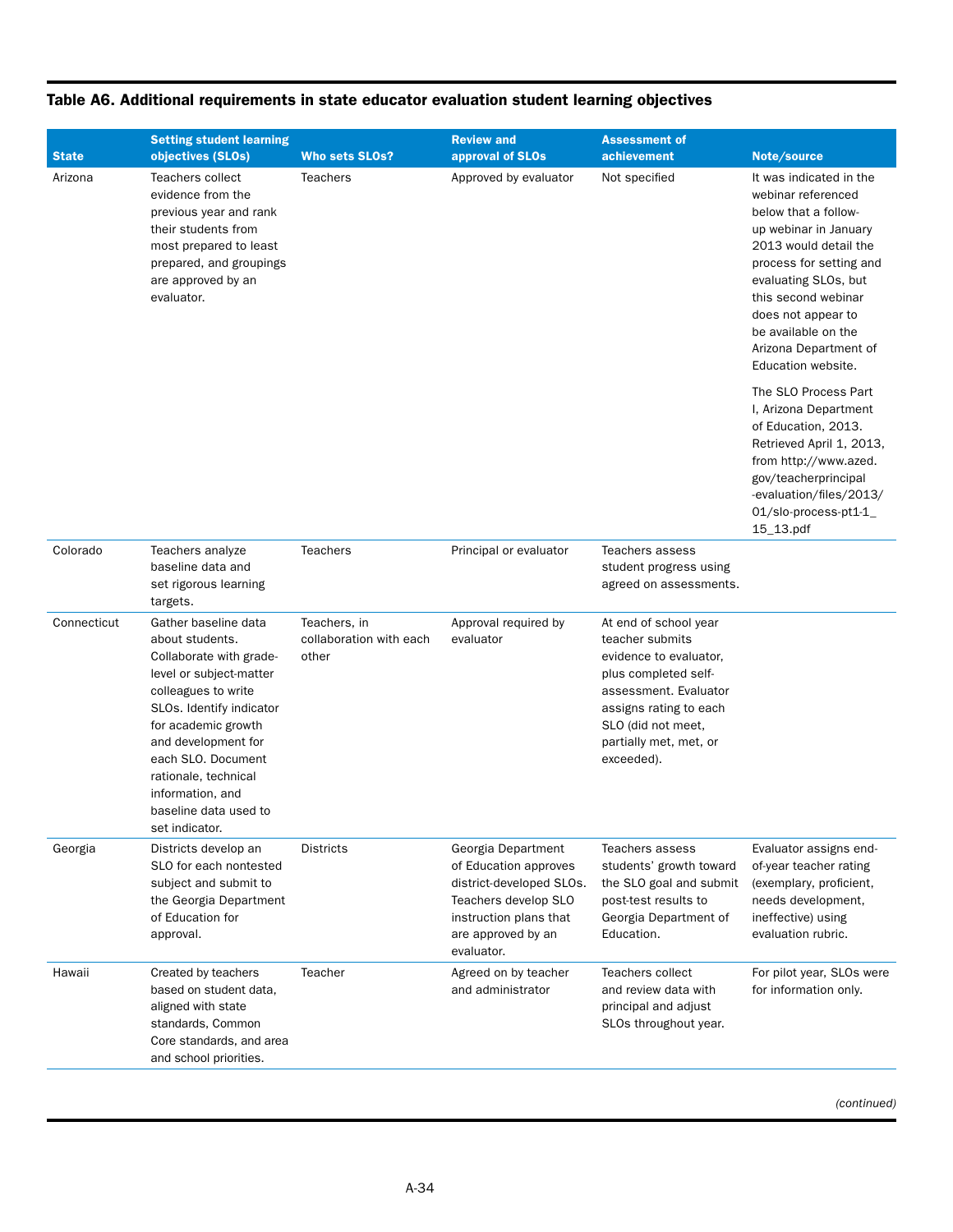**Table A6. Additional requirements in state educator evaluation student learning objectives**

| State | Setting student learning objectives (SLOs) | Who sets SLOs? | Review and approval of SLOs | Assessment of achievement | Note/source |
|---|---|---|---|---|---|
| Arizona | Teachers collect evidence from the previous year and rank their students from most prepared to least prepared, and groupings are approved by an evaluator. | Teachers | Approved by evaluator | Not specified | It was indicated in the webinar referenced below that a follow-up webinar in January 2013 would detail the process for setting and evaluating SLOs, but this second webinar does not appear to be available on the Arizona Department of Education website. The SLO Process Part I, Arizona Department of Education, 2013. Retrieved April 1, 2013, from http://www.azed.gov/teacherprincipal-evaluation/files/2013/01/slo-process-pt1-1_15_13.pdf |
| Colorado | Teachers analyze baseline data and set rigorous learning targets. | Teachers | Principal or evaluator | Teachers assess student progress using agreed on assessments. | |
| Connecticut | Gather baseline data about students. Collaborate with grade-level or subject-matter colleagues to write SLOs. Identify indicator for academic growth and development for each SLO. Document rationale, technical information, and baseline data used to set indicator. | Teachers, in collaboration with each other | Approval required by evaluator | At end of school year teacher submits evidence to evaluator, plus completed self-assessment. Evaluator assigns rating to each SLO (did not meet, partially met, met, or exceeded). | |
| Georgia | Districts develop an SLO for each nontested subject and submit to the Georgia Department of Education for approval. | Districts | Georgia Department of Education approves district-developed SLOs. Teachers develop SLO instruction plans that are approved by an evaluator. | Teachers assess students' growth toward the SLO goal and submit post-test results to Georgia Department of Education. | Evaluator assigns end-of-year teacher rating (exemplary, proficient, needs development, ineffective) using evaluation rubric. |
| Hawaii | Created by teachers based on student data, aligned with state standards, Common Core standards, and area and school priorities. | Teacher | Agreed on by teacher and administrator | Teachers collect and review data with principal and adjust SLOs throughout year. | For pilot year, SLOs were for information only. |

*(continued)*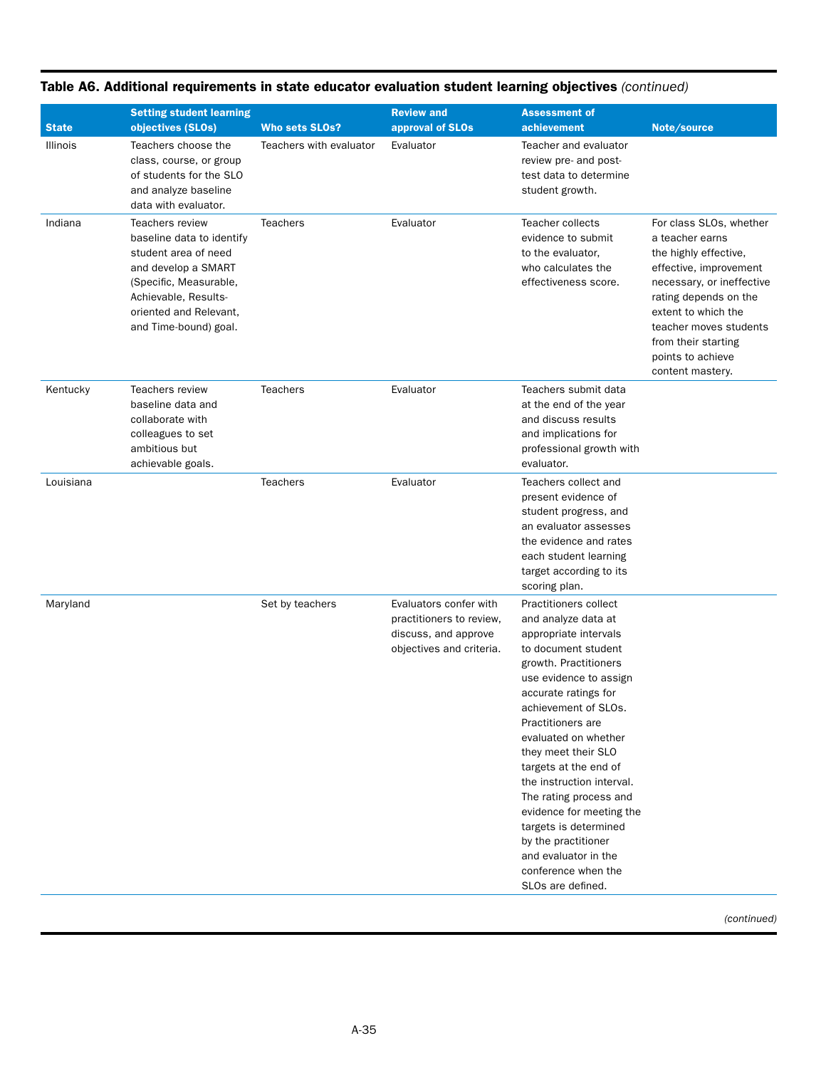**Table A6. Additional requirements in state educator evaluation student learning objectives** *(continued)*

| State | Setting student learning objectives (SLOs) | Who sets SLOs? | Review and approval of SLOs | Assessment of achievement | Note/source |
|---|---|---|---|---|---|
| Illinois | Teachers choose the class, course, or group of students for the SLO and analyze baseline data with evaluator. | Teachers with evaluator | Evaluator | Teacher and evaluator review pre- and post-test data to determine student growth. | |
| Indiana | Teachers review baseline data to identify student area of need and develop a SMART (Specific, Measurable, Achievable, Results-oriented and Relevant, and Time-bound) goal. | Teachers | Evaluator | Teacher collects evidence to submit to the evaluator, who calculates the effectiveness score. | For class SLOs, whether a teacher earns the highly effective, effective, improvement necessary, or ineffective rating depends on the extent to which the teacher moves students from their starting points to achieve content mastery. |
| Kentucky | Teachers review baseline data and collaborate with colleagues to set ambitious but achievable goals. | Teachers | Evaluator | Teachers submit data at the end of the year and discuss results and implications for professional growth with evaluator. | |
| Louisiana | | Teachers | Evaluator | Teachers collect and present evidence of student progress, and an evaluator assesses the evidence and rates each student learning target according to its scoring plan. | |
| Maryland | | Set by teachers | Evaluators confer with practitioners to review, discuss, and approve objectives and criteria. | Practitioners collect and analyze data at appropriate intervals to document student growth. Practitioners use evidence to assign accurate ratings for achievement of SLOs. Practitioners are evaluated on whether they meet their SLO targets at the end of the instruction interval. The rating process and evidence for meeting the targets is determined by the practitioner and evaluator in the conference when the SLOs are defined. | |

*(continued)*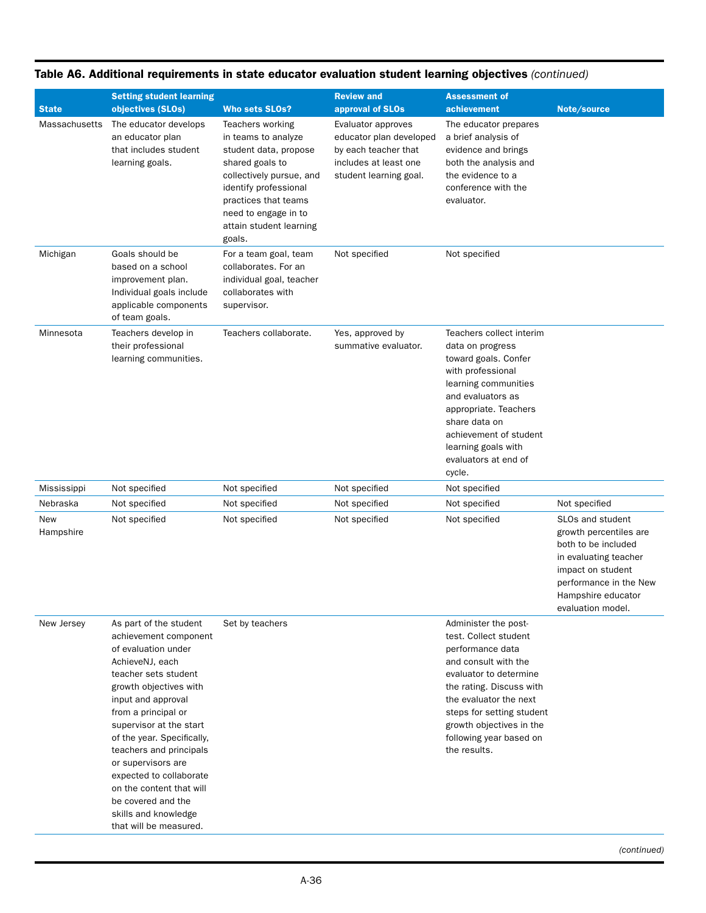**Table A6. Additional requirements in state educator evaluation student learning objectives** *(continued)*

| State | Setting student learning objectives (SLOs) | Who sets SLOs? | Review and approval of SLOs | Assessment of achievement | Note/source |
|---|---|---|---|---|---|
| Massachusetts | The educator develops an educator plan that includes student learning goals. | Teachers working in teams to analyze student data, propose shared goals to collectively pursue, and identify professional practices that teams need to engage in to attain student learning goals. | Evaluator approves educator plan developed by each teacher that includes at least one student learning goal. | The educator prepares a brief analysis of evidence and brings both the analysis and the evidence to a conference with the evaluator. | |
| Michigan | Goals should be based on a school improvement plan. Individual goals include applicable components of team goals. | For a team goal, team collaborates. For an individual goal, teacher collaborates with supervisor. | Not specified | Not specified | |
| Minnesota | Teachers develop in their professional learning communities. | Teachers collaborate. | Yes, approved by summative evaluator. | Teachers collect interim data on progress toward goals. Confer with professional learning communities and evaluators as appropriate. Teachers share data on achievement of student learning goals with evaluators at end of cycle. | |
| Mississippi | Not specified | Not specified | Not specified | Not specified | |
| Nebraska | Not specified | Not specified | Not specified | Not specified | Not specified |
| New Hampshire | Not specified | Not specified | Not specified | Not specified | SLOs and student growth percentiles are both to be included in evaluating teacher impact on student performance in the New Hampshire educator evaluation model. |
| New Jersey | As part of the student achievement component of evaluation under AchieveNJ, each teacher sets student growth objectives with input and approval from a principal or supervisor at the start of the year. Specifically, teachers and principals or supervisors are expected to collaborate on the content that will be covered and the skills and knowledge that will be measured. | Set by teachers | | Administer the post-test. Collect student performance data and consult with the evaluator to determine the rating. Discuss with the evaluator the next steps for setting student growth objectives in the following year based on the results. | |

*(continued)*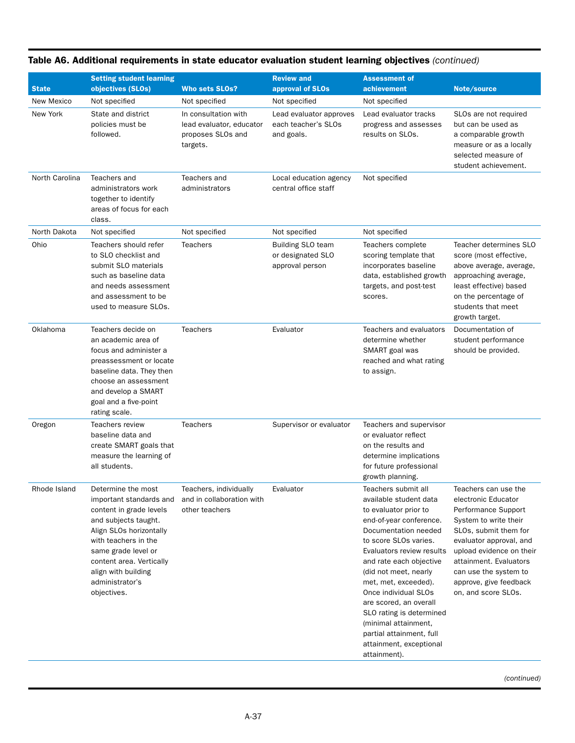**Table A6. Additional requirements in state educator evaluation student learning objectives** *(continued)*

| State | Setting student learning objectives (SLOs) | Who sets SLOs? | Review and approval of SLOs | Assessment of achievement | Note/source |
|---|---|---|---|---|---|
| New Mexico | Not specified | Not specified | Not specified | Not specified | |
| New York | State and district policies must be followed. | In consultation with lead evaluator, educator proposes SLOs and targets. | Lead evaluator approves each teacher's SLOs and goals. | Lead evaluator tracks progress and assesses results on SLOs. | SLOs are not required but can be used as a comparable growth measure or as a locally selected measure of student achievement. |
| North Carolina | Teachers and administrators work together to identify areas of focus for each class. | Teachers and administrators | Local education agency central office staff | Not specified | |
| North Dakota | Not specified | Not specified | Not specified | Not specified | |
| Ohio | Teachers should refer to SLO checklist and submit SLO materials such as baseline data and needs assessment and assessment to be used to measure SLOs. | Teachers | Building SLO team or designated SLO approval person | Teachers complete scoring template that incorporates baseline data, established growth targets, and post-test scores. | Teacher determines SLO score (most effective, above average, average, approaching average, least effective) based on the percentage of students that meet growth target. |
| Oklahoma | Teachers decide on an academic area of focus and administer a preassessment or locate baseline data. They then choose an assessment and develop a SMART goal and a five-point rating scale. | Teachers | Evaluator | Teachers and evaluators determine whether SMART goal was reached and what rating to assign. | Documentation of student performance should be provided. |
| Oregon | Teachers review baseline data and create SMART goals that measure the learning of all students. | Teachers | Supervisor or evaluator | Teachers and supervisor or evaluator reflect on the results and determine implications for future professional growth planning. | |
| Rhode Island | Determine the most important standards and content in grade levels and subjects taught. Align SLOs horizontally with teachers in the same grade level or content area. Vertically align with building administrator's objectives. | Teachers, individually and in collaboration with other teachers | Evaluator | Teachers submit all available student data to evaluator prior to end-of-year conference. Documentation needed to score SLOs varies. Evaluators review results and rate each objective (did not meet, nearly met, met, exceeded). Once individual SLOs are scored, an overall SLO rating is determined (minimal attainment, partial attainment, full attainment, exceptional attainment). | Teachers can use the electronic Educator Performance Support System to write their SLOs, submit them for evaluator approval, and upload evidence on their attainment. Evaluators can use the system to approve, give feedback on, and score SLOs. |

*(continued)*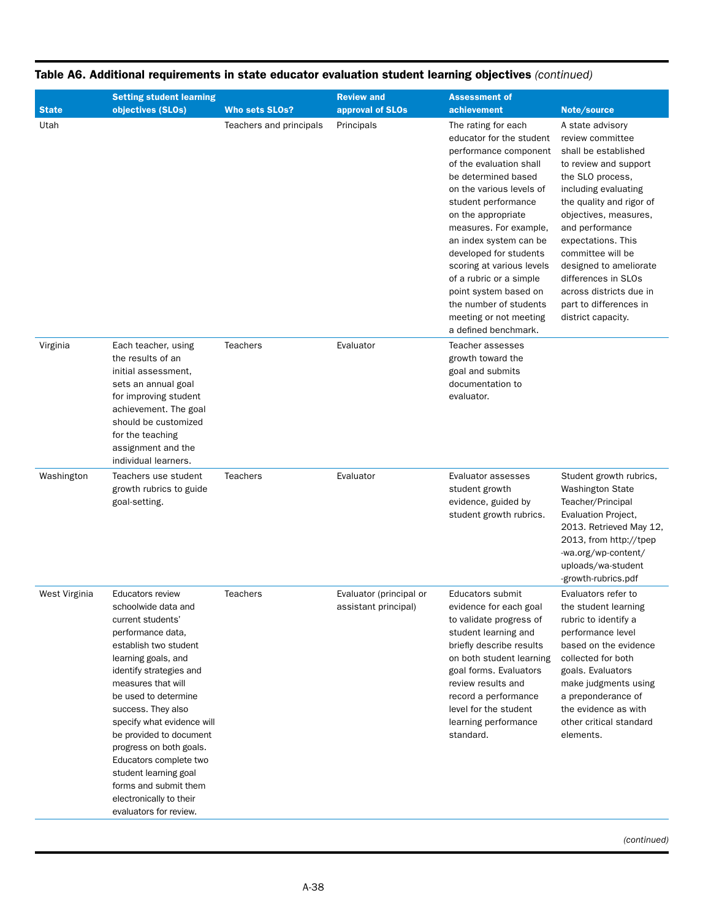**Table A6. Additional requirements in state educator evaluation student learning objectives** *(continued)*

| State | Setting student learning objectives (SLOs) | Who sets SLOs? | Review and approval of SLOs | Assessment of achievement | Note/source |
|---|---|---|---|---|---|
| Utah | | Teachers and principals | Principals | The rating for each educator for the student performance component of the evaluation shall be determined based on the various levels of student performance on the appropriate measures. For example, an index system can be developed for students scoring at various levels of a rubric or a simple point system based on the number of students meeting or not meeting a defined benchmark. | A state advisory review committee shall be established to review and support the SLO process, including evaluating the quality and rigor of objectives, measures, and performance expectations. This committee will be designed to ameliorate differences in SLOs across districts due in part to differences in district capacity. |
| Virginia | Each teacher, using the results of an initial assessment, sets an annual goal for improving student achievement. The goal should be customized for the teaching assignment and the individual learners. | Teachers | Evaluator | Teacher assesses growth toward the goal and submits documentation to evaluator. | |
| Washington | Teachers use student growth rubrics to guide goal-setting. | Teachers | Evaluator | Evaluator assesses student growth evidence, guided by student growth rubrics. | Student growth rubrics, Washington State Teacher/Principal Evaluation Project, 2013. Retrieved May 12, 2013, from http://tpep-wa.org/wp-content/uploads/wa-student-growth-rubrics.pdf |
| West Virginia | Educators review schoolwide data and current students' performance data, establish two student learning goals, and identify strategies and measures that will be used to determine success. They also specify what evidence will be provided to document progress on both goals. Educators complete two student learning goal forms and submit them electronically to their evaluators for review. | Teachers | Evaluator (principal or assistant principal) | Educators submit evidence for each goal to validate progress of student learning and briefly describe results on both student learning goal forms. Evaluators review results and record a performance level for the student learning performance standard. | Evaluators refer to the student learning rubric to identify a performance level based on the evidence collected for both goals. Evaluators make judgments using a preponderance of the evidence as with other critical standard elements. |

*(continued)*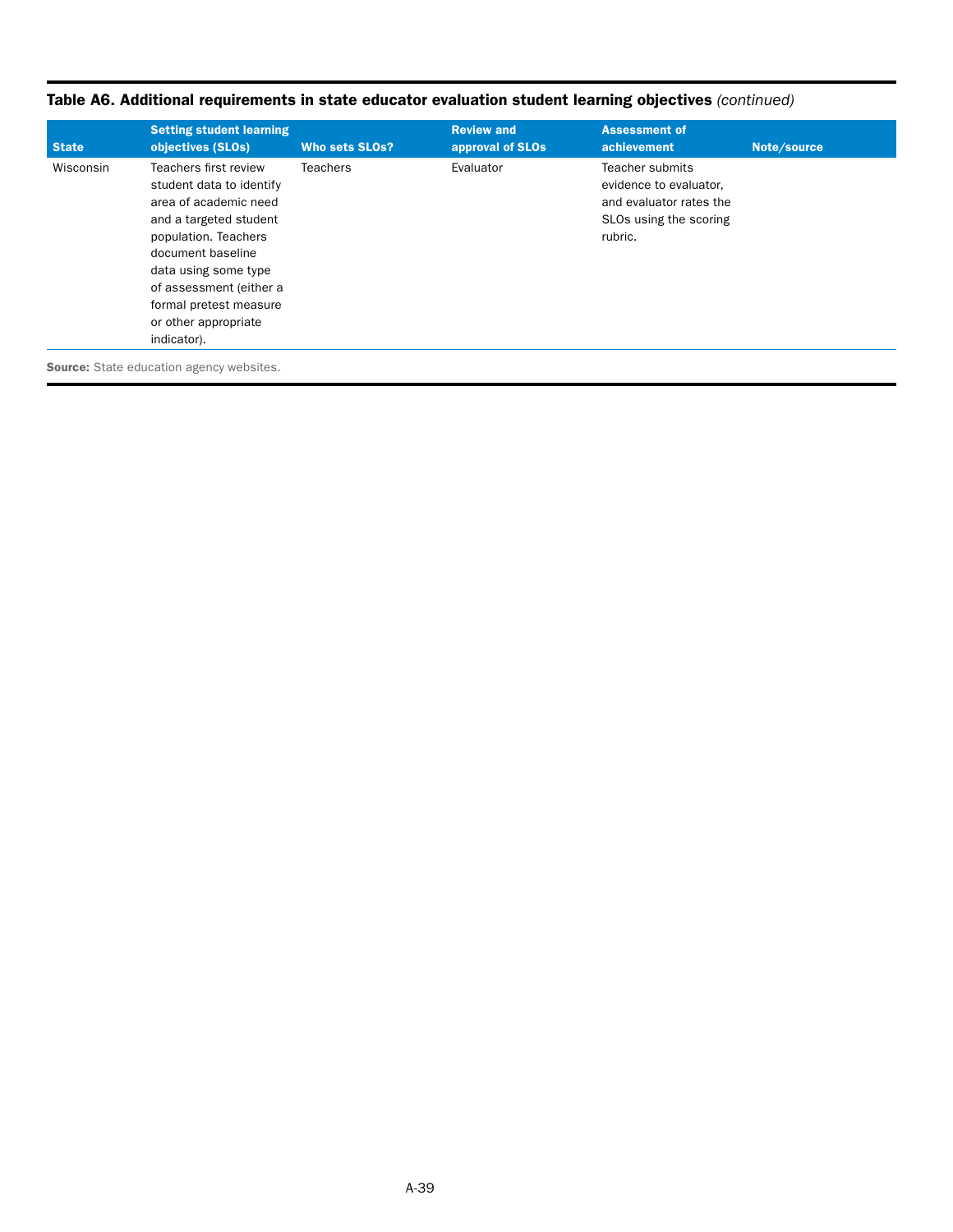**Table A6. Additional requirements in state educator evaluation student learning objectives** *(continued)*

| State | Setting student learning objectives (SLOs) | Who sets SLOs? | Review and approval of SLOs | Assessment of achievement | Note/source |
|---|---|---|---|---|---|
| Wisconsin | Teachers first review student data to identify area of academic need and a targeted student population. Teachers document baseline data using some type of assessment (either a formal pretest measure or other appropriate indicator). | Teachers | Evaluator | Teacher submits evidence to evaluator, and evaluator rates the SLOs using the scoring rubric. | |

**Source:** State education agency websites.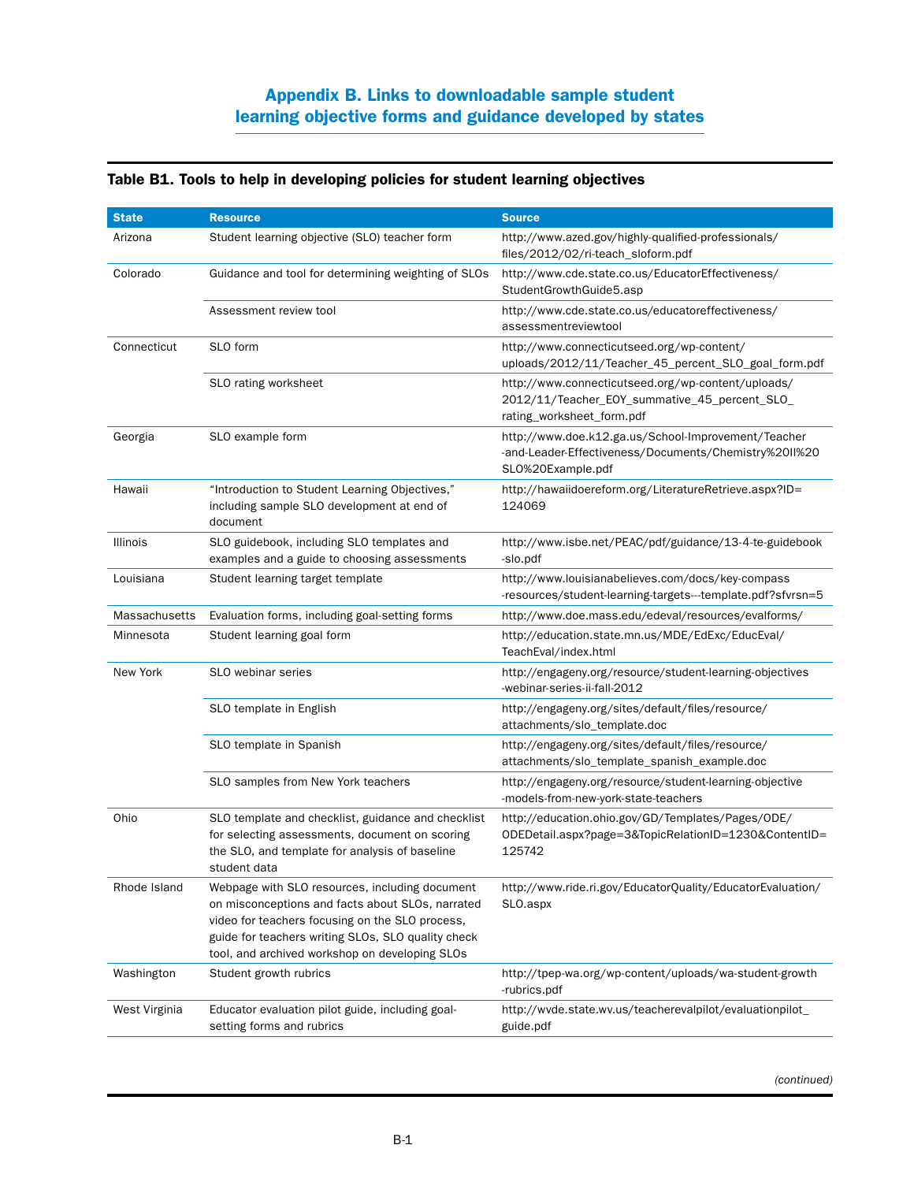# Appendix B. Links to downloadable sample student learning objective forms and guidance developed by states

**Table B1. Tools to help in developing policies for student learning objectives**

| State | Resource | Source |
|---|---|---|
| Arizona | Student learning objective (SLO) teacher form | http://www.azed.gov/highly-qualified-professionals/files/2012/02/ri-teach_sloform.pdf |
| Colorado | Guidance and tool for determining weighting of SLOs | http://www.cde.state.co.us/EducatorEffectiveness/StudentGrowthGuide5.asp |
| | Assessment review tool | http://www.cde.state.co.us/educatoreffectiveness/assessmentreviewtool |
| Connecticut | SLO form | http://www.connecticutseed.org/wp-content/uploads/2012/11/Teacher_45_percent_SLO_goal_form.pdf |
| | SLO rating worksheet | http://www.connecticutseed.org/wp-content/uploads/2012/11/Teacher_EOY_summative_45_percent_SLO_rating_worksheet_form.pdf |
| Georgia | SLO example form | http://www.doe.k12.ga.us/School-Improvement/Teacher-and-Leader-Effectiveness/Documents/Chemistry%20II%20SLO%20Example.pdf |
| Hawaii | "Introduction to Student Learning Objectives," including sample SLO development at end of document | http://hawaiidoereform.org/LiteratureRetrieve.aspx?ID=124069 |
| Illinois | SLO guidebook, including SLO templates and examples and a guide to choosing assessments | http://www.isbe.net/PEAC/pdf/guidance/13-4-te-guidebook-slo.pdf |
| Louisiana | Student learning target template | http://www.louisianabelieves.com/docs/key-compass-resources/student-learning-targets---template.pdf?sfvrsn=5 |
| Massachusetts | Evaluation forms, including goal-setting forms | http://www.doe.mass.edu/edeval/resources/evalforms/ |
| Minnesota | Student learning goal form | http://education.state.mn.us/MDE/EdExc/EducEval/TeachEval/index.html |
| New York | SLO webinar series | http://engageny.org/resource/student-learning-objectives-webinar-series-ii-fall-2012 |
| | SLO template in English | http://engageny.org/sites/default/files/resource/attachments/slo_template.doc |
| | SLO template in Spanish | http://engageny.org/sites/default/files/resource/attachments/slo_template_spanish_example.doc |
| | SLO samples from New York teachers | http://engageny.org/resource/student-learning-objective-models-from-new-york-state-teachers |
| Ohio | SLO template and checklist, guidance and checklist for selecting assessments, document on scoring the SLO, and template for analysis of baseline student data | http://education.ohio.gov/GD/Templates/Pages/ODE/ODEDetail.aspx?page=3&TopicRelationID=1230&ContentID=125742 |
| Rhode Island | Webpage with SLO resources, including document on misconceptions and facts about SLOs, narrated video for teachers focusing on the SLO process, guide for teachers writing SLOs, SLO quality check tool, and archived workshop on developing SLOs | http://www.ride.ri.gov/EducatorQuality/EducatorEvaluation/SLO.aspx |
| Washington | Student growth rubrics | http://tpep-wa.org/wp-content/uploads/wa-student-growth-rubrics.pdf |
| West Virginia | Educator evaluation pilot guide, including goal-setting forms and rubrics | http://wvde.state.wv.us/teacherevalpilot/evaluationpilot_guide.pdf |

*(continued)*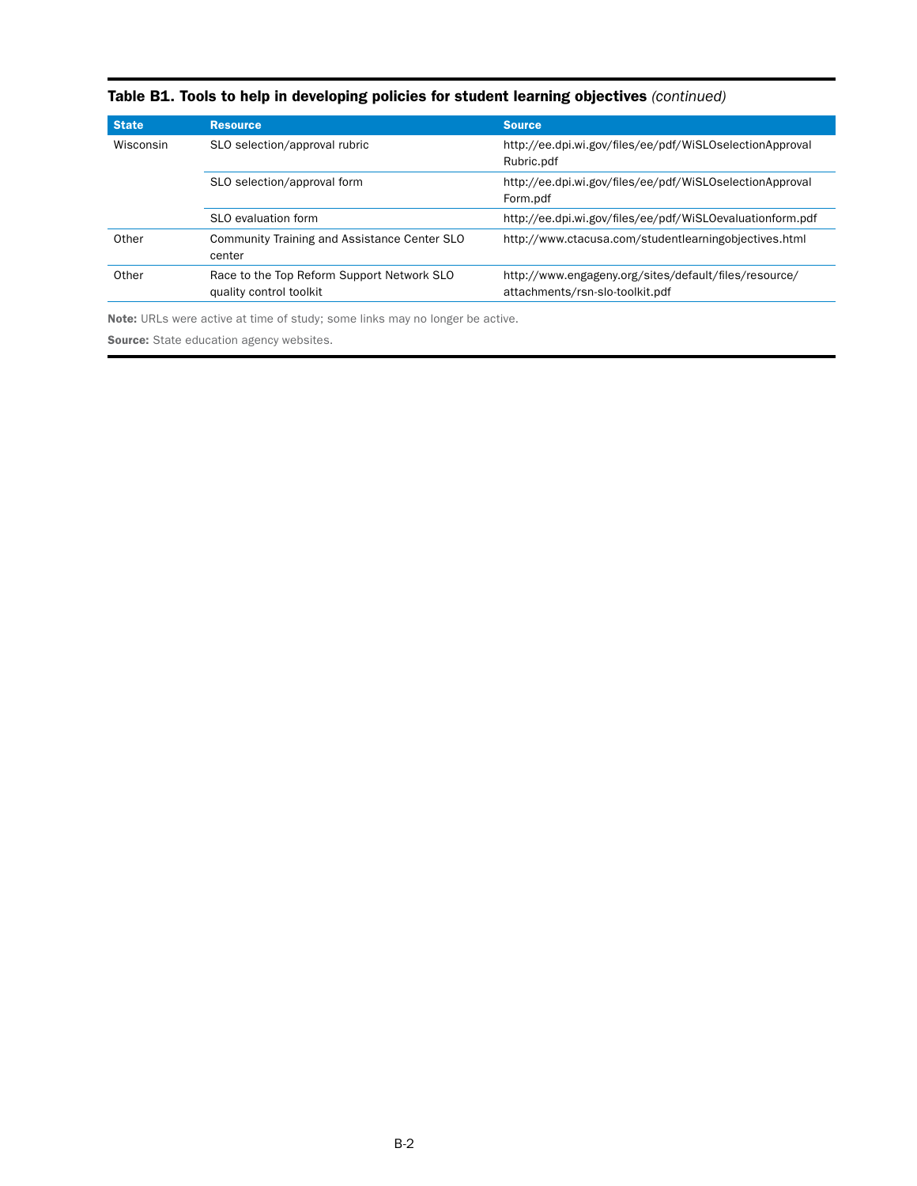**Table B1. Tools to help in developing policies for student learning objectives** *(continued)*

| State | Resource | Source |
|---|---|---|
| Wisconsin | SLO selection/approval rubric | http://ee.dpi.wi.gov/files/ee/pdf/WiSLOselectionApprovalRubric.pdf |
| | SLO selection/approval form | http://ee.dpi.wi.gov/files/ee/pdf/WiSLOselectionApprovalForm.pdf |
| | SLO evaluation form | http://ee.dpi.wi.gov/files/ee/pdf/WiSLOevaluationform.pdf |
| Other | Community Training and Assistance Center SLO center | http://www.ctacusa.com/studentlearningobjectives.html |
| Other | Race to the Top Reform Support Network SLO quality control toolkit | http://www.engageny.org/sites/default/files/resource/attachments/rsn-slo-toolkit.pdf |

**Note:** URLs were active at time of study; some links may no longer be active.

**Source:** State education agency websites.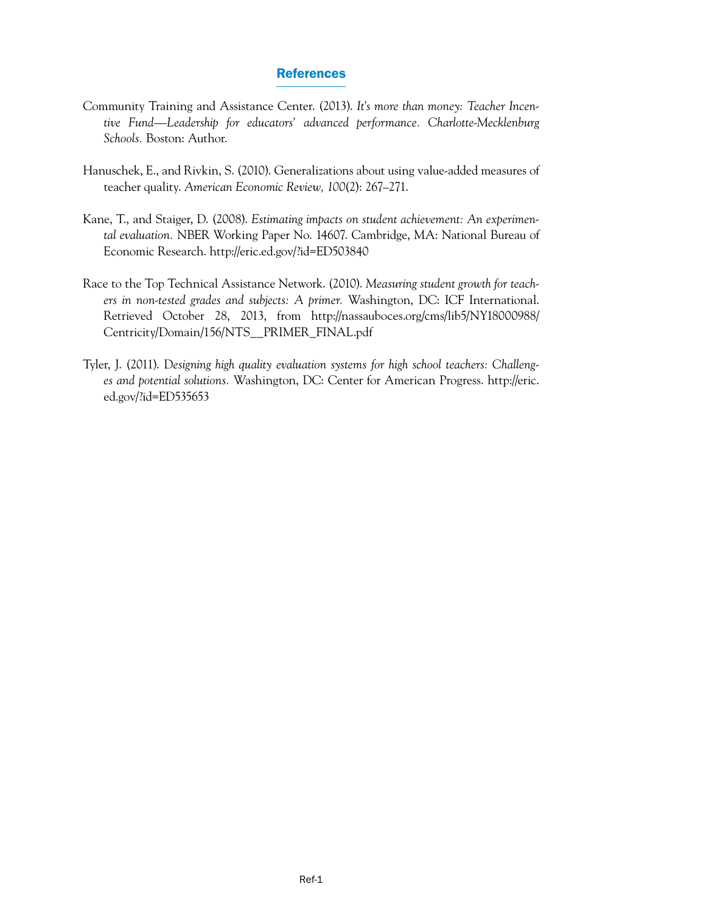## References

Community Training and Assistance Center. (2013). *It's more than money: Teacher Incentive Fund—Leadership for educators' advanced performance. Charlotte-Mecklenburg Schools.* Boston: Author.

Hanuschek, E., and Rivkin, S. (2010). Generalizations about using value-added measures of teacher quality. *American Economic Review, 100*(2): 267–271.

Kane, T., and Staiger, D. (2008). *Estimating impacts on student achievement: An experimental evaluation.* NBER Working Paper No. 14607. Cambridge, MA: National Bureau of Economic Research. http://eric.ed.gov/?id=ED503840

Race to the Top Technical Assistance Network. (2010). *Measuring student growth for teachers in non-tested grades and subjects: A primer.* Washington, DC: ICF International. Retrieved October 28, 2013, from http://nassauboces.org/cms/lib5/NY18000988/Centricity/Domain/156/NTS__PRIMER_FINAL.pdf

Tyler, J. (2011). *Designing high quality evaluation systems for high school teachers: Challenges and potential solutions.* Washington, DC: Center for American Progress. http://eric.ed.gov/?id=ED535653